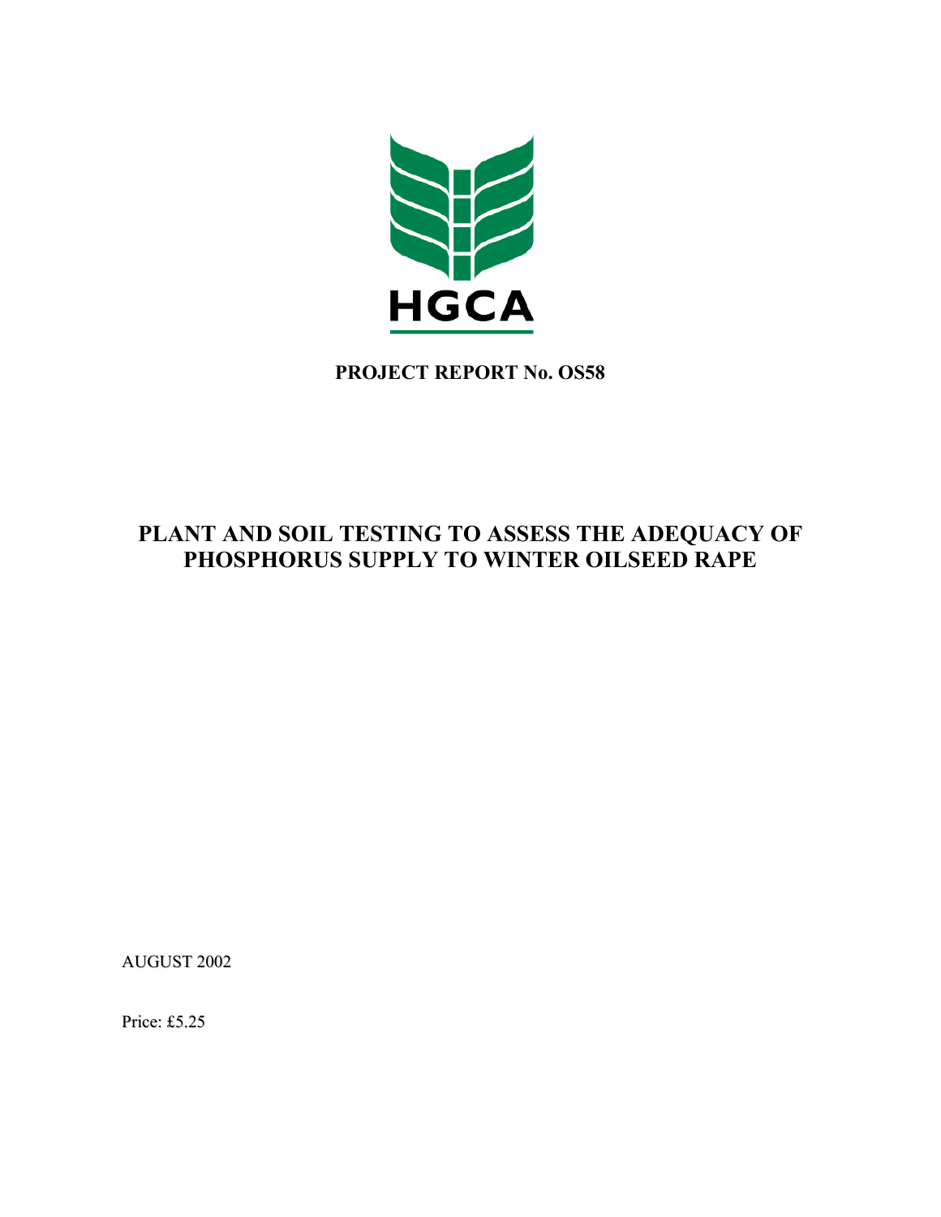HGCA

**PROJECT REPORT No. OS58**

# PLANT AND SOIL TESTING TO ASSESS THE ADEQUACY OF PHOSPHORUS SUPPLY TO WINTER OILSEED RAPE

AUGUST 2002

Price: £5.25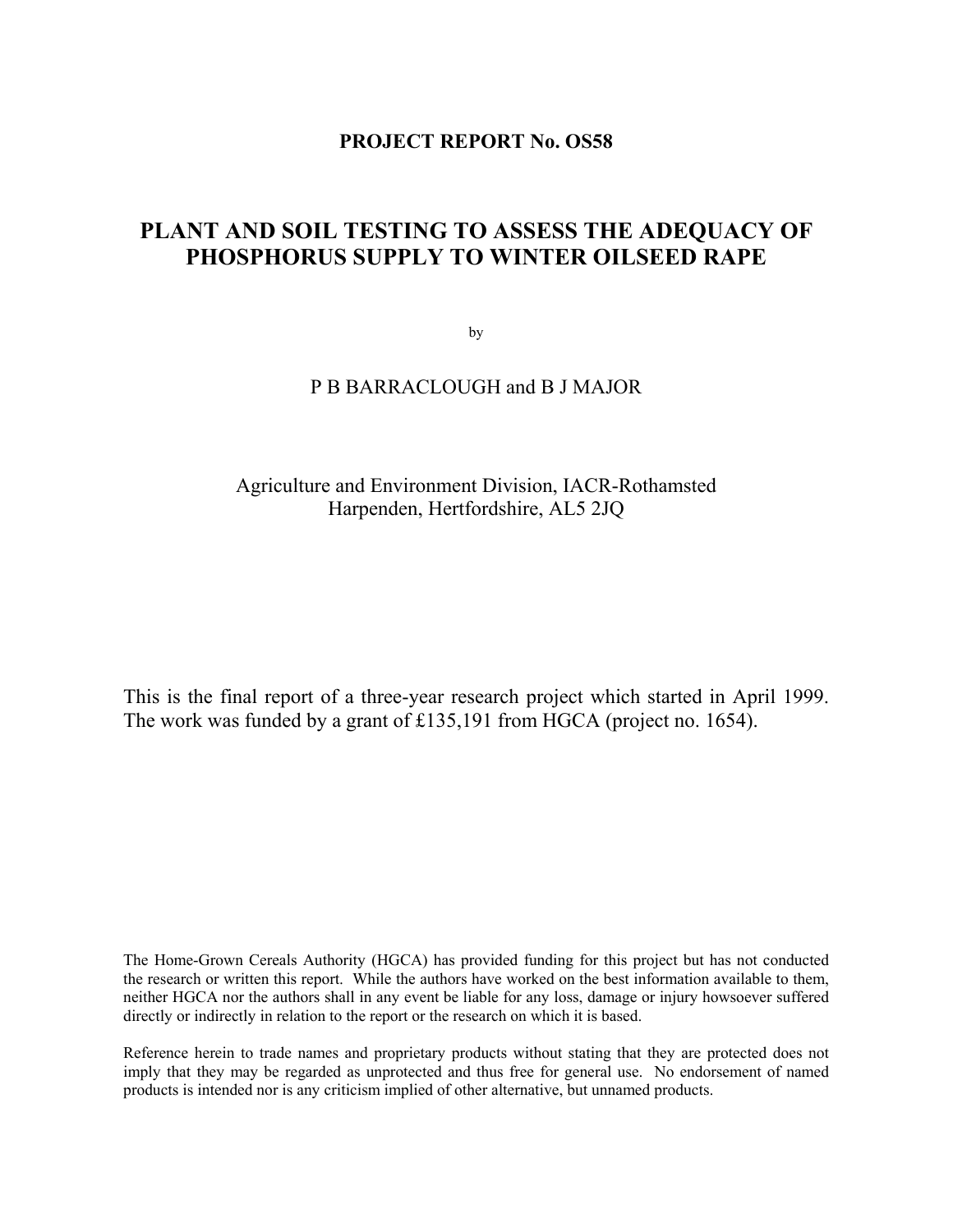**PROJECT REPORT No. OS58**

# PLANT AND SOIL TESTING TO ASSESS THE ADEQUACY OF PHOSPHORUS SUPPLY TO WINTER OILSEED RAPE

by

P B BARRACLOUGH and B J MAJOR

Agriculture and Environment Division, IACR-Rothamsted
Harpenden, Hertfordshire, AL5 2JQ

This is the final report of a three-year research project which started in April 1999. The work was funded by a grant of £135,191 from HGCA (project no. 1654).

The Home-Grown Cereals Authority (HGCA) has provided funding for this project but has not conducted the research or written this report. While the authors have worked on the best information available to them, neither HGCA nor the authors shall in any event be liable for any loss, damage or injury howsoever suffered directly or indirectly in relation to the report or the research on which it is based.

Reference herein to trade names and proprietary products without stating that they are protected does not imply that they may be regarded as unprotected and thus free for general use. No endorsement of named products is intended nor is any criticism implied of other alternative, but unnamed products.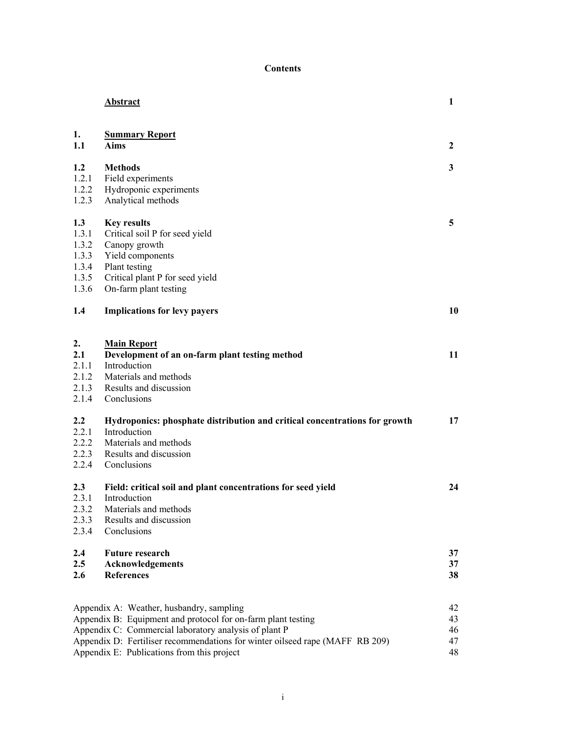# Contents

| | | |
|---|---|---|
| | **Abstract** | **1** |
| | | |
| **1.** | **Summary Report** | |
| **1.1** | **Aims** | **2** |
| | | |
| **1.2** | **Methods** | **3** |
| 1.2.1 | Field experiments | |
| 1.2.2 | Hydroponic experiments | |
| 1.2.3 | Analytical methods | |
| | | |
| **1.3** | **Key results** | **5** |
| 1.3.1 | Critical soil P for seed yield | |
| 1.3.2 | Canopy growth | |
| 1.3.3 | Yield components | |
| 1.3.4 | Plant testing | |
| 1.3.5 | Critical plant P for seed yield | |
| 1.3.6 | On-farm plant testing | |
| | | |
| **1.4** | **Implications for levy payers** | **10** |
| | | |
| **2.** | **Main Report** | |
| **2.1** | **Development of an on-farm plant testing method** | **11** |
| 2.1.1 | Introduction | |
| 2.1.2 | Materials and methods | |
| 2.1.3 | Results and discussion | |
| 2.1.4 | Conclusions | |
| | | |
| **2.2** | **Hydroponics: phosphate distribution and critical concentrations for growth** | **17** |
| 2.2.1 | Introduction | |
| 2.2.2 | Materials and methods | |
| 2.2.3 | Results and discussion | |
| 2.2.4 | Conclusions | |
| | | |
| **2.3** | **Field: critical soil and plant concentrations for seed yield** | **24** |
| 2.3.1 | Introduction | |
| 2.3.2 | Materials and methods | |
| 2.3.3 | Results and discussion | |
| 2.3.4 | Conclusions | |
| | | |
| **2.4** | **Future research** | **37** |
| **2.5** | **Acknowledgements** | **37** |
| **2.6** | **References** | **38** |

| | |
|---|---|
| Appendix A: Weather, husbandry, sampling | 42 |
| Appendix B: Equipment and protocol for on-farm plant testing | 43 |
| Appendix C: Commercial laboratory analysis of plant P | 46 |
| Appendix D: Fertiliser recommendations for winter oilseed rape (MAFF RB 209) | 47 |
| Appendix E: Publications from this project | 48 |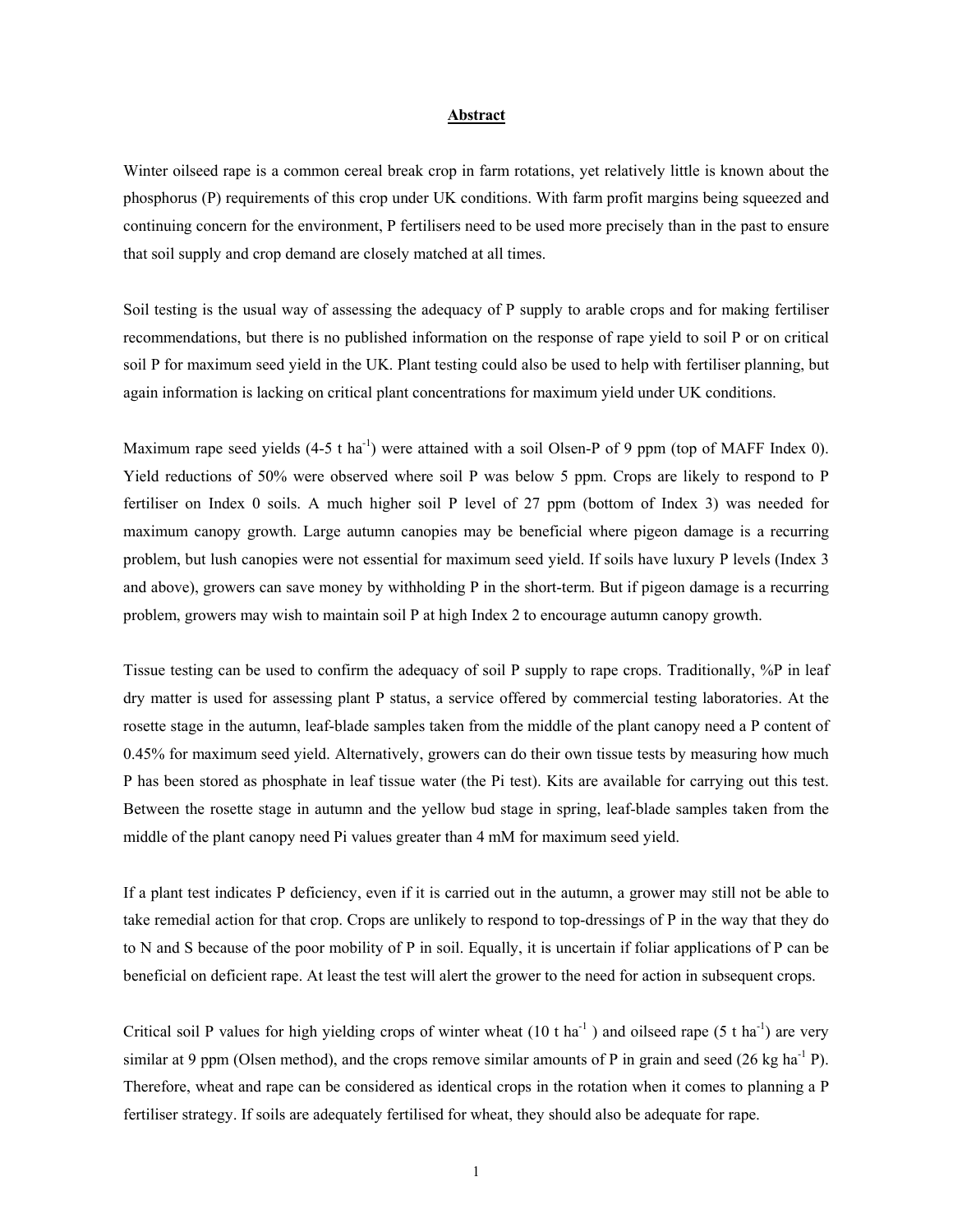## Abstract

Winter oilseed rape is a common cereal break crop in farm rotations, yet relatively little is known about the phosphorus (P) requirements of this crop under UK conditions. With farm profit margins being squeezed and continuing concern for the environment, P fertilisers need to be used more precisely than in the past to ensure that soil supply and crop demand are closely matched at all times.

Soil testing is the usual way of assessing the adequacy of P supply to arable crops and for making fertiliser recommendations, but there is no published information on the response of rape yield to soil P or on critical soil P for maximum seed yield in the UK. Plant testing could also be used to help with fertiliser planning, but again information is lacking on critical plant concentrations for maximum yield under UK conditions.

Maximum rape seed yields (4-5 t $ha^{-1}$) were attained with a soil Olsen-P of 9 ppm (top of MAFF Index 0). Yield reductions of 50% were observed where soil P was below 5 ppm. Crops are likely to respond to P fertiliser on Index 0 soils. A much higher soil P level of 27 ppm (bottom of Index 3) was needed for maximum canopy growth. Large autumn canopies may be beneficial where pigeon damage is a recurring problem, but lush canopies were not essential for maximum seed yield. If soils have luxury P levels (Index 3 and above), growers can save money by withholding P in the short-term. But if pigeon damage is a recurring problem, growers may wish to maintain soil P at high Index 2 to encourage autumn canopy growth.

Tissue testing can be used to confirm the adequacy of soil P supply to rape crops. Traditionally, %P in leaf dry matter is used for assessing plant P status, a service offered by commercial testing laboratories. At the rosette stage in the autumn, leaf-blade samples taken from the middle of the plant canopy need a P content of 0.45% for maximum seed yield. Alternatively, growers can do their own tissue tests by measuring how much P has been stored as phosphate in leaf tissue water (the Pi test). Kits are available for carrying out this test. Between the rosette stage in autumn and the yellow bud stage in spring, leaf-blade samples taken from the middle of the plant canopy need Pi values greater than 4 mM for maximum seed yield.

If a plant test indicates P deficiency, even if it is carried out in the autumn, a grower may still not be able to take remedial action for that crop. Crops are unlikely to respond to top-dressings of P in the way that they do to N and S because of the poor mobility of P in soil. Equally, it is uncertain if foliar applications of P can be beneficial on deficient rape. At least the test will alert the grower to the need for action in subsequent crops.

Critical soil P values for high yielding crops of winter wheat (10 t $ha^{-1}$ ) and oilseed rape (5 t $ha^{-1}$) are very similar at 9 ppm (Olsen method), and the crops remove similar amounts of P in grain and seed (26 kg $ha^{-1}$ P). Therefore, wheat and rape can be considered as identical crops in the rotation when it comes to planning a P fertiliser strategy. If soils are adequately fertilised for wheat, they should also be adequate for rape.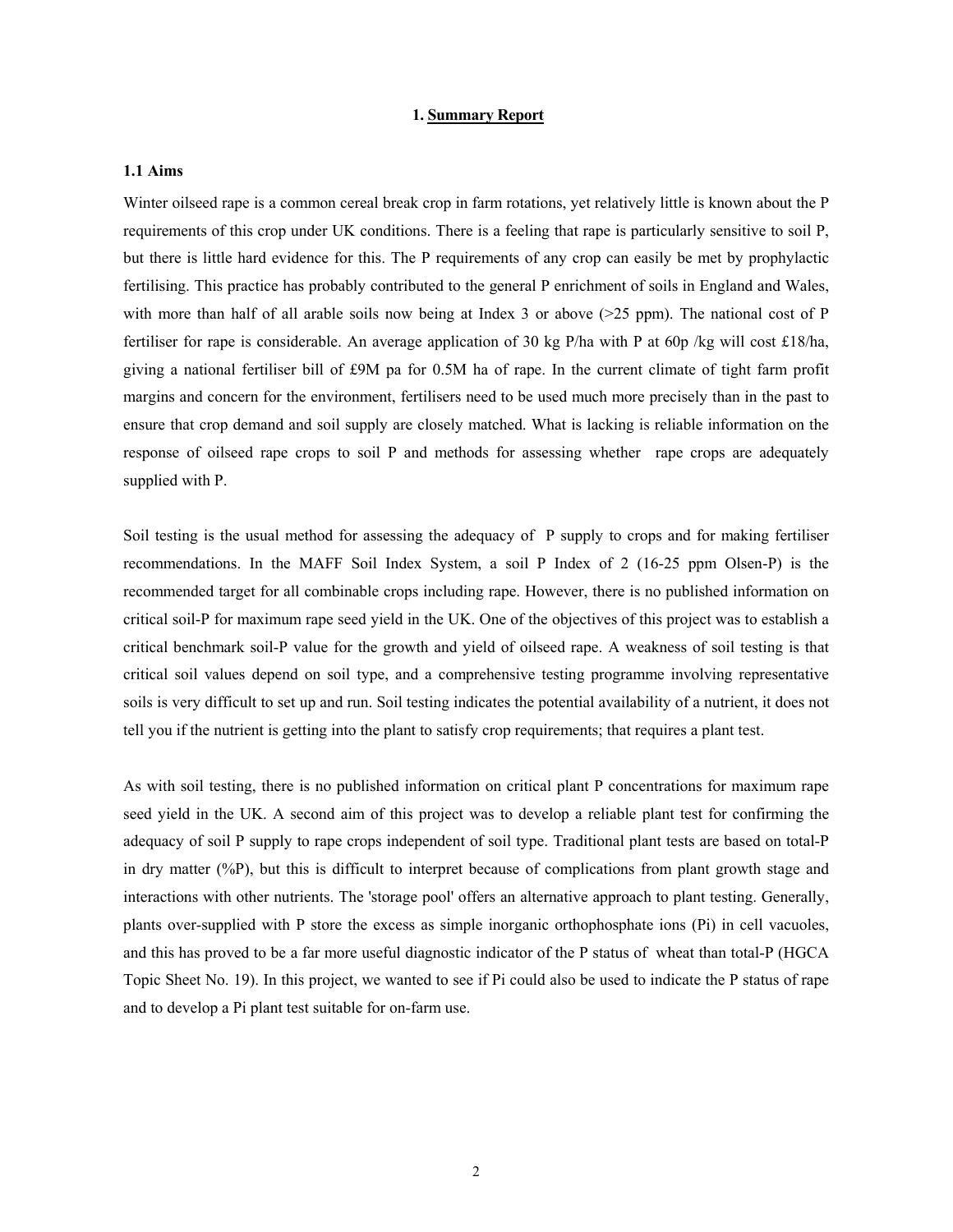# 1. Summary Report

## 1.1 Aims

Winter oilseed rape is a common cereal break crop in farm rotations, yet relatively little is known about the P requirements of this crop under UK conditions. There is a feeling that rape is particularly sensitive to soil P, but there is little hard evidence for this. The P requirements of any crop can easily be met by prophylactic fertilising. This practice has probably contributed to the general P enrichment of soils in England and Wales, with more than half of all arable soils now being at Index 3 or above (>25 ppm). The national cost of P fertiliser for rape is considerable. An average application of 30 kg P/ha with P at 60p /kg will cost £18/ha, giving a national fertiliser bill of £9M pa for 0.5M ha of rape. In the current climate of tight farm profit margins and concern for the environment, fertilisers need to be used much more precisely than in the past to ensure that crop demand and soil supply are closely matched. What is lacking is reliable information on the response of oilseed rape crops to soil P and methods for assessing whether rape crops are adequately supplied with P.

Soil testing is the usual method for assessing the adequacy of P supply to crops and for making fertiliser recommendations. In the MAFF Soil Index System, a soil P Index of 2 (16-25 ppm Olsen-P) is the recommended target for all combinable crops including rape. However, there is no published information on critical soil-P for maximum rape seed yield in the UK. One of the objectives of this project was to establish a critical benchmark soil-P value for the growth and yield of oilseed rape. A weakness of soil testing is that critical soil values depend on soil type, and a comprehensive testing programme involving representative soils is very difficult to set up and run. Soil testing indicates the potential availability of a nutrient, it does not tell you if the nutrient is getting into the plant to satisfy crop requirements; that requires a plant test.

As with soil testing, there is no published information on critical plant P concentrations for maximum rape seed yield in the UK. A second aim of this project was to develop a reliable plant test for confirming the adequacy of soil P supply to rape crops independent of soil type. Traditional plant tests are based on total-P in dry matter (%P), but this is difficult to interpret because of complications from plant growth stage and interactions with other nutrients. The 'storage pool' offers an alternative approach to plant testing. Generally, plants over-supplied with P store the excess as simple inorganic orthophosphate ions (Pi) in cell vacuoles, and this has proved to be a far more useful diagnostic indicator of the P status of wheat than total-P (HGCA Topic Sheet No. 19). In this project, we wanted to see if Pi could also be used to indicate the P status of rape and to develop a Pi plant test suitable for on-farm use.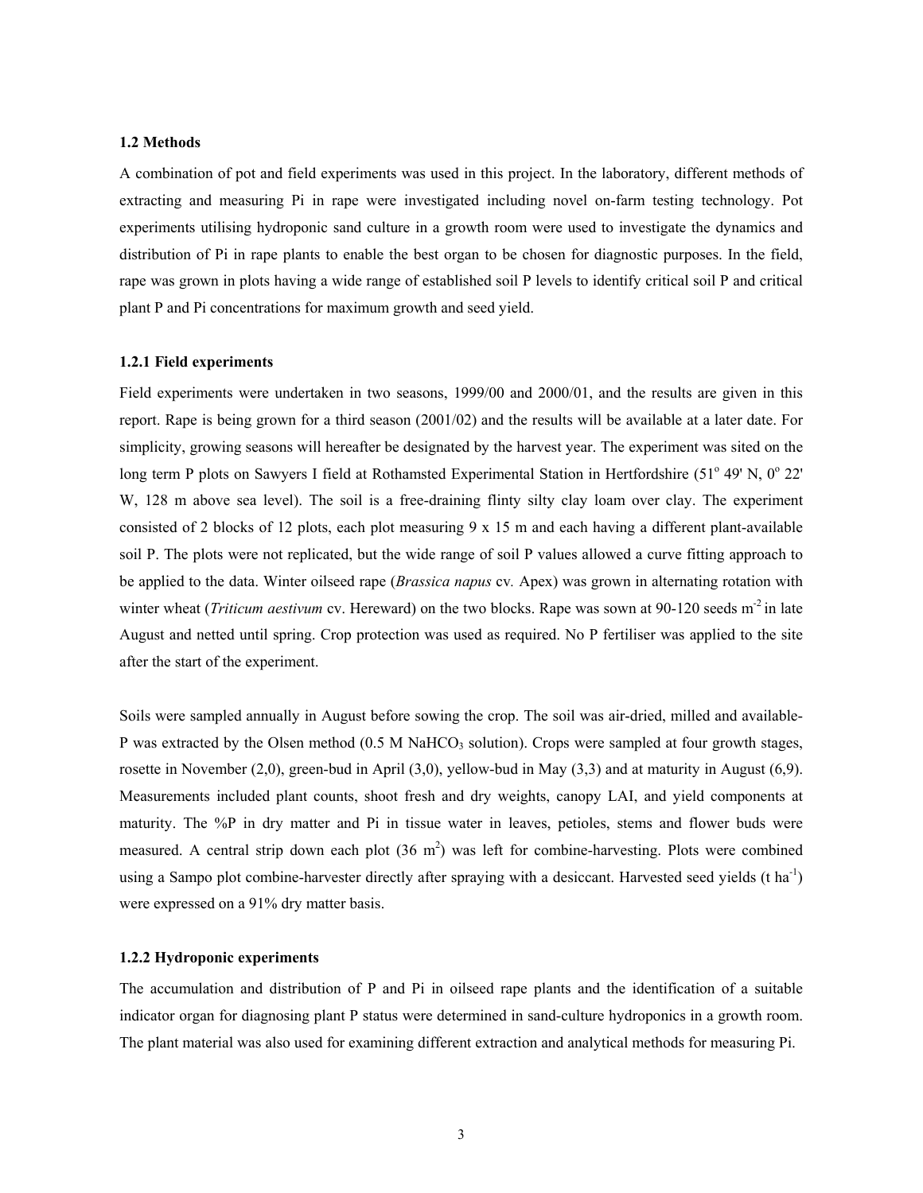### 1.2 Methods

A combination of pot and field experiments was used in this project. In the laboratory, different methods of extracting and measuring Pi in rape were investigated including novel on-farm testing technology. Pot experiments utilising hydroponic sand culture in a growth room were used to investigate the dynamics and distribution of Pi in rape plants to enable the best organ to be chosen for diagnostic purposes. In the field, rape was grown in plots having a wide range of established soil P levels to identify critical soil P and critical plant P and Pi concentrations for maximum growth and seed yield.

#### 1.2.1 Field experiments

Field experiments were undertaken in two seasons, 1999/00 and 2000/01, and the results are given in this report. Rape is being grown for a third season (2001/02) and the results will be available at a later date. For simplicity, growing seasons will hereafter be designated by the harvest year. The experiment was sited on the long term P plots on Sawyers I field at Rothamsted Experimental Station in Hertfordshire (51$^o$ 49' N, 0$^o$ 22' W, 128 m above sea level). The soil is a free-draining flinty silty clay loam over clay. The experiment consisted of 2 blocks of 12 plots, each plot measuring 9 x 15 m and each having a different plant-available soil P. The plots were not replicated, but the wide range of soil P values allowed a curve fitting approach to be applied to the data. Winter oilseed rape (*Brassica napus* cv. Apex) was grown in alternating rotation with winter wheat (*Triticum aestivum* cv. Hereward) on the two blocks. Rape was sown at 90-120 seeds m$^{-2}$ in late August and netted until spring. Crop protection was used as required. No P fertiliser was applied to the site after the start of the experiment.

Soils were sampled annually in August before sowing the crop. The soil was air-dried, milled and available-P was extracted by the Olsen method (0.5 M $NaHCO_3$ solution). Crops were sampled at four growth stages, rosette in November (2,0), green-bud in April (3,0), yellow-bud in May (3,3) and at maturity in August (6,9). Measurements included plant counts, shoot fresh and dry weights, canopy LAI, and yield components at maturity. The %P in dry matter and Pi in tissue water in leaves, petioles, stems and flower buds were measured. A central strip down each plot (36 m$^2$) was left for combine-harvesting. Plots were combined using a Sampo plot combine-harvester directly after spraying with a desiccant. Harvested seed yields (t ha$^{-1}$) were expressed on a 91% dry matter basis.

#### 1.2.2 Hydroponic experiments

The accumulation and distribution of P and Pi in oilseed rape plants and the identification of a suitable indicator organ for diagnosing plant P status were determined in sand-culture hydroponics in a growth room. The plant material was also used for examining different extraction and analytical methods for measuring Pi.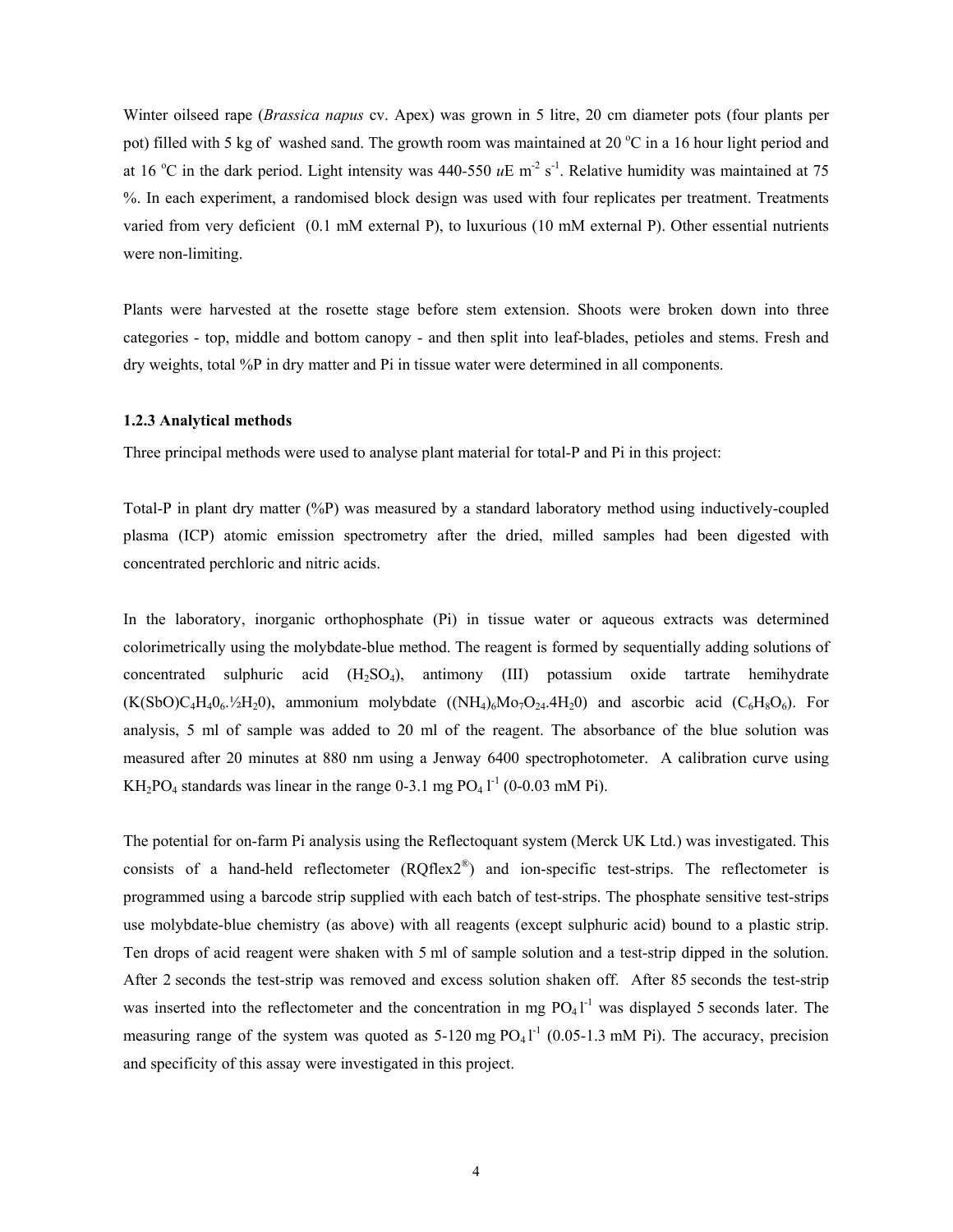Winter oilseed rape (*Brassica napus* cv. Apex) was grown in 5 litre, 20 cm diameter pots (four plants per pot) filled with 5 kg of washed sand. The growth room was maintained at 20 $^{o}$C in a 16 hour light period and at 16 $^{o}$C in the dark period. Light intensity was 440-550 *u*E $m^{-2}$ $s^{-1}$. Relative humidity was maintained at 75 %. In each experiment, a randomised block design was used with four replicates per treatment. Treatments varied from very deficient (0.1 mM external P), to luxurious (10 mM external P). Other essential nutrients were non-limiting.

Plants were harvested at the rosette stage before stem extension. Shoots were broken down into three categories - top, middle and bottom canopy - and then split into leaf-blades, petioles and stems. Fresh and dry weights, total %P in dry matter and Pi in tissue water were determined in all components.

### 1.2.3 Analytical methods

Three principal methods were used to analyse plant material for total-P and Pi in this project:

Total-P in plant dry matter (%P) was measured by a standard laboratory method using inductively-coupled plasma (ICP) atomic emission spectrometry after the dried, milled samples had been digested with concentrated perchloric and nitric acids.

In the laboratory, inorganic orthophosphate (Pi) in tissue water or aqueous extracts was determined colorimetrically using the molybdate-blue method. The reagent is formed by sequentially adding solutions of concentrated sulphuric acid ($H_2SO_4$), antimony (III) potassium oxide tartrate hemihydrate ($K(SbO)C_4H_4O_6.½H_2O$), ammonium molybdate ($(NH_4)_6Mo_7O_{24}.4H_2O$) and ascorbic acid ($C_6H_8O_6$). For analysis, 5 ml of sample was added to 20 ml of the reagent. The absorbance of the blue solution was measured after 20 minutes at 880 nm using a Jenway 6400 spectrophotometer. A calibration curve using $KH_2PO_4$ standards was linear in the range 0-3.1 mg $PO_4$ $l^{-1}$ (0-0.03 mM Pi).

The potential for on-farm Pi analysis using the Reflectoquant system (Merck UK Ltd.) was investigated. This consists of a hand-held reflectometer (RQflex2®) and ion-specific test-strips. The reflectometer is programmed using a barcode strip supplied with each batch of test-strips. The phosphate sensitive test-strips use molybdate-blue chemistry (as above) with all reagents (except sulphuric acid) bound to a plastic strip. Ten drops of acid reagent were shaken with 5 ml of sample solution and a test-strip dipped in the solution. After 2 seconds the test-strip was removed and excess solution shaken off. After 85 seconds the test-strip was inserted into the reflectometer and the concentration in mg $PO_4$ $l^{-1}$ was displayed 5 seconds later. The measuring range of the system was quoted as 5-120 mg $PO_4$ $l^{-1}$ (0.05-1.3 mM Pi). The accuracy, precision and specificity of this assay were investigated in this project.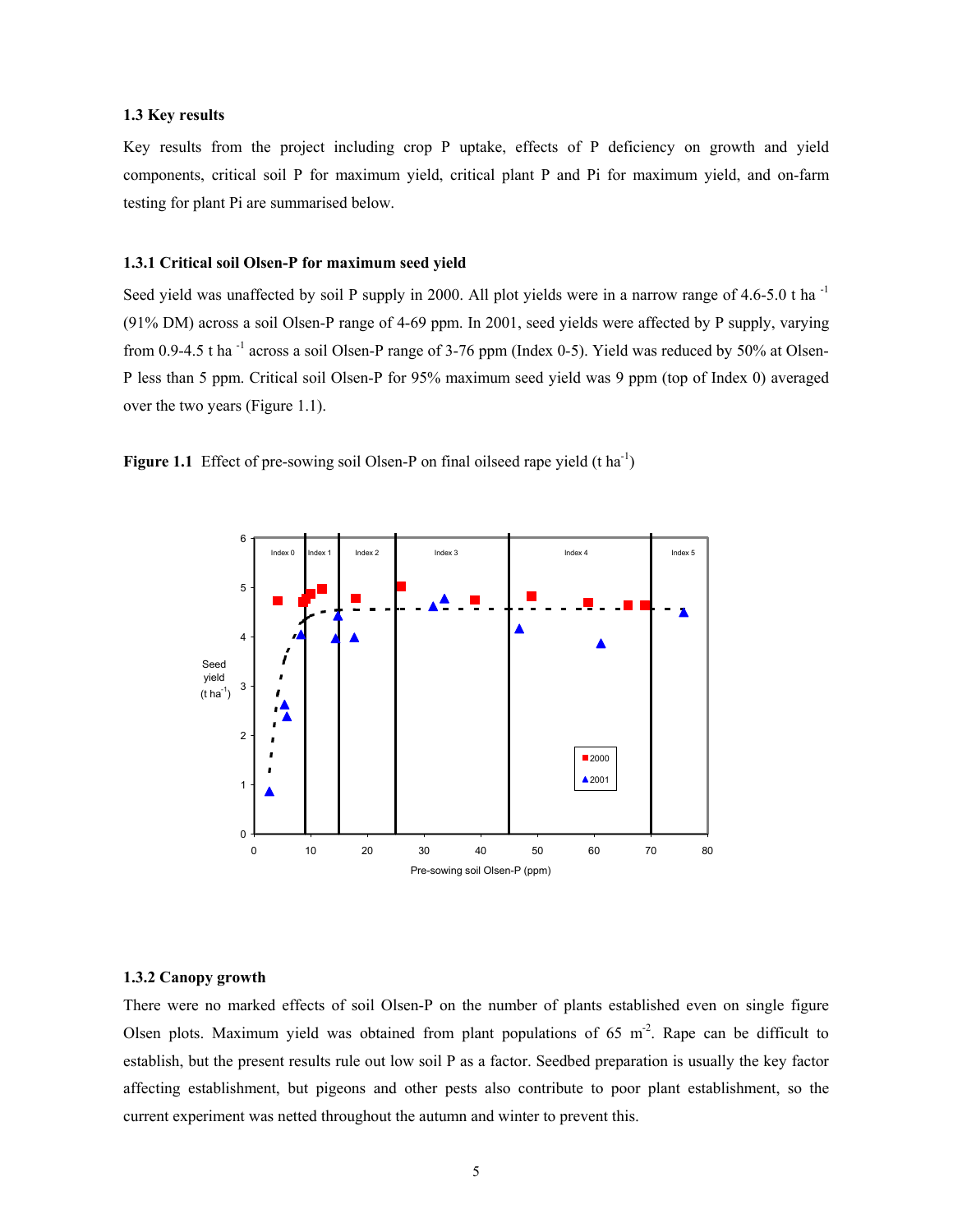### 1.3 Key results

Key results from the project including crop P uptake, effects of P deficiency on growth and yield components, critical soil P for maximum yield, critical plant P and Pi for maximum yield, and on-farm testing for plant Pi are summarised below.

#### 1.3.1 Critical soil Olsen-P for maximum seed yield

Seed yield was unaffected by soil P supply in 2000. All plot yields were in a narrow range of 4.6-5.0 t ha $^{-1}$ (91% DM) across a soil Olsen-P range of 4-69 ppm. In 2001, seed yields were affected by P supply, varying from 0.9-4.5 t ha $^{-1}$ across a soil Olsen-P range of 3-76 ppm (Index 0-5). Yield was reduced by 50% at Olsen-P less than 5 ppm. Critical soil Olsen-P for 95% maximum seed yield was 9 ppm (top of Index 0) averaged over the two years (Figure 1.1).

**Figure 1.1** Effect of pre-sowing soil Olsen-P on final oilseed rape yield (t ha$^{-1}$)

#### 1.3.2 Canopy growth

There were no marked effects of soil Olsen-P on the number of plants established even on single figure Olsen plots. Maximum yield was obtained from plant populations of 65 m$^{-2}$. Rape can be difficult to establish, but the present results rule out low soil P as a factor. Seedbed preparation is usually the key factor affecting establishment, but pigeons and other pests also contribute to poor plant establishment, so the current experiment was netted throughout the autumn and winter to prevent this.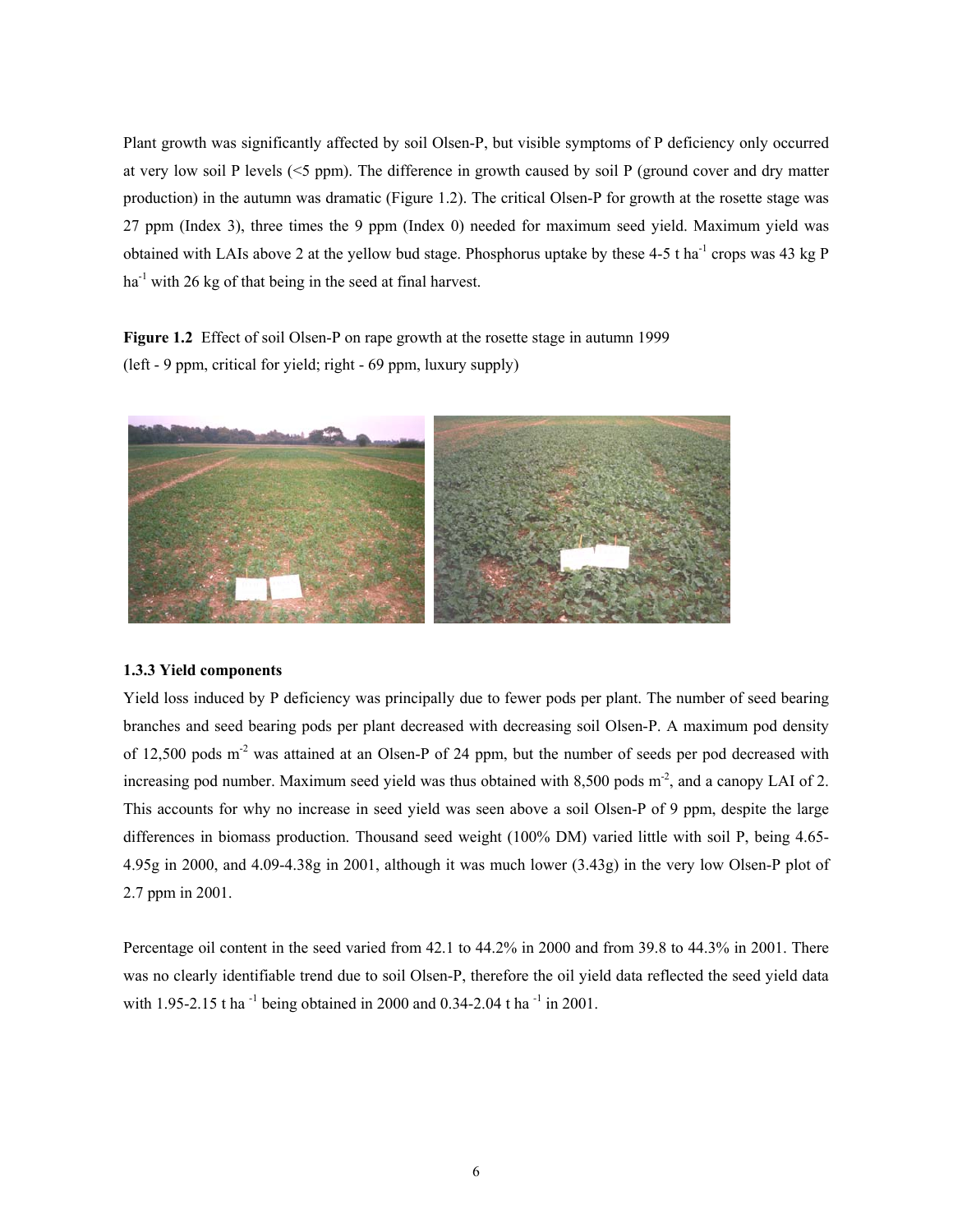Plant growth was significantly affected by soil Olsen-P, but visible symptoms of P deficiency only occurred at very low soil P levels (<5 ppm). The difference in growth caused by soil P (ground cover and dry matter production) in the autumn was dramatic (Figure 1.2). The critical Olsen-P for growth at the rosette stage was 27 ppm (Index 3), three times the 9 ppm (Index 0) needed for maximum seed yield. Maximum yield was obtained with LAIs above 2 at the yellow bud stage. Phosphorus uptake by these 4-5 t ha$^{-1}$ crops was 43 kg P ha$^{-1}$ with 26 kg of that being in the seed at final harvest.

**Figure 1.2** Effect of soil Olsen-P on rape growth at the rosette stage in autumn 1999 (left - 9 ppm, critical for yield; right - 69 ppm, luxury supply)

### 1.3.3 Yield components

Yield loss induced by P deficiency was principally due to fewer pods per plant. The number of seed bearing branches and seed bearing pods per plant decreased with decreasing soil Olsen-P. A maximum pod density of 12,500 pods m$^{-2}$ was attained at an Olsen-P of 24 ppm, but the number of seeds per pod decreased with increasing pod number. Maximum seed yield was thus obtained with 8,500 pods m$^{-2}$, and a canopy LAI of 2. This accounts for why no increase in seed yield was seen above a soil Olsen-P of 9 ppm, despite the large differences in biomass production. Thousand seed weight (100% DM) varied little with soil P, being 4.65-4.95g in 2000, and 4.09-4.38g in 2001, although it was much lower (3.43g) in the very low Olsen-P plot of 2.7 ppm in 2001.

Percentage oil content in the seed varied from 42.1 to 44.2% in 2000 and from 39.8 to 44.3% in 2001. There was no clearly identifiable trend due to soil Olsen-P, therefore the oil yield data reflected the seed yield data with 1.95-2.15 t ha$^{-1}$ being obtained in 2000 and 0.34-2.04 t ha$^{-1}$ in 2001.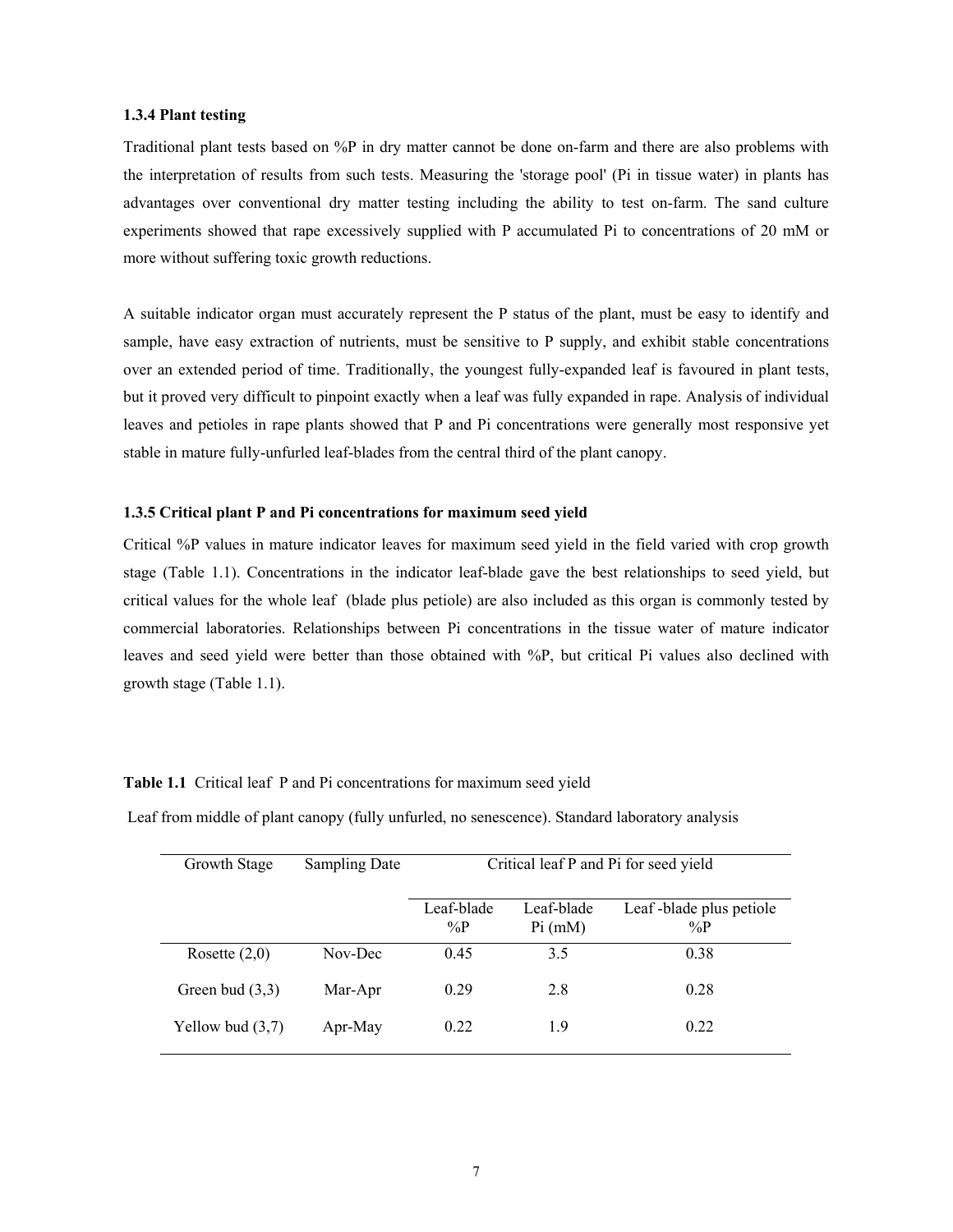### 1.3.4 Plant testing

Traditional plant tests based on %P in dry matter cannot be done on-farm and there are also problems with the interpretation of results from such tests. Measuring the 'storage pool' (Pi in tissue water) in plants has advantages over conventional dry matter testing including the ability to test on-farm. The sand culture experiments showed that rape excessively supplied with P accumulated Pi to concentrations of 20 mM or more without suffering toxic growth reductions.

A suitable indicator organ must accurately represent the P status of the plant, must be easy to identify and sample, have easy extraction of nutrients, must be sensitive to P supply, and exhibit stable concentrations over an extended period of time. Traditionally, the youngest fully-expanded leaf is favoured in plant tests, but it proved very difficult to pinpoint exactly when a leaf was fully expanded in rape. Analysis of individual leaves and petioles in rape plants showed that P and Pi concentrations were generally most responsive yet stable in mature fully-unfurled leaf-blades from the central third of the plant canopy.

### 1.3.5 Critical plant P and Pi concentrations for maximum seed yield

Critical %P values in mature indicator leaves for maximum seed yield in the field varied with crop growth stage (Table 1.1). Concentrations in the indicator leaf-blade gave the best relationships to seed yield, but critical values for the whole leaf (blade plus petiole) are also included as this organ is commonly tested by commercial laboratories. Relationships between Pi concentrations in the tissue water of mature indicator leaves and seed yield were better than those obtained with %P, but critical Pi values also declined with growth stage (Table 1.1).

**Table 1.1** Critical leaf P and Pi concentrations for maximum seed yield

Leaf from middle of plant canopy (fully unfurled, no senescence). Standard laboratory analysis

| Growth Stage | Sampling Date | Critical leaf P and Pi for seed yield | | |
|---|---|---|---|---|
| | | Leaf-blade %P | Leaf-blade Pi (mM) | Leaf -blade plus petiole %P |
| Rosette (2,0) | Nov-Dec | 0.45 | 3.5 | 0.38 |
| Green bud (3,3) | Mar-Apr | 0.29 | 2.8 | 0.28 |
| Yellow bud (3,7) | Apr-May | 0.22 | 1.9 | 0.22 |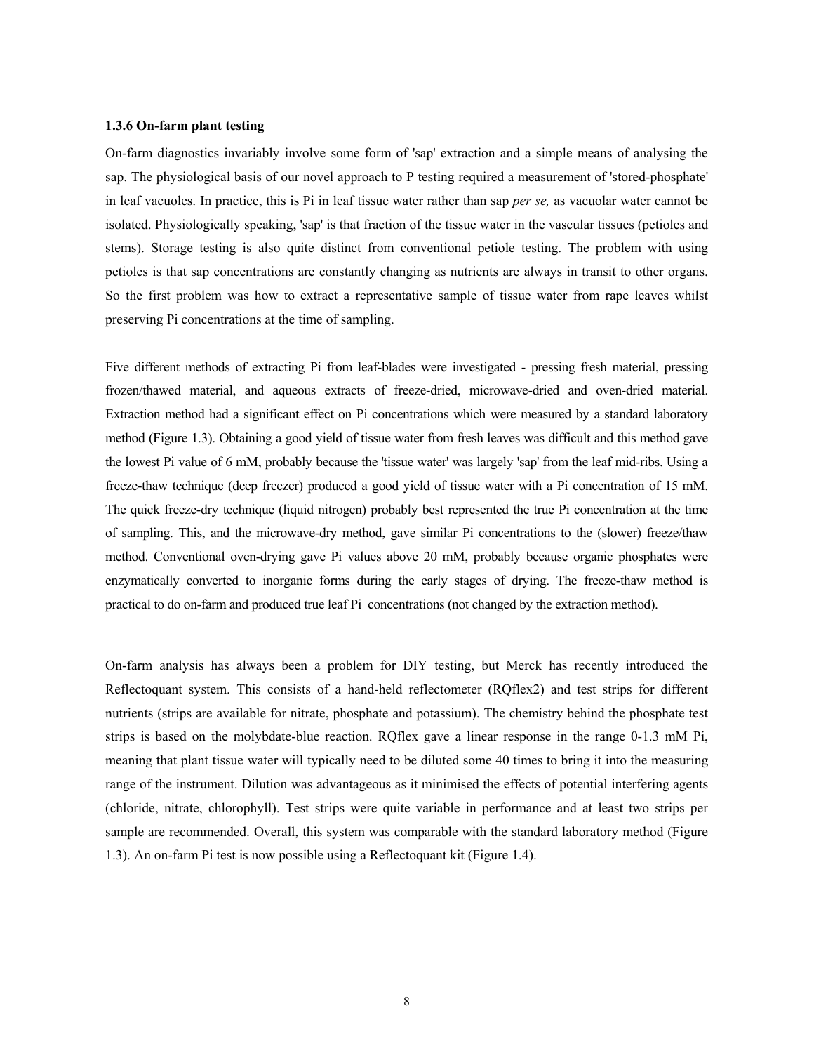### 1.3.6 On-farm plant testing

On-farm diagnostics invariably involve some form of 'sap' extraction and a simple means of analysing the sap. The physiological basis of our novel approach to P testing required a measurement of 'stored-phosphate' in leaf vacuoles. In practice, this is Pi in leaf tissue water rather than sap *per se,* as vacuolar water cannot be isolated. Physiologically speaking, 'sap' is that fraction of the tissue water in the vascular tissues (petioles and stems). Storage testing is also quite distinct from conventional petiole testing. The problem with using petioles is that sap concentrations are constantly changing as nutrients are always in transit to other organs. So the first problem was how to extract a representative sample of tissue water from rape leaves whilst preserving Pi concentrations at the time of sampling.

Five different methods of extracting Pi from leaf-blades were investigated - pressing fresh material, pressing frozen/thawed material, and aqueous extracts of freeze-dried, microwave-dried and oven-dried material. Extraction method had a significant effect on Pi concentrations which were measured by a standard laboratory method (Figure 1.3). Obtaining a good yield of tissue water from fresh leaves was difficult and this method gave the lowest Pi value of 6 mM, probably because the 'tissue water' was largely 'sap' from the leaf mid-ribs. Using a freeze-thaw technique (deep freezer) produced a good yield of tissue water with a Pi concentration of 15 mM. The quick freeze-dry technique (liquid nitrogen) probably best represented the true Pi concentration at the time of sampling. This, and the microwave-dry method, gave similar Pi concentrations to the (slower) freeze/thaw method. Conventional oven-drying gave Pi values above 20 mM, probably because organic phosphates were enzymatically converted to inorganic forms during the early stages of drying. The freeze-thaw method is practical to do on-farm and produced true leaf Pi concentrations (not changed by the extraction method).

On-farm analysis has always been a problem for DIY testing, but Merck has recently introduced the Reflectoquant system. This consists of a hand-held reflectometer (RQflex2) and test strips for different nutrients (strips are available for nitrate, phosphate and potassium). The chemistry behind the phosphate test strips is based on the molybdate-blue reaction. RQflex gave a linear response in the range 0-1.3 mM Pi, meaning that plant tissue water will typically need to be diluted some 40 times to bring it into the measuring range of the instrument. Dilution was advantageous as it minimised the effects of potential interfering agents (chloride, nitrate, chlorophyll). Test strips were quite variable in performance and at least two strips per sample are recommended. Overall, this system was comparable with the standard laboratory method (Figure 1.3). An on-farm Pi test is now possible using a Reflectoquant kit (Figure 1.4).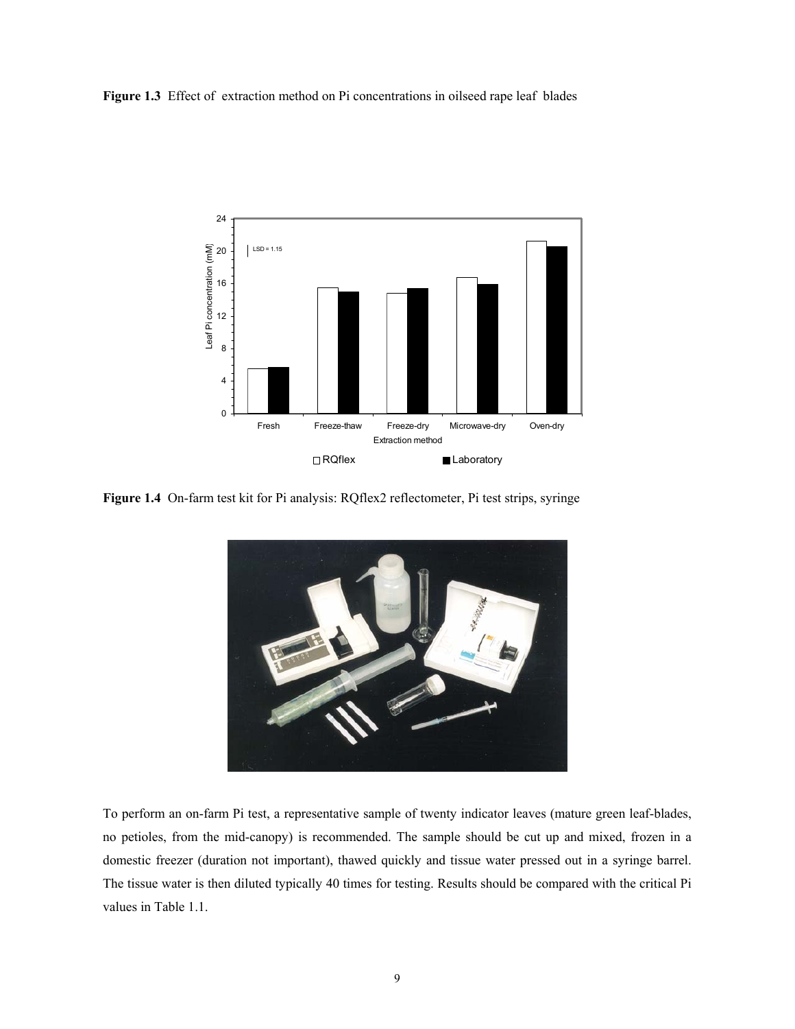**Figure 1.3** Effect of extraction method on Pi concentrations in oilseed rape leaf blades

**Figure 1.4** On-farm test kit for Pi analysis: RQflex2 reflectometer, Pi test strips, syringe

To perform an on-farm Pi test, a representative sample of twenty indicator leaves (mature green leaf-blades, no petioles, from the mid-canopy) is recommended. The sample should be cut up and mixed, frozen in a domestic freezer (duration not important), thawed quickly and tissue water pressed out in a syringe barrel. The tissue water is then diluted typically 40 times for testing. Results should be compared with the critical Pi values in Table 1.1.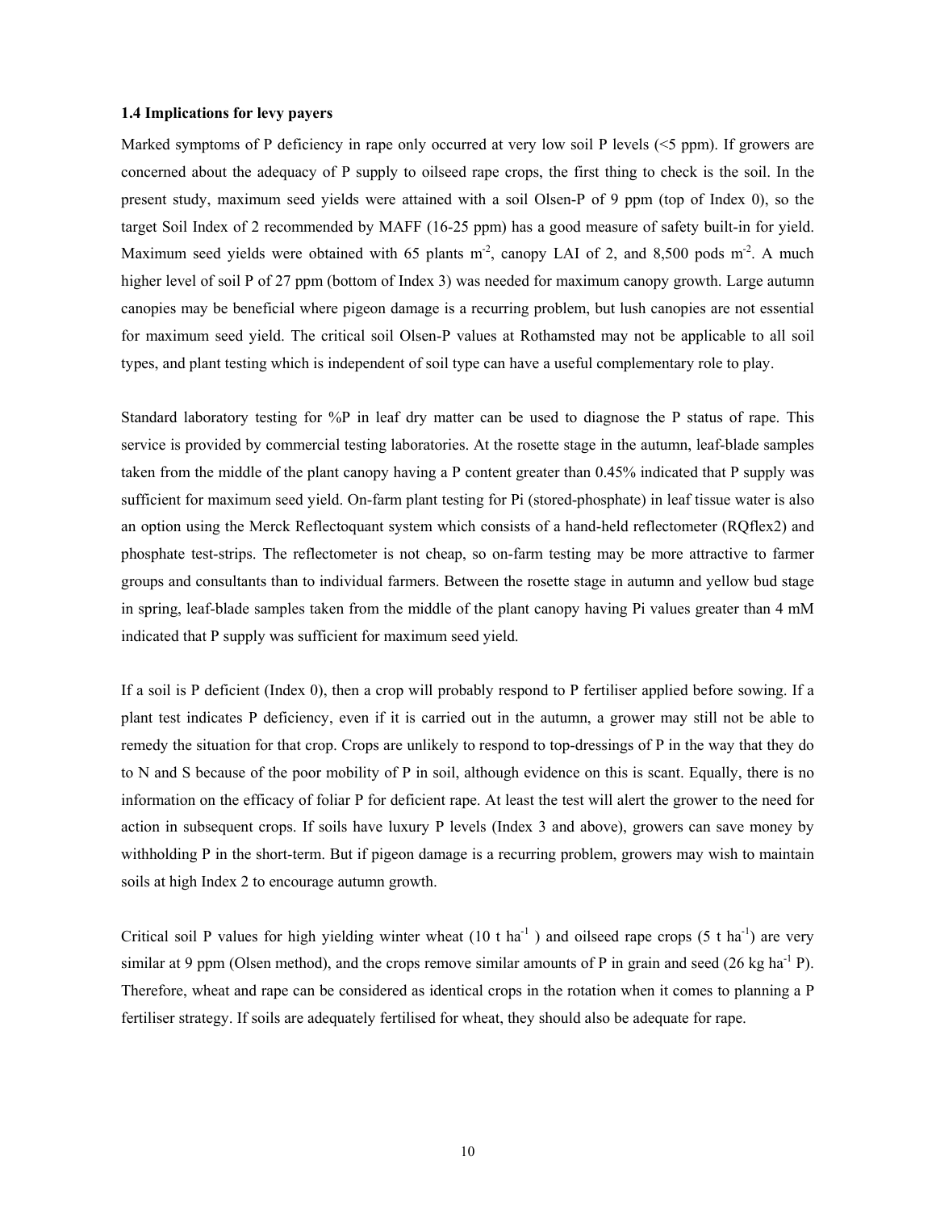### 1.4 Implications for levy payers

Marked symptoms of P deficiency in rape only occurred at very low soil P levels (<5 ppm). If growers are concerned about the adequacy of P supply to oilseed rape crops, the first thing to check is the soil. In the present study, maximum seed yields were attained with a soil Olsen-P of 9 ppm (top of Index 0), so the target Soil Index of 2 recommended by MAFF (16-25 ppm) has a good measure of safety built-in for yield. Maximum seed yields were obtained with 65 plants $m^{-2}$, canopy LAI of 2, and 8,500 pods $m^{-2}$. A much higher level of soil P of 27 ppm (bottom of Index 3) was needed for maximum canopy growth. Large autumn canopies may be beneficial where pigeon damage is a recurring problem, but lush canopies are not essential for maximum seed yield. The critical soil Olsen-P values at Rothamsted may not be applicable to all soil types, and plant testing which is independent of soil type can have a useful complementary role to play.

Standard laboratory testing for %P in leaf dry matter can be used to diagnose the P status of rape. This service is provided by commercial testing laboratories. At the rosette stage in the autumn, leaf-blade samples taken from the middle of the plant canopy having a P content greater than 0.45% indicated that P supply was sufficient for maximum seed yield. On-farm plant testing for Pi (stored-phosphate) in leaf tissue water is also an option using the Merck Reflectoquant system which consists of a hand-held reflectometer (RQflex2) and phosphate test-strips. The reflectometer is not cheap, so on-farm testing may be more attractive to farmer groups and consultants than to individual farmers. Between the rosette stage in autumn and yellow bud stage in spring, leaf-blade samples taken from the middle of the plant canopy having Pi values greater than 4 mM indicated that P supply was sufficient for maximum seed yield.

If a soil is P deficient (Index 0), then a crop will probably respond to P fertiliser applied before sowing. If a plant test indicates P deficiency, even if it is carried out in the autumn, a grower may still not be able to remedy the situation for that crop. Crops are unlikely to respond to top-dressings of P in the way that they do to N and S because of the poor mobility of P in soil, although evidence on this is scant. Equally, there is no information on the efficacy of foliar P for deficient rape. At least the test will alert the grower to the need for action in subsequent crops. If soils have luxury P levels (Index 3 and above), growers can save money by withholding P in the short-term. But if pigeon damage is a recurring problem, growers may wish to maintain soils at high Index 2 to encourage autumn growth.

Critical soil P values for high yielding winter wheat (10 t $ha^{-1}$ ) and oilseed rape crops (5 t $ha^{-1}$) are very similar at 9 ppm (Olsen method), and the crops remove similar amounts of P in grain and seed (26 kg $ha^{-1}$ P). Therefore, wheat and rape can be considered as identical crops in the rotation when it comes to planning a P fertiliser strategy. If soils are adequately fertilised for wheat, they should also be adequate for rape.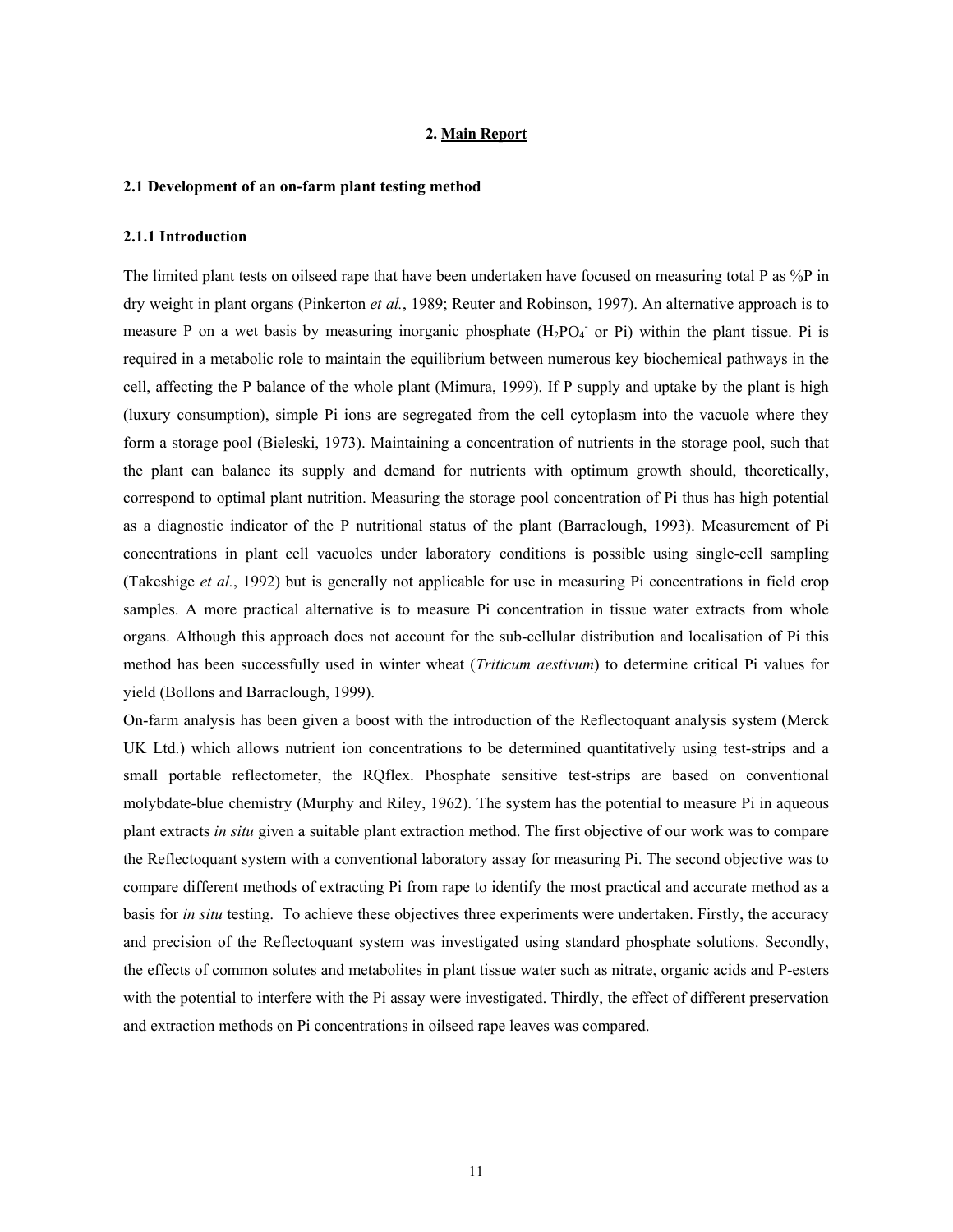## 2. Main Report

### 2.1 Development of an on-farm plant testing method

#### 2.1.1 Introduction

The limited plant tests on oilseed rape that have been undertaken have focused on measuring total P as %P in dry weight in plant organs (Pinkerton *et al.*, 1989; Reuter and Robinson, 1997). An alternative approach is to measure P on a wet basis by measuring inorganic phosphate ($H_2PO_4^-$ or Pi) within the plant tissue. Pi is required in a metabolic role to maintain the equilibrium between numerous key biochemical pathways in the cell, affecting the P balance of the whole plant (Mimura, 1999). If P supply and uptake by the plant is high (luxury consumption), simple Pi ions are segregated from the cell cytoplasm into the vacuole where they form a storage pool (Bieleski, 1973). Maintaining a concentration of nutrients in the storage pool, such that the plant can balance its supply and demand for nutrients with optimum growth should, theoretically, correspond to optimal plant nutrition. Measuring the storage pool concentration of Pi thus has high potential as a diagnostic indicator of the P nutritional status of the plant (Barraclough, 1993). Measurement of Pi concentrations in plant cell vacuoles under laboratory conditions is possible using single-cell sampling (Takeshige *et al.*, 1992) but is generally not applicable for use in measuring Pi concentrations in field crop samples. A more practical alternative is to measure Pi concentration in tissue water extracts from whole organs. Although this approach does not account for the sub-cellular distribution and localisation of Pi this method has been successfully used in winter wheat (*Triticum aestivum*) to determine critical Pi values for yield (Bollons and Barraclough, 1999).

On-farm analysis has been given a boost with the introduction of the Reflectoquant analysis system (Merck UK Ltd.) which allows nutrient ion concentrations to be determined quantitatively using test-strips and a small portable reflectometer, the RQflex. Phosphate sensitive test-strips are based on conventional molybdate-blue chemistry (Murphy and Riley, 1962). The system has the potential to measure Pi in aqueous plant extracts *in situ* given a suitable plant extraction method. The first objective of our work was to compare the Reflectoquant system with a conventional laboratory assay for measuring Pi. The second objective was to compare different methods of extracting Pi from rape to identify the most practical and accurate method as a basis for *in situ* testing. To achieve these objectives three experiments were undertaken. Firstly, the accuracy and precision of the Reflectoquant system was investigated using standard phosphate solutions. Secondly, the effects of common solutes and metabolites in plant tissue water such as nitrate, organic acids and P-esters with the potential to interfere with the Pi assay were investigated. Thirdly, the effect of different preservation and extraction methods on Pi concentrations in oilseed rape leaves was compared.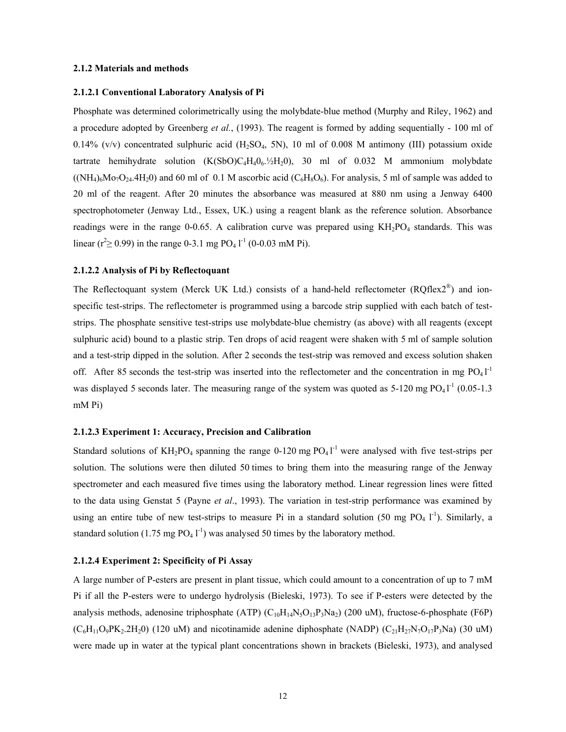### 2.1.2 Materials and methods

#### 2.1.2.1 Conventional Laboratory Analysis of Pi

Phosphate was determined colorimetrically using the molybdate-blue method (Murphy and Riley, 1962) and a procedure adopted by Greenberg *et al.*, (1993). The reagent is formed by adding sequentially - 100 ml of 0.14% (v/v) concentrated sulphuric acid ($H_2SO_4$, 5N), 10 ml of 0.008 M antimony (III) potassium oxide tartrate hemihydrate solution ($K(SbO)C_4H_40_6.½H_20$), 30 ml of 0.032 M ammonium molybdate ($(NH_4)_6Mo_7O_{24}.4H_20$) and 60 ml of 0.1 M ascorbic acid ($C_6H_8O_6$). For analysis, 5 ml of sample was added to 20 ml of the reagent. After 20 minutes the absorbance was measured at 880 nm using a Jenway 6400 spectrophotometer (Jenway Ltd., Essex, UK.) using a reagent blank as the reference solution. Absorbance readings were in the range 0-0.65. A calibration curve was prepared using $KH_2PO_4$ standards. This was linear ($r^2 \geq 0.99$) in the range 0-3.1 mg $PO_4$ $l^{-1}$ (0-0.03 mM Pi).

#### 2.1.2.2 Analysis of Pi by Reflectoquant

The Reflectoquant system (Merck UK Ltd.) consists of a hand-held reflectometer (RQflex2®) and ion-specific test-strips. The reflectometer is programmed using a barcode strip supplied with each batch of test-strips. The phosphate sensitive test-strips use molybdate-blue chemistry (as above) with all reagents (except sulphuric acid) bound to a plastic strip. Ten drops of acid reagent were shaken with 5 ml of sample solution and a test-strip dipped in the solution. After 2 seconds the test-strip was removed and excess solution shaken off. After 85 seconds the test-strip was inserted into the reflectometer and the concentration in mg $PO_4$ $l^{-1}$ was displayed 5 seconds later. The measuring range of the system was quoted as 5-120 mg $PO_4$ $l^{-1}$ (0.05-1.3 mM Pi)

#### 2.1.2.3 Experiment 1: Accuracy, Precision and Calibration

Standard solutions of $KH_2PO_4$ spanning the range 0-120 mg $PO_4$ $l^{-1}$ were analysed with five test-strips per solution. The solutions were then diluted 50 times to bring them into the measuring range of the Jenway spectrometer and each measured five times using the laboratory method. Linear regression lines were fitted to the data using Genstat 5 (Payne *et al*., 1993). The variation in test-strip performance was examined by using an entire tube of new test-strips to measure Pi in a standard solution (50 mg $PO_4$ $l^{-1}$). Similarly, a standard solution (1.75 mg $PO_4$ $l^{-1}$) was analysed 50 times by the laboratory method.

#### 2.1.2.4 Experiment 2: Specificity of Pi Assay

A large number of P-esters are present in plant tissue, which could amount to a concentration of up to 7 mM Pi if all the P-esters were to undergo hydrolysis (Bieleski, 1973). To see if P-esters were detected by the analysis methods, adenosine triphosphate (ATP) ($C_{10}H_{14}N_5O_{13}P_3Na_2$) (200 uM), fructose-6-phosphate (F6P) ($C_6H_{11}O_9PK_2.2H_20$) (120 uM) and nicotinamide adenine diphosphate (NADP) ($C_{21}H_{27}N_7O_{17}P_3Na$) (30 uM) were made up in water at the typical plant concentrations shown in brackets (Bieleski, 1973), and analysed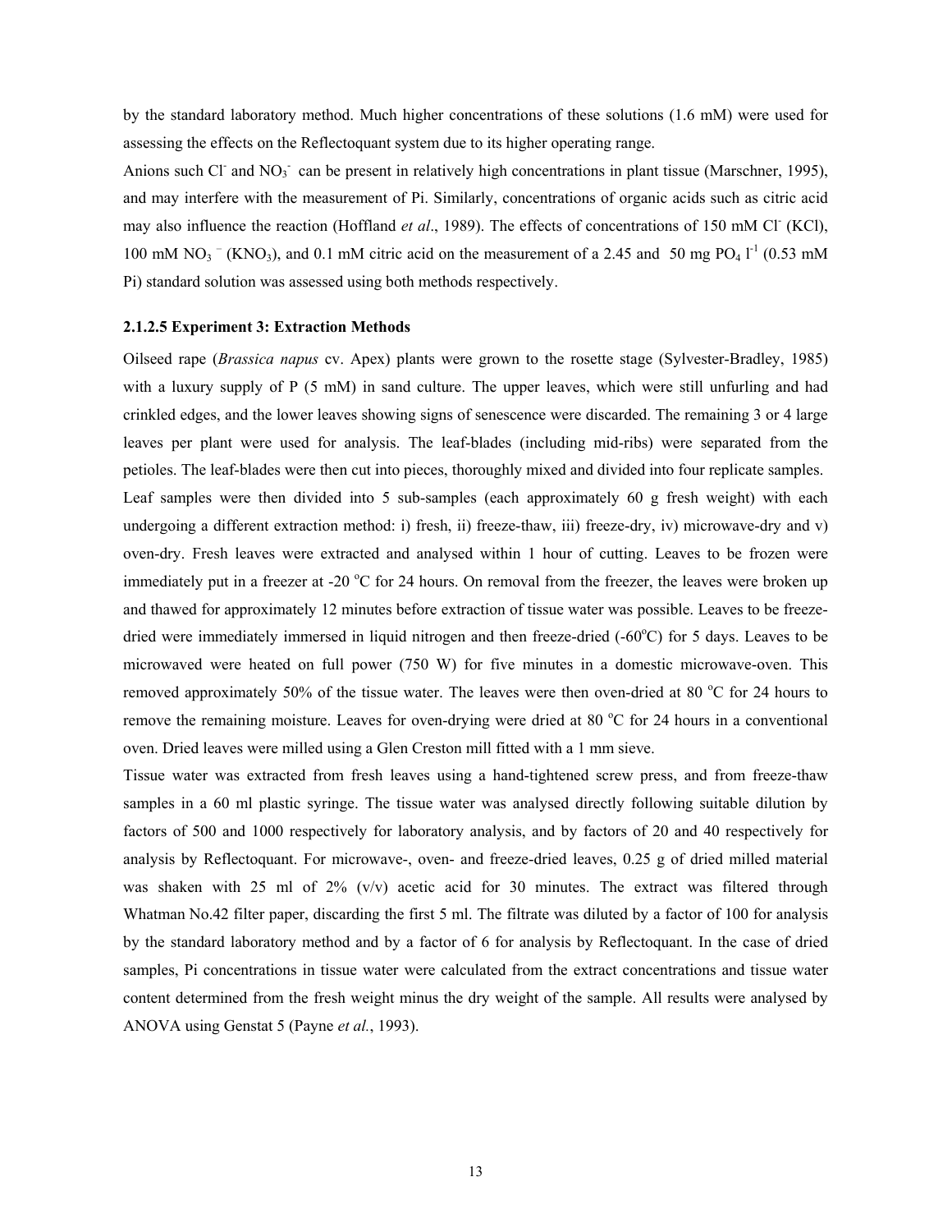by the standard laboratory method. Much higher concentrations of these solutions (1.6 mM) were used for assessing the effects on the Reflectoquant system due to its higher operating range.

Anions such $Cl^-$ and $NO_3^-$ can be present in relatively high concentrations in plant tissue (Marschner, 1995), and may interfere with the measurement of Pi. Similarly, concentrations of organic acids such as citric acid may also influence the reaction (Hoffland *et al*., 1989). The effects of concentrations of 150 mM $Cl^-$ (KCl), 100 mM $NO_3^-$ ($KNO_3$), and 0.1 mM citric acid on the measurement of a 2.45 and 50 mg $PO_4$ $l^{-1}$ (0.53 mM Pi) standard solution was assessed using both methods respectively.

#### 2.1.2.5 Experiment 3: Extraction Methods

Oilseed rape (*Brassica napus* cv. Apex) plants were grown to the rosette stage (Sylvester-Bradley, 1985) with a luxury supply of P (5 mM) in sand culture. The upper leaves, which were still unfurling and had crinkled edges, and the lower leaves showing signs of senescence were discarded. The remaining 3 or 4 large leaves per plant were used for analysis. The leaf-blades (including mid-ribs) were separated from the petioles. The leaf-blades were then cut into pieces, thoroughly mixed and divided into four replicate samples.

Leaf samples were then divided into 5 sub-samples (each approximately 60 g fresh weight) with each undergoing a different extraction method: i) fresh, ii) freeze-thaw, iii) freeze-dry, iv) microwave-dry and v) oven-dry. Fresh leaves were extracted and analysed within 1 hour of cutting. Leaves to be frozen were immediately put in a freezer at -20 $^oC$ for 24 hours. On removal from the freezer, the leaves were broken up and thawed for approximately 12 minutes before extraction of tissue water was possible. Leaves to be freeze-dried were immediately immersed in liquid nitrogen and then freeze-dried (-60$^oC$) for 5 days. Leaves to be microwaved were heated on full power (750 W) for five minutes in a domestic microwave-oven. This removed approximately 50% of the tissue water. The leaves were then oven-dried at 80 $^oC$ for 24 hours to remove the remaining moisture. Leaves for oven-drying were dried at 80 $^oC$ for 24 hours in a conventional oven. Dried leaves were milled using a Glen Creston mill fitted with a 1 mm sieve.

Tissue water was extracted from fresh leaves using a hand-tightened screw press, and from freeze-thaw samples in a 60 ml plastic syringe. The tissue water was analysed directly following suitable dilution by factors of 500 and 1000 respectively for laboratory analysis, and by factors of 20 and 40 respectively for analysis by Reflectoquant. For microwave-, oven- and freeze-dried leaves, 0.25 g of dried milled material was shaken with 25 ml of 2% (v/v) acetic acid for 30 minutes. The extract was filtered through Whatman No.42 filter paper, discarding the first 5 ml. The filtrate was diluted by a factor of 100 for analysis by the standard laboratory method and by a factor of 6 for analysis by Reflectoquant. In the case of dried samples, Pi concentrations in tissue water were calculated from the extract concentrations and tissue water content determined from the fresh weight minus the dry weight of the sample. All results were analysed by ANOVA using Genstat 5 (Payne *et al.*, 1993).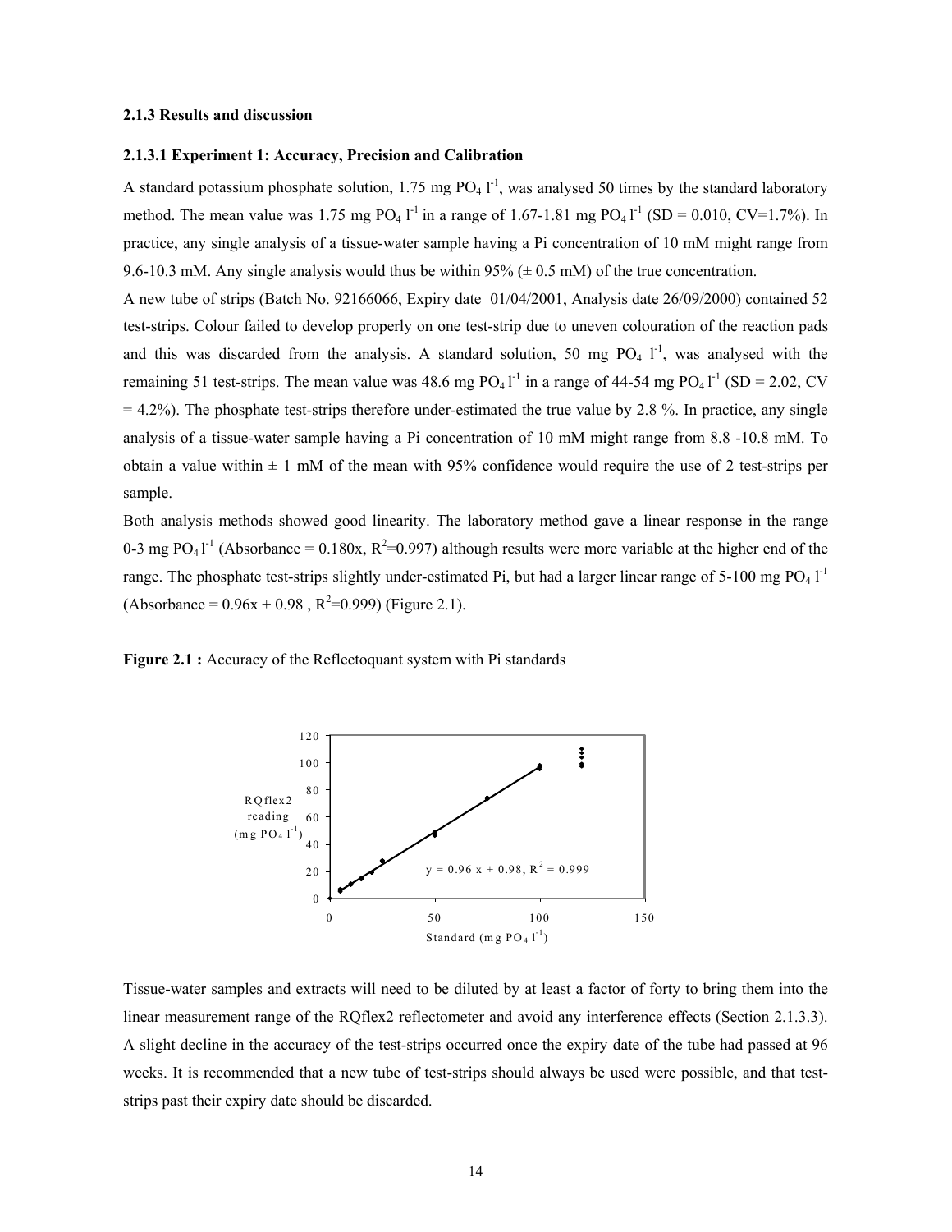### 2.1.3 Results and discussion

#### 2.1.3.1 Experiment 1: Accuracy, Precision and Calibration

A standard potassium phosphate solution, 1.75 mg $PO_4$ $l^{-1}$, was analysed 50 times by the standard laboratory method. The mean value was 1.75 mg $PO_4$ $l^{-1}$ in a range of 1.67-1.81 mg $PO_4$ $l^{-1}$ (SD = 0.010, CV=1.7%). In practice, any single analysis of a tissue-water sample having a Pi concentration of 10 mM might range from 9.6-10.3 mM. Any single analysis would thus be within 95% (± 0.5 mM) of the true concentration.

A new tube of strips (Batch No. 92166066, Expiry date 01/04/2001, Analysis date 26/09/2000) contained 52 test-strips. Colour failed to develop properly on one test-strip due to uneven colouration of the reaction pads and this was discarded from the analysis. A standard solution, 50 mg $PO_4$ $l^{-1}$, was analysed with the remaining 51 test-strips. The mean value was 48.6 mg $PO_4$ $l^{-1}$ in a range of 44-54 mg $PO_4$ $l^{-1}$ (SD = 2.02, CV = 4.2%). The phosphate test-strips therefore under-estimated the true value by 2.8 %. In practice, any single analysis of a tissue-water sample having a Pi concentration of 10 mM might range from 8.8 -10.8 mM. To obtain a value within ± 1 mM of the mean with 95% confidence would require the use of 2 test-strips per sample.

Both analysis methods showed good linearity. The laboratory method gave a linear response in the range 0-3 mg $PO_4$ $l^{-1}$ (Absorbance = 0.180x, $R^2$=0.997) although results were more variable at the higher end of the range. The phosphate test-strips slightly under-estimated Pi, but had a larger linear range of 5-100 mg $PO_4$ $l^{-1}$ (Absorbance = 0.96x + 0.98 , $R^2$=0.999) (Figure 2.1).

**Figure 2.1 :** Accuracy of the Reflectoquant system with Pi standards

Tissue-water samples and extracts will need to be diluted by at least a factor of forty to bring them into the linear measurement range of the RQflex2 reflectometer and avoid any interference effects (Section 2.1.3.3). A slight decline in the accuracy of the test-strips occurred once the expiry date of the tube had passed at 96 weeks. It is recommended that a new tube of test-strips should always be used were possible, and that test-strips past their expiry date should be discarded.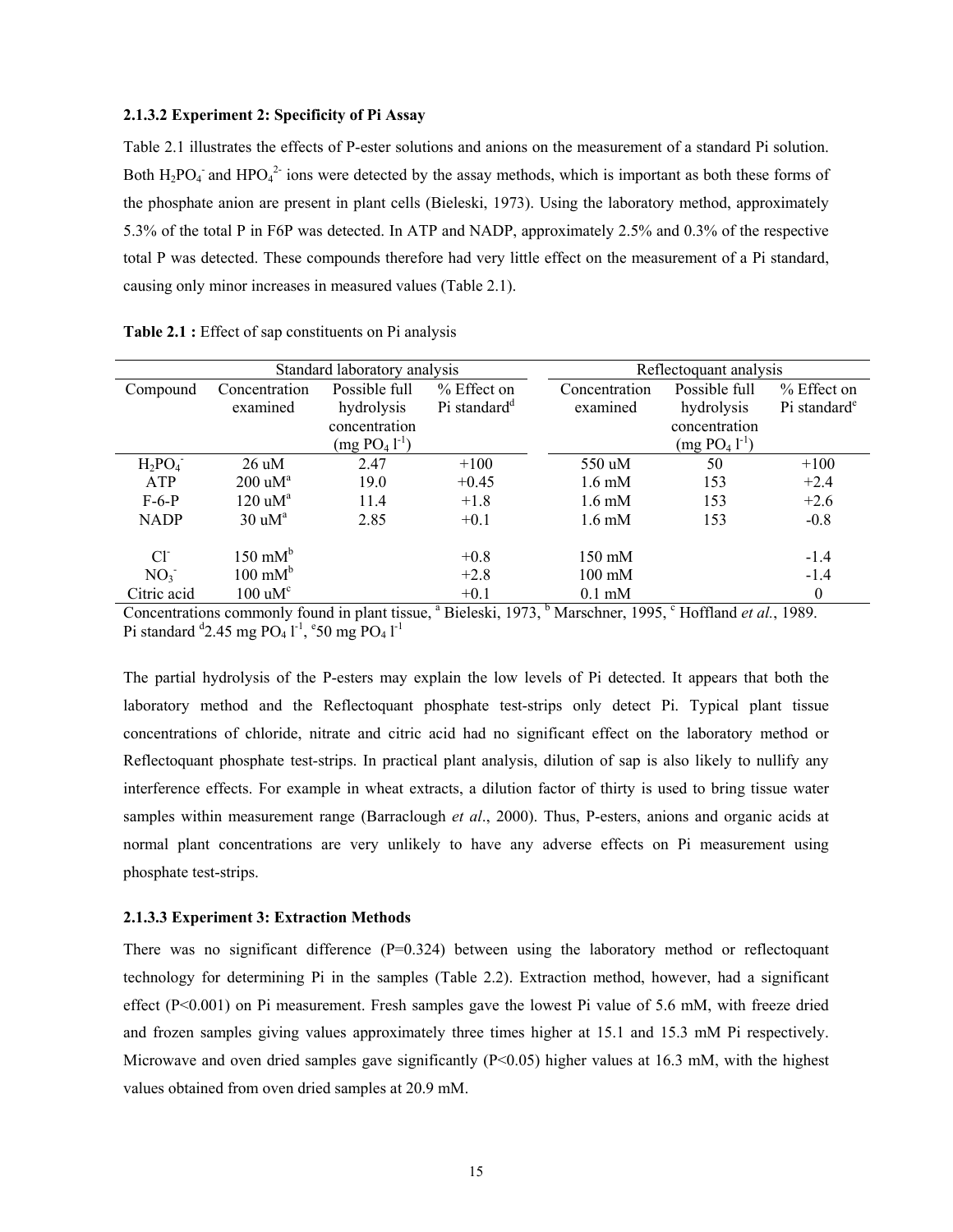### 2.1.3.2 Experiment 2: Specificity of Pi Assay

Table 2.1 illustrates the effects of P-ester solutions and anions on the measurement of a standard Pi solution. Both $H_2PO_4^-$ and $HPO_4^{2-}$ ions were detected by the assay methods, which is important as both these forms of the phosphate anion are present in plant cells (Bieleski, 1973). Using the laboratory method, approximately 5.3% of the total P in F6P was detected. In ATP and NADP, approximately 2.5% and 0.3% of the respective total P was detected. These compounds therefore had very little effect on the measurement of a Pi standard, causing only minor increases in measured values (Table 2.1).

**Table 2.1 :** Effect of sap constituents on Pi analysis

| | Standard laboratory analysis | | | Reflectoquant analysis | | |
|---|---|---|---|---|---|---|
| Compound | Concentration examined | Possible full hydrolysis concentration (mg $PO_4$ $l^{-1}$) | % Effect on Pi standard[d] | Concentration examined | Possible full hydrolysis concentration (mg $PO_4$ $l^{-1}$) | % Effect on Pi standard[e] |
| $H_2PO_4^-$ | 26 uM | 2.47 | +100 | 550 uM | 50 | +100 |
| ATP | 200 uM[a] | 19.0 | +0.45 | 1.6 mM | 153 | +2.4 |
| F-6-P | 120 uM[a] | 11.4 | +1.8 | 1.6 mM | 153 | +2.6 |
| NADP | 30 uM[a] | 2.85 | +0.1 | 1.6 mM | 153 | -0.8 |
| $Cl^-$ | 150 mM[b] | | +0.8 | 150 mM | | -1.4 |
| $NO_3^-$ | 100 mM[b] | | +2.8 | 100 mM | | -1.4 |
| Citric acid | 100 uM[c] | | +0.1 | 0.1 mM | | 0 |

Concentrations commonly found in plant tissue, [a] Bieleski, 1973, [b] Marschner, 1995, [c] Hoffland *et al.*, 1989. Pi standard [d]2.45 mg $PO_4$ $l^{-1}$, [e]50 mg $PO_4$ $l^{-1}$

The partial hydrolysis of the P-esters may explain the low levels of Pi detected. It appears that both the laboratory method and the Reflectoquant phosphate test-strips only detect Pi. Typical plant tissue concentrations of chloride, nitrate and citric acid had no significant effect on the laboratory method or Reflectoquant phosphate test-strips. In practical plant analysis, dilution of sap is also likely to nullify any interference effects. For example in wheat extracts, a dilution factor of thirty is used to bring tissue water samples within measurement range (Barraclough *et al*., 2000). Thus, P-esters, anions and organic acids at normal plant concentrations are very unlikely to have any adverse effects on Pi measurement using phosphate test-strips.

### 2.1.3.3 Experiment 3: Extraction Methods

There was no significant difference ($P=0.324$) between using the laboratory method or reflectoquant technology for determining Pi in the samples (Table 2.2). Extraction method, however, had a significant effect ($P<0.001$) on Pi measurement. Fresh samples gave the lowest Pi value of 5.6 mM, with freeze dried and frozen samples giving values approximately three times higher at 15.1 and 15.3 mM Pi respectively. Microwave and oven dried samples gave significantly ($P<0.05$) higher values at 16.3 mM, with the highest values obtained from oven dried samples at 20.9 mM.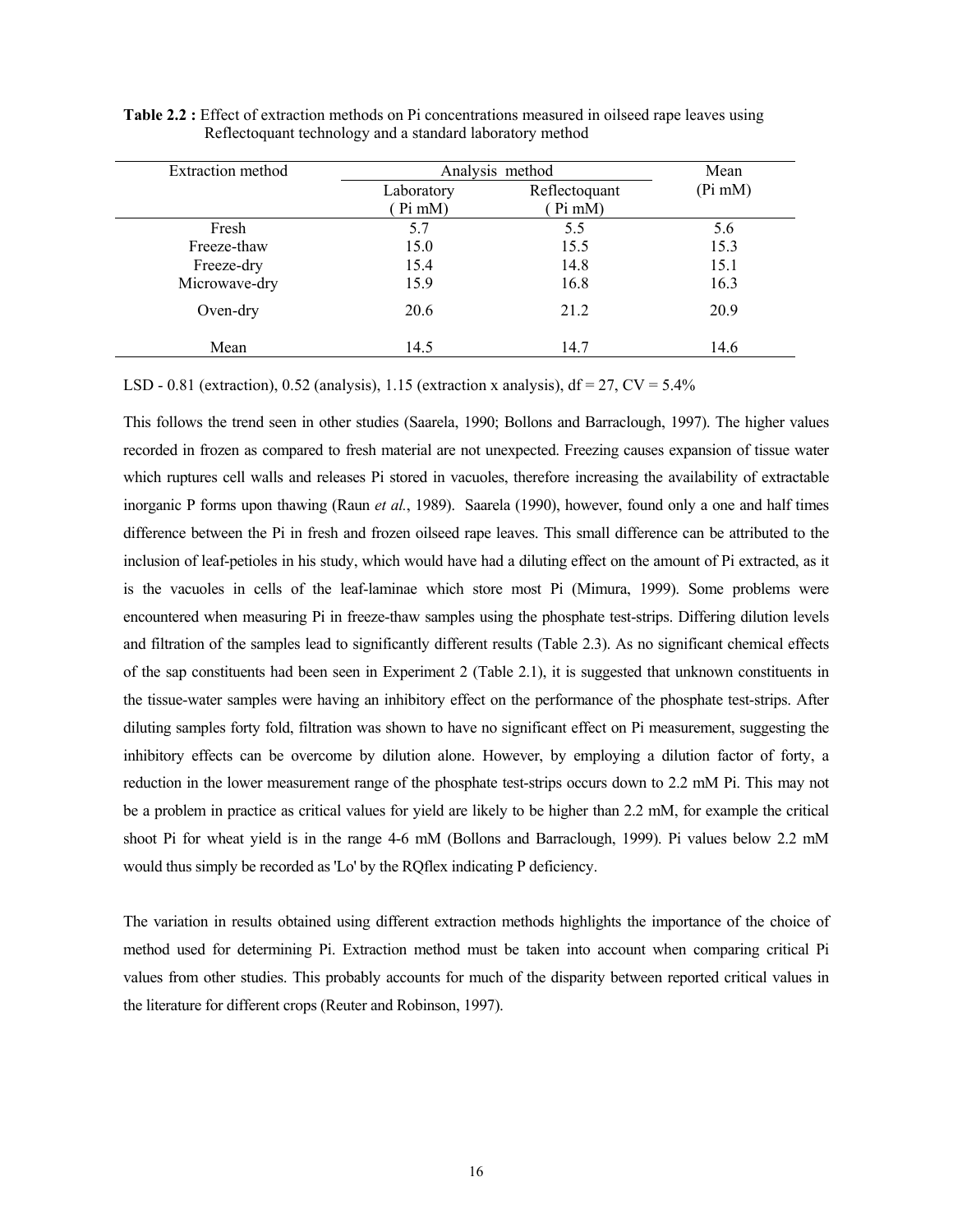**Table 2.2 :** Effect of extraction methods on Pi concentrations measured in oilseed rape leaves using Reflectoquant technology and a standard laboratory method

| Extraction method | Analysis method | | Mean |
|---|---|---|---|
| | Laboratory ( Pi mM) | Reflectoquant ( Pi mM) | (Pi mM) |
| Fresh | 5.7 | 5.5 | 5.6 |
| Freeze-thaw | 15.0 | 15.5 | 15.3 |
| Freeze-dry | 15.4 | 14.8 | 15.1 |
| Microwave-dry | 15.9 | 16.8 | 16.3 |
| Oven-dry | 20.6 | 21.2 | 20.9 |
| Mean | 14.5 | 14.7 | 14.6 |

LSD - 0.81 (extraction), 0.52 (analysis), 1.15 (extraction x analysis), df = 27, CV = 5.4%

This follows the trend seen in other studies (Saarela, 1990; Bollons and Barraclough, 1997). The higher values recorded in frozen as compared to fresh material are not unexpected. Freezing causes expansion of tissue water which ruptures cell walls and releases Pi stored in vacuoles, therefore increasing the availability of extractable inorganic P forms upon thawing (Raun *et al.*, 1989). Saarela (1990), however, found only a one and half times difference between the Pi in fresh and frozen oilseed rape leaves. This small difference can be attributed to the inclusion of leaf-petioles in his study, which would have had a diluting effect on the amount of Pi extracted, as it is the vacuoles in cells of the leaf-laminae which store most Pi (Mimura, 1999). Some problems were encountered when measuring Pi in freeze-thaw samples using the phosphate test-strips. Differing dilution levels and filtration of the samples lead to significantly different results (Table 2.3). As no significant chemical effects of the sap constituents had been seen in Experiment 2 (Table 2.1), it is suggested that unknown constituents in the tissue-water samples were having an inhibitory effect on the performance of the phosphate test-strips. After diluting samples forty fold, filtration was shown to have no significant effect on Pi measurement, suggesting the inhibitory effects can be overcome by dilution alone. However, by employing a dilution factor of forty, a reduction in the lower measurement range of the phosphate test-strips occurs down to 2.2 mM Pi. This may not be a problem in practice as critical values for yield are likely to be higher than 2.2 mM, for example the critical shoot Pi for wheat yield is in the range 4-6 mM (Bollons and Barraclough, 1999). Pi values below 2.2 mM would thus simply be recorded as 'Lo' by the RQflex indicating P deficiency.

The variation in results obtained using different extraction methods highlights the importance of the choice of method used for determining Pi. Extraction method must be taken into account when comparing critical Pi values from other studies. This probably accounts for much of the disparity between reported critical values in the literature for different crops (Reuter and Robinson, 1997).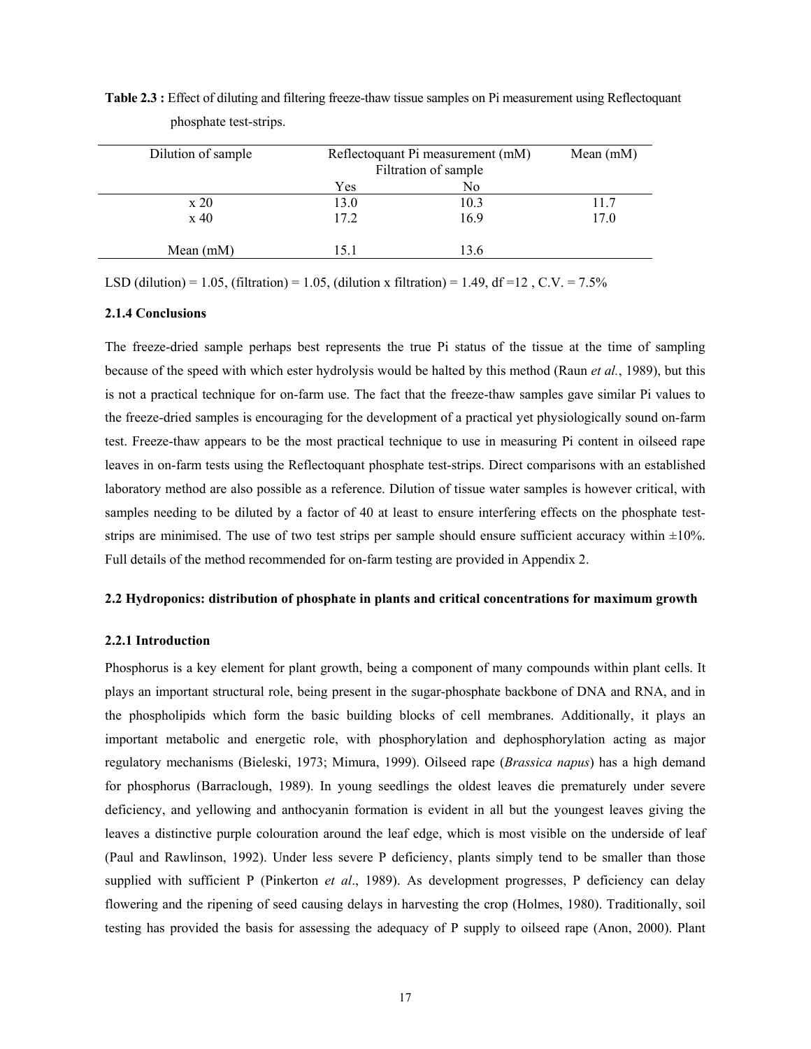**Table 2.3 :** Effect of diluting and filtering freeze-thaw tissue samples on Pi measurement using Reflectoquant phosphate test-strips.

| Dilution of sample | Reflectoquant Pi measurement (mM) Filtration of sample | | Mean (mM) |
|---|---|---|---|
| | Yes | No | |
| x 20 | 13.0 | 10.3 | 11.7 |
| x 40 | 17.2 | 16.9 | 17.0 |
| Mean (mM) | 15.1 | 13.6 | |

LSD (dilution) = 1.05, (filtration) = 1.05, (dilution x filtration) = 1.49, df =12 , C.V. = 7.5%

### 2.1.4 Conclusions

The freeze-dried sample perhaps best represents the true Pi status of the tissue at the time of sampling because of the speed with which ester hydrolysis would be halted by this method (Raun *et al.*, 1989), but this is not a practical technique for on-farm use. The fact that the freeze-thaw samples gave similar Pi values to the freeze-dried samples is encouraging for the development of a practical yet physiologically sound on-farm test. Freeze-thaw appears to be the most practical technique to use in measuring Pi content in oilseed rape leaves in on-farm tests using the Reflectoquant phosphate test-strips. Direct comparisons with an established laboratory method are also possible as a reference. Dilution of tissue water samples is however critical, with samples needing to be diluted by a factor of 40 at least to ensure interfering effects on the phosphate test-strips are minimised. The use of two test strips per sample should ensure sufficient accuracy within ±10%. Full details of the method recommended for on-farm testing are provided in Appendix 2.

## 2.2 Hydroponics: distribution of phosphate in plants and critical concentrations for maximum growth

### 2.2.1 Introduction

Phosphorus is a key element for plant growth, being a component of many compounds within plant cells. It plays an important structural role, being present in the sugar-phosphate backbone of DNA and RNA, and in the phospholipids which form the basic building blocks of cell membranes. Additionally, it plays an important metabolic and energetic role, with phosphorylation and dephosphorylation acting as major regulatory mechanisms (Bieleski, 1973; Mimura, 1999). Oilseed rape (*Brassica napus*) has a high demand for phosphorus (Barraclough, 1989). In young seedlings the oldest leaves die prematurely under severe deficiency, and yellowing and anthocyanin formation is evident in all but the youngest leaves giving the leaves a distinctive purple colouration around the leaf edge, which is most visible on the underside of leaf (Paul and Rawlinson, 1992). Under less severe P deficiency, plants simply tend to be smaller than those supplied with sufficient P (Pinkerton *et al*., 1989). As development progresses, P deficiency can delay flowering and the ripening of seed causing delays in harvesting the crop (Holmes, 1980). Traditionally, soil testing has provided the basis for assessing the adequacy of P supply to oilseed rape (Anon, 2000). Plant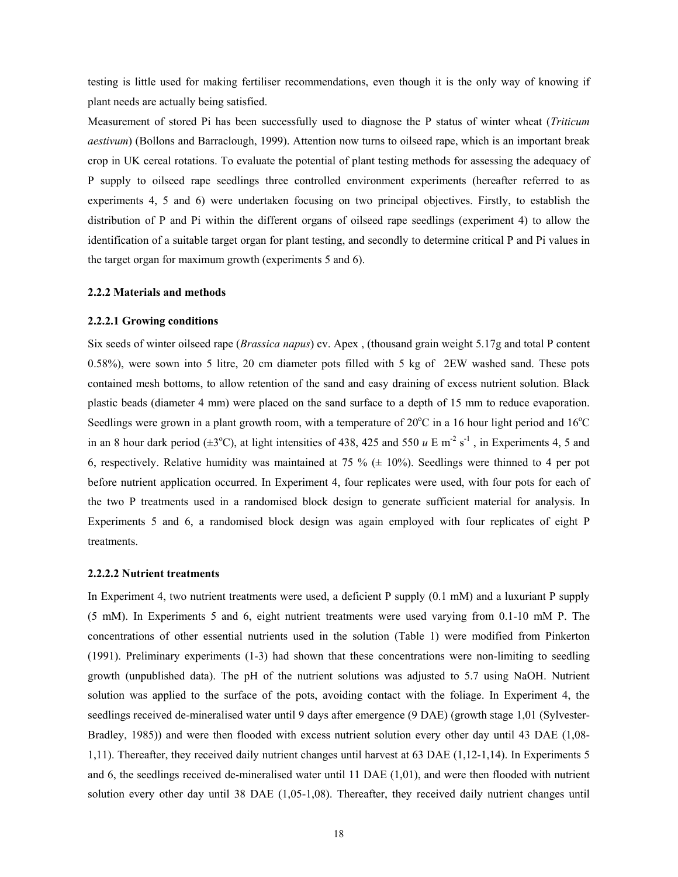testing is little used for making fertiliser recommendations, even though it is the only way of knowing if plant needs are actually being satisfied.

Measurement of stored Pi has been successfully used to diagnose the P status of winter wheat (*Triticum aestivum*) (Bollons and Barraclough, 1999). Attention now turns to oilseed rape, which is an important break crop in UK cereal rotations. To evaluate the potential of plant testing methods for assessing the adequacy of P supply to oilseed rape seedlings three controlled environment experiments (hereafter referred to as experiments 4, 5 and 6) were undertaken focusing on two principal objectives. Firstly, to establish the distribution of P and Pi within the different organs of oilseed rape seedlings (experiment 4) to allow the identification of a suitable target organ for plant testing, and secondly to determine critical P and Pi values in the target organ for maximum growth (experiments 5 and 6).

### 2.2.2 Materials and methods

#### 2.2.2.1 Growing conditions

Six seeds of winter oilseed rape (*Brassica napus*) cv. Apex , (thousand grain weight 5.17g and total P content 0.58%), were sown into 5 litre, 20 cm diameter pots filled with 5 kg of 2EW washed sand. These pots contained mesh bottoms, to allow retention of the sand and easy draining of excess nutrient solution. Black plastic beads (diameter 4 mm) were placed on the sand surface to a depth of 15 mm to reduce evaporation. Seedlings were grown in a plant growth room, with a temperature of 20$^{o}$C in a 16 hour light period and 16$^{o}$C in an 8 hour dark period (±3$^{o}$C), at light intensities of 438, 425 and 550 *u* E m$^{-2}$ s$^{-1}$ , in Experiments 4, 5 and 6, respectively. Relative humidity was maintained at 75 % (± 10%). Seedlings were thinned to 4 per pot before nutrient application occurred. In Experiment 4, four replicates were used, with four pots for each of the two P treatments used in a randomised block design to generate sufficient material for analysis. In Experiments 5 and 6, a randomised block design was again employed with four replicates of eight P treatments.

#### 2.2.2.2 Nutrient treatments

In Experiment 4, two nutrient treatments were used, a deficient P supply (0.1 mM) and a luxuriant P supply (5 mM). In Experiments 5 and 6, eight nutrient treatments were used varying from 0.1-10 mM P. The concentrations of other essential nutrients used in the solution (Table 1) were modified from Pinkerton (1991). Preliminary experiments (1-3) had shown that these concentrations were non-limiting to seedling growth (unpublished data). The pH of the nutrient solutions was adjusted to 5.7 using NaOH. Nutrient solution was applied to the surface of the pots, avoiding contact with the foliage. In Experiment 4, the seedlings received de-mineralised water until 9 days after emergence (9 DAE) (growth stage 1,01 (Sylvester-Bradley, 1985)) and were then flooded with excess nutrient solution every other day until 43 DAE (1,08-1,11). Thereafter, they received daily nutrient changes until harvest at 63 DAE (1,12-1,14). In Experiments 5 and 6, the seedlings received de-mineralised water until 11 DAE (1,01), and were then flooded with nutrient solution every other day until 38 DAE (1,05-1,08). Thereafter, they received daily nutrient changes until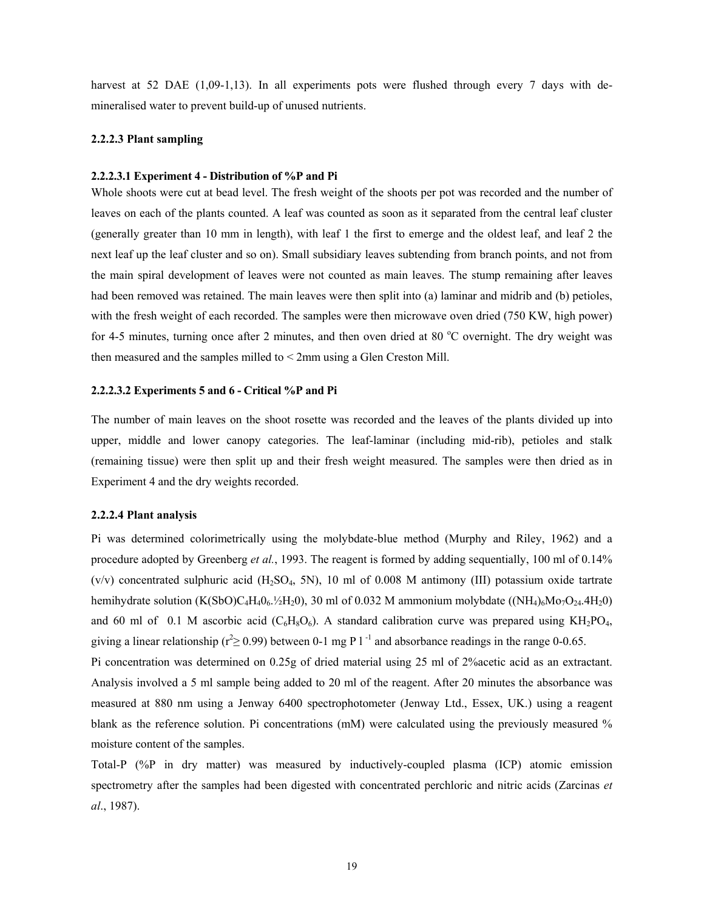harvest at 52 DAE (1,09-1,13). In all experiments pots were flushed through every 7 days with de-mineralised water to prevent build-up of unused nutrients.

#### 2.2.2.3 Plant sampling

##### 2.2.2.3.1 Experiment 4 - Distribution of %P and Pi

Whole shoots were cut at bead level. The fresh weight of the shoots per pot was recorded and the number of leaves on each of the plants counted. A leaf was counted as soon as it separated from the central leaf cluster (generally greater than 10 mm in length), with leaf 1 the first to emerge and the oldest leaf, and leaf 2 the next leaf up the leaf cluster and so on). Small subsidiary leaves subtending from branch points, and not from the main spiral development of leaves were not counted as main leaves. The stump remaining after leaves had been removed was retained. The main leaves were then split into (a) laminar and midrib and (b) petioles, with the fresh weight of each recorded. The samples were then microwave oven dried (750 KW, high power) for 4-5 minutes, turning once after 2 minutes, and then oven dried at 80 $^{o}$C overnight. The dry weight was then measured and the samples milled to < 2mm using a Glen Creston Mill.

##### 2.2.2.3.2 Experiments 5 and 6 - Critical %P and Pi

The number of main leaves on the shoot rosette was recorded and the leaves of the plants divided up into upper, middle and lower canopy categories. The leaf-laminar (including mid-rib), petioles and stalk (remaining tissue) were then split up and their fresh weight measured. The samples were then dried as in Experiment 4 and the dry weights recorded.

#### 2.2.2.4 Plant analysis

Pi was determined colorimetrically using the molybdate-blue method (Murphy and Riley, 1962) and a procedure adopted by Greenberg *et al.*, 1993. The reagent is formed by adding sequentially, 100 ml of 0.14% (v/v) concentrated sulphuric acid ($H_2SO_4$, 5N), 10 ml of 0.008 M antimony (III) potassium oxide tartrate hemihydrate solution ($K(SbO)C_4H_4O_6.½H_2O$), 30 ml of 0.032 M ammonium molybdate ($(NH_4)_6Mo_7O_{24}.4H_2O$) and 60 ml of 0.1 M ascorbic acid ($C_6H_8O_6$). A standard calibration curve was prepared using $KH_2PO_4$, giving a linear relationship ($r^2 \geq 0.99$) between 0-1 mg P $l^{-1}$ and absorbance readings in the range 0-0.65.

Pi concentration was determined on 0.25g of dried material using 25 ml of 2%acetic acid as an extractant. Analysis involved a 5 ml sample being added to 20 ml of the reagent. After 20 minutes the absorbance was measured at 880 nm using a Jenway 6400 spectrophotometer (Jenway Ltd., Essex, UK.) using a reagent blank as the reference solution. Pi concentrations (mM) were calculated using the previously measured % moisture content of the samples.

Total-P (%P in dry matter) was measured by inductively-coupled plasma (ICP) atomic emission spectrometry after the samples had been digested with concentrated perchloric and nitric acids (Zarcinas *et al*., 1987).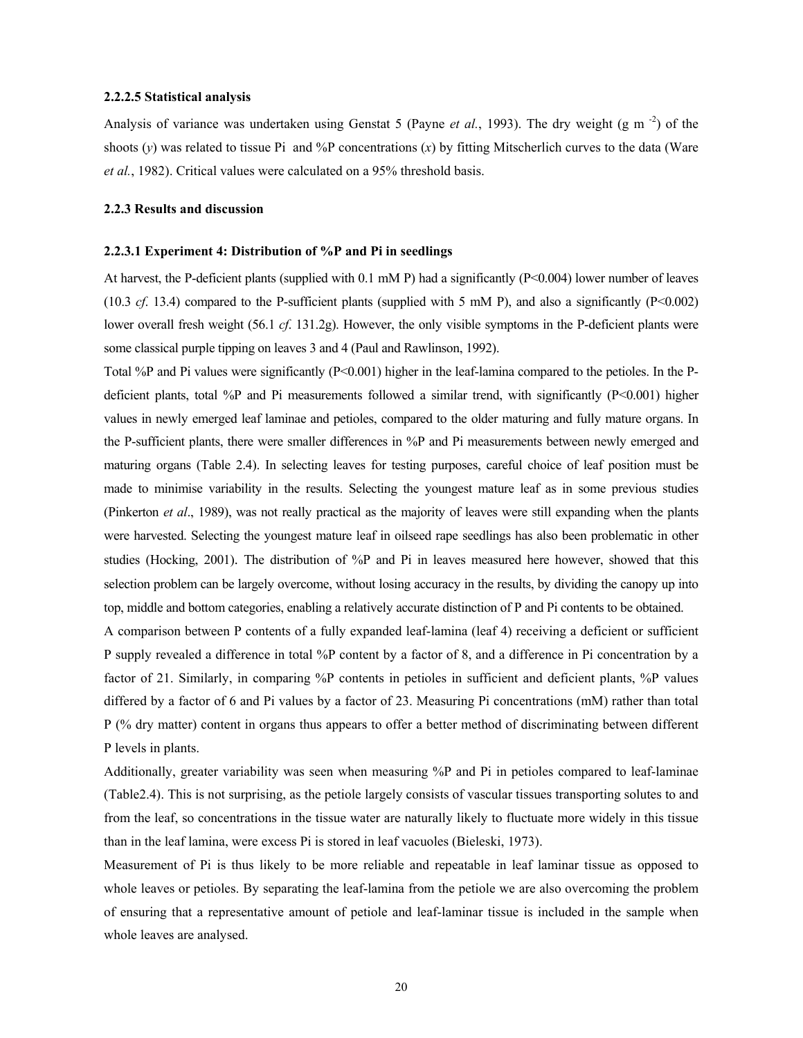#### 2.2.2.5 Statistical analysis

Analysis of variance was undertaken using Genstat 5 (Payne *et al.*, 1993). The dry weight (g m $^{-2}$) of the shoots ($y$) was related to tissue Pi and %P concentrations ($x$) by fitting Mitscherlich curves to the data (Ware *et al.*, 1982). Critical values were calculated on a 95% threshold basis.

### 2.2.3 Results and discussion

#### 2.2.3.1 Experiment 4: Distribution of %P and Pi in seedlings

At harvest, the P-deficient plants (supplied with 0.1 mM P) had a significantly ($P<0.004$) lower number of leaves (10.3 *cf*. 13.4) compared to the P-sufficient plants (supplied with 5 mM P), and also a significantly ($P<0.002$) lower overall fresh weight (56.1 *cf*. 131.2g). However, the only visible symptoms in the P-deficient plants were some classical purple tipping on leaves 3 and 4 (Paul and Rawlinson, 1992).

Total %P and Pi values were significantly ($P<0.001$) higher in the leaf-lamina compared to the petioles. In the P-deficient plants, total %P and Pi measurements followed a similar trend, with significantly ($P<0.001$) higher values in newly emerged leaf laminae and petioles, compared to the older maturing and fully mature organs. In the P-sufficient plants, there were smaller differences in %P and Pi measurements between newly emerged and maturing organs (Table 2.4). In selecting leaves for testing purposes, careful choice of leaf position must be made to minimise variability in the results. Selecting the youngest mature leaf as in some previous studies (Pinkerton *et al*., 1989), was not really practical as the majority of leaves were still expanding when the plants were harvested. Selecting the youngest mature leaf in oilseed rape seedlings has also been problematic in other studies (Hocking, 2001). The distribution of %P and Pi in leaves measured here however, showed that this selection problem can be largely overcome, without losing accuracy in the results, by dividing the canopy up into top, middle and bottom categories, enabling a relatively accurate distinction of P and Pi contents to be obtained.

A comparison between P contents of a fully expanded leaf-lamina (leaf 4) receiving a deficient or sufficient P supply revealed a difference in total %P content by a factor of 8, and a difference in Pi concentration by a factor of 21. Similarly, in comparing %P contents in petioles in sufficient and deficient plants, %P values differed by a factor of 6 and Pi values by a factor of 23. Measuring Pi concentrations (mM) rather than total P (% dry matter) content in organs thus appears to offer a better method of discriminating between different P levels in plants.

Additionally, greater variability was seen when measuring %P and Pi in petioles compared to leaf-laminae (Table2.4). This is not surprising, as the petiole largely consists of vascular tissues transporting solutes to and from the leaf, so concentrations in the tissue water are naturally likely to fluctuate more widely in this tissue than in the leaf lamina, were excess Pi is stored in leaf vacuoles (Bieleski, 1973).

Measurement of Pi is thus likely to be more reliable and repeatable in leaf laminar tissue as opposed to whole leaves or petioles. By separating the leaf-lamina from the petiole we are also overcoming the problem of ensuring that a representative amount of petiole and leaf-laminar tissue is included in the sample when whole leaves are analysed.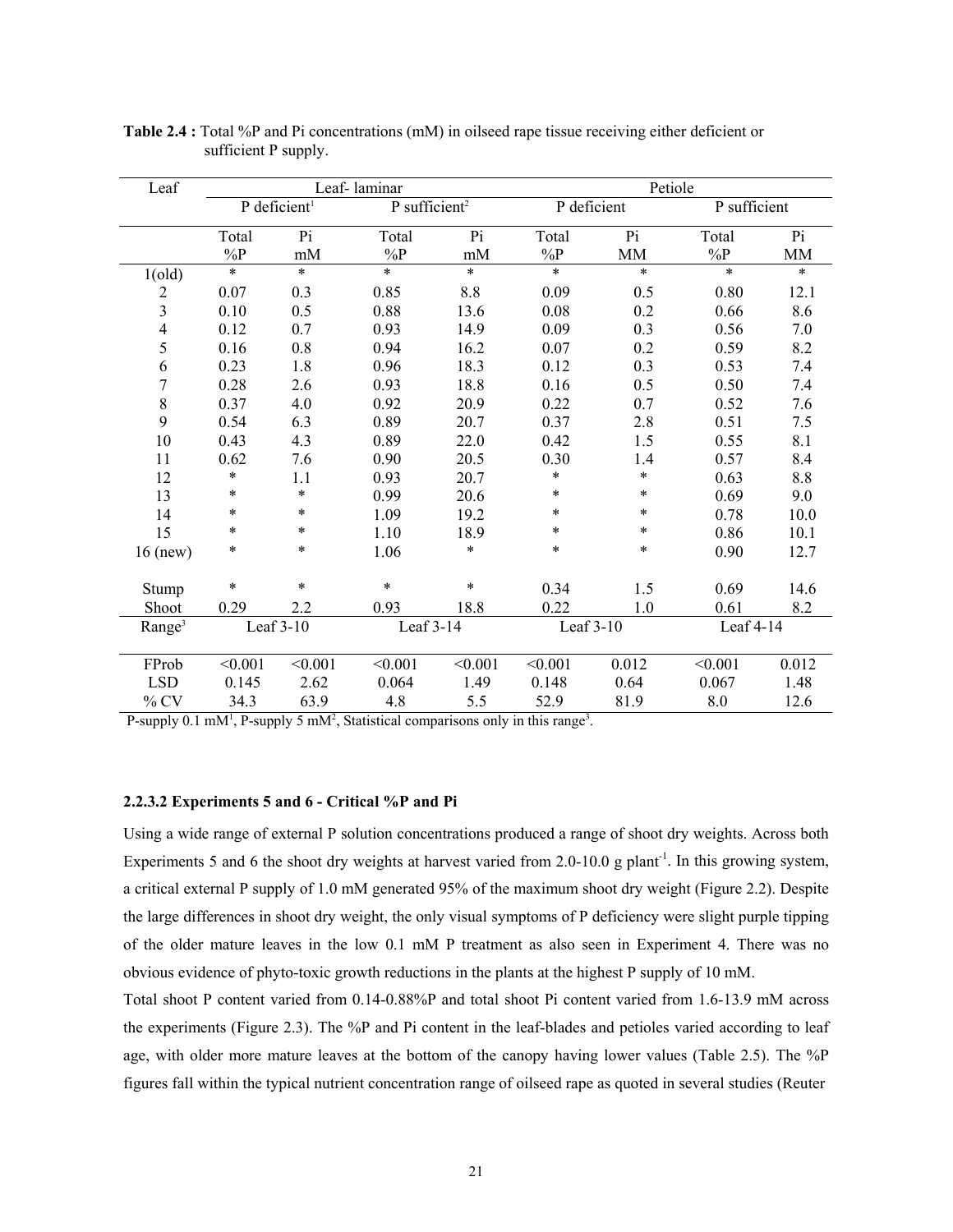**Table 2.4 :** Total %P and Pi concentrations (mM) in oilseed rape tissue receiving either deficient or sufficient P supply.

| Leaf | Leaf- laminar | | | | Petiole | | | |
|---|---|---|---|---|---|---|---|---|
| | P deficient[1] | | P sufficient[2] | | P deficient | | P sufficient | |
| | Total %P | Pi mM | Total %P | Pi mM | Total %P | Pi MM | Total %P | Pi MM |
| 1(old) | * | * | * | * | * | * | * | * |
| 2 | 0.07 | 0.3 | 0.85 | 8.8 | 0.09 | 0.5 | 0.80 | 12.1 |
| 3 | 0.10 | 0.5 | 0.88 | 13.6 | 0.08 | 0.2 | 0.66 | 8.6 |
| 4 | 0.12 | 0.7 | 0.93 | 14.9 | 0.09 | 0.3 | 0.56 | 7.0 |
| 5 | 0.16 | 0.8 | 0.94 | 16.2 | 0.07 | 0.2 | 0.59 | 8.2 |
| 6 | 0.23 | 1.8 | 0.96 | 18.3 | 0.12 | 0.3 | 0.53 | 7.4 |
| 7 | 0.28 | 2.6 | 0.93 | 18.8 | 0.16 | 0.5 | 0.50 | 7.4 |
| 8 | 0.37 | 4.0 | 0.92 | 20.9 | 0.22 | 0.7 | 0.52 | 7.6 |
| 9 | 0.54 | 6.3 | 0.89 | 20.7 | 0.37 | 2.8 | 0.51 | 7.5 |
| 10 | 0.43 | 4.3 | 0.89 | 22.0 | 0.42 | 1.5 | 0.55 | 8.1 |
| 11 | 0.62 | 7.6 | 0.90 | 20.5 | 0.30 | 1.4 | 0.57 | 8.4 |
| 12 | * | 1.1 | 0.93 | 20.7 | * | * | 0.63 | 8.8 |
| 13 | * | * | 0.99 | 20.6 | * | * | 0.69 | 9.0 |
| 14 | * | * | 1.09 | 19.2 | * | * | 0.78 | 10.0 |
| 15 | * | * | 1.10 | 18.9 | * | * | 0.86 | 10.1 |
| 16 (new) | * | * | 1.06 | * | * | * | 0.90 | 12.7 |
| Stump | * | * | * | * | 0.34 | 1.5 | 0.69 | 14.6 |
| Shoot | 0.29 | 2.2 | 0.93 | 18.8 | 0.22 | 1.0 | 0.61 | 8.2 |
| Range[3] | Leaf 3-10 | | Leaf 3-14 | | Leaf 3-10 | | Leaf 4-14 | |
| FProb | <0.001 | <0.001 | <0.001 | <0.001 | <0.001 | 0.012 | <0.001 | 0.012 |
| LSD | 0.145 | 2.62 | 0.064 | 1.49 | 0.148 | 0.64 | 0.067 | 1.48 |
| % CV | 34.3 | 63.9 | 4.8 | 5.5 | 52.9 | 81.9 | 8.0 | 12.6 |

P-supply 0.1 mM[1], P-supply 5 mM[2], Statistical comparisons only in this range[3].

#### 2.2.3.2 Experiments 5 and 6 - Critical %P and Pi

Using a wide range of external P solution concentrations produced a range of shoot dry weights. Across both Experiments 5 and 6 the shoot dry weights at harvest varied from 2.0-10.0 g plant$^{-1}$. In this growing system, a critical external P supply of 1.0 mM generated 95% of the maximum shoot dry weight (Figure 2.2). Despite the large differences in shoot dry weight, the only visual symptoms of P deficiency were slight purple tipping of the older mature leaves in the low 0.1 mM P treatment as also seen in Experiment 4. There was no obvious evidence of phyto-toxic growth reductions in the plants at the highest P supply of 10 mM.

Total shoot P content varied from 0.14-0.88%P and total shoot Pi content varied from 1.6-13.9 mM across the experiments (Figure 2.3). The %P and Pi content in the leaf-blades and petioles varied according to leaf age, with older more mature leaves at the bottom of the canopy having lower values (Table 2.5). The %P figures fall within the typical nutrient concentration range of oilseed rape as quoted in several studies (Reuter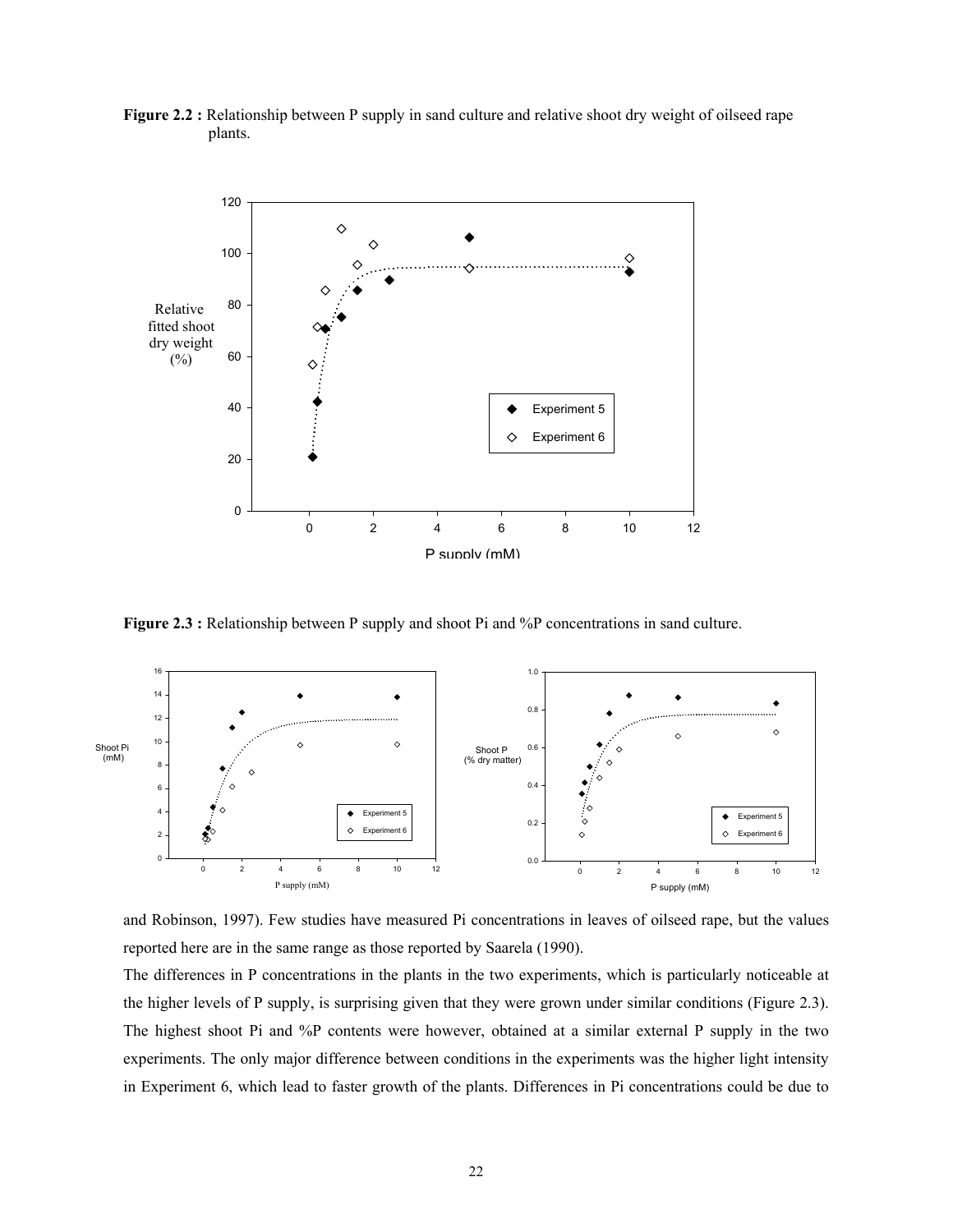**Figure 2.2 :** Relationship between P supply in sand culture and relative shoot dry weight of oilseed rape plants.

**Figure 2.3 :** Relationship between P supply and shoot Pi and %P concentrations in sand culture.

and Robinson, 1997). Few studies have measured Pi concentrations in leaves of oilseed rape, but the values reported here are in the same range as those reported by Saarela (1990).

The differences in P concentrations in the plants in the two experiments, which is particularly noticeable at the higher levels of P supply, is surprising given that they were grown under similar conditions (Figure 2.3). The highest shoot Pi and %P contents were however, obtained at a similar external P supply in the two experiments. The only major difference between conditions in the experiments was the higher light intensity in Experiment 6, which lead to faster growth of the plants. Differences in Pi concentrations could be due to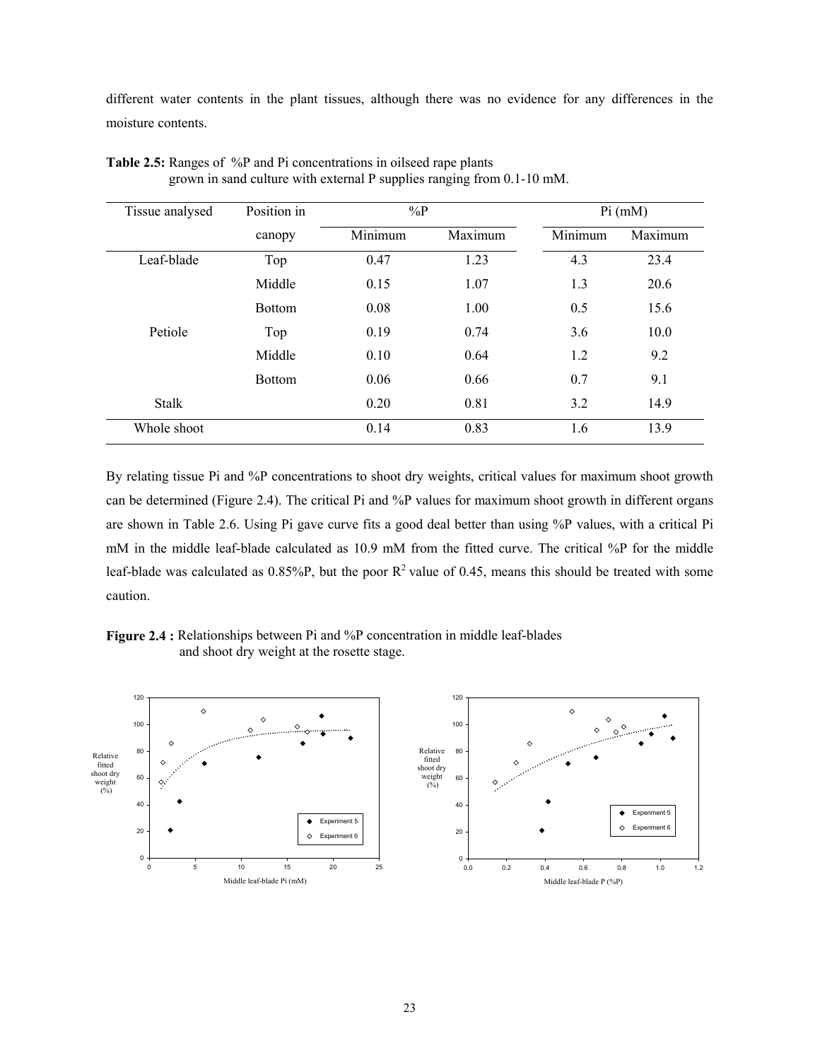different water contents in the plant tissues, although there was no evidence for any differences in the moisture contents.

**Table 2.5:** Ranges of %P and Pi concentrations in oilseed rape plants grown in sand culture with external P supplies ranging from 0.1-10 mM.

| Tissue analysed | Position in canopy | %P | | Pi (mM) | |
|---|---|---|---|---|---|
| | | Minimum | Maximum | Minimum | Maximum |
| Leaf-blade | Top | 0.47 | 1.23 | 4.3 | 23.4 |
| | Middle | 0.15 | 1.07 | 1.3 | 20.6 |
| | Bottom | 0.08 | 1.00 | 0.5 | 15.6 |
| Petiole | Top | 0.19 | 0.74 | 3.6 | 10.0 |
| | Middle | 0.10 | 0.64 | 1.2 | 9.2 |
| | Bottom | 0.06 | 0.66 | 0.7 | 9.1 |
| Stalk | | 0.20 | 0.81 | 3.2 | 14.9 |
| Whole shoot | | 0.14 | 0.83 | 1.6 | 13.9 |

By relating tissue Pi and %P concentrations to shoot dry weights, critical values for maximum shoot growth can be determined (Figure 2.4). The critical Pi and %P values for maximum shoot growth in different organs are shown in Table 2.6. Using Pi gave curve fits a good deal better than using %P values, with a critical Pi mM in the middle leaf-blade calculated as 10.9 mM from the fitted curve. The critical %P for the middle leaf-blade was calculated as 0.85%P, but the poor $R^2$ value of 0.45, means this should be treated with some caution.

**Figure 2.4 :** Relationships between Pi and %P concentration in middle leaf-blades and shoot dry weight at the rosette stage.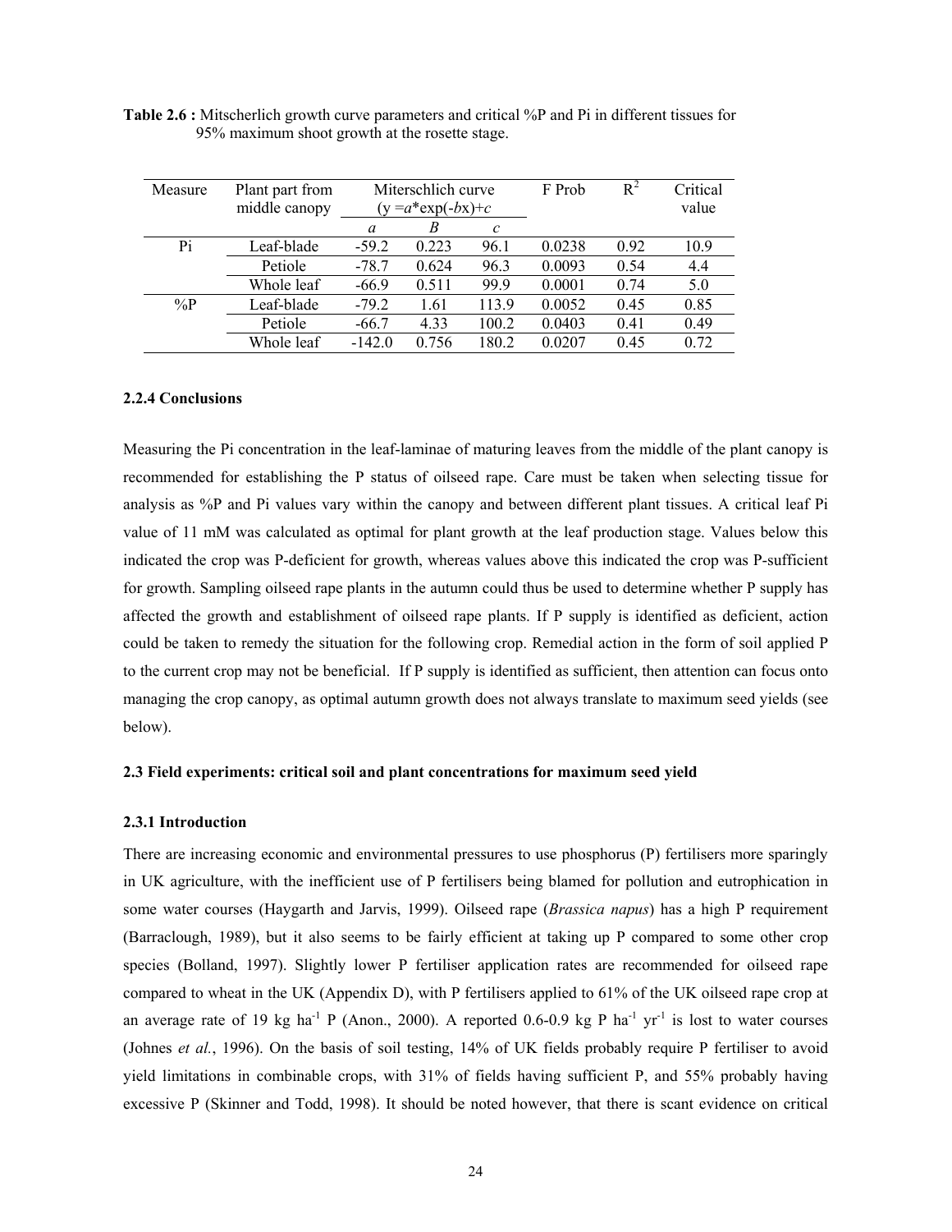**Table 2.6 :** Mitscherlich growth curve parameters and critical %P and Pi in different tissues for 95% maximum shoot growth at the rosette stage.

| Measure | Plant part from middle canopy | Miterschlich curve ($y = a*\exp(-bx)+c$) | | | F Prob | $R^2$ | Critical value |
|---|---|---|---|---|---|---|---|
| | | *a* | *B* | *c* | | | |
| Pi | Leaf-blade | -59.2 | 0.223 | 96.1 | 0.0238 | 0.92 | 10.9 |
| | Petiole | -78.7 | 0.624 | 96.3 | 0.0093 | 0.54 | 4.4 |
| | Whole leaf | -66.9 | 0.511 | 99.9 | 0.0001 | 0.74 | 5.0 |
| %P | Leaf-blade | -79.2 | 1.61 | 113.9 | 0.0052 | 0.45 | 0.85 |
| | Petiole | -66.7 | 4.33 | 100.2 | 0.0403 | 0.41 | 0.49 |
| | Whole leaf | -142.0 | 0.756 | 180.2 | 0.0207 | 0.45 | 0.72 |

### 2.2.4 Conclusions

Measuring the Pi concentration in the leaf-laminae of maturing leaves from the middle of the plant canopy is recommended for establishing the P status of oilseed rape. Care must be taken when selecting tissue for analysis as %P and Pi values vary within the canopy and between different plant tissues. A critical leaf Pi value of 11 mM was calculated as optimal for plant growth at the leaf production stage. Values below this indicated the crop was P-deficient for growth, whereas values above this indicated the crop was P-sufficient for growth. Sampling oilseed rape plants in the autumn could thus be used to determine whether P supply has affected the growth and establishment of oilseed rape plants. If P supply is identified as deficient, action could be taken to remedy the situation for the following crop. Remedial action in the form of soil applied P to the current crop may not be beneficial. If P supply is identified as sufficient, then attention can focus onto managing the crop canopy, as optimal autumn growth does not always translate to maximum seed yields (see below).

## 2.3 Field experiments: critical soil and plant concentrations for maximum seed yield

### 2.3.1 Introduction

There are increasing economic and environmental pressures to use phosphorus (P) fertilisers more sparingly in UK agriculture, with the inefficient use of P fertilisers being blamed for pollution and eutrophication in some water courses (Haygarth and Jarvis, 1999). Oilseed rape (*Brassica napus*) has a high P requirement (Barraclough, 1989), but it also seems to be fairly efficient at taking up P compared to some other crop species (Bolland, 1997). Slightly lower P fertiliser application rates are recommended for oilseed rape compared to wheat in the UK (Appendix D), with P fertilisers applied to 61% of the UK oilseed rape crop at an average rate of 19 kg $ha^{-1}$ P (Anon., 2000). A reported 0.6-0.9 kg P $ha^{-1}$ $yr^{-1}$ is lost to water courses (Johnes *et al.*, 1996). On the basis of soil testing, 14% of UK fields probably require P fertiliser to avoid yield limitations in combinable crops, with 31% of fields having sufficient P, and 55% probably having excessive P (Skinner and Todd, 1998). It should be noted however, that there is scant evidence on critical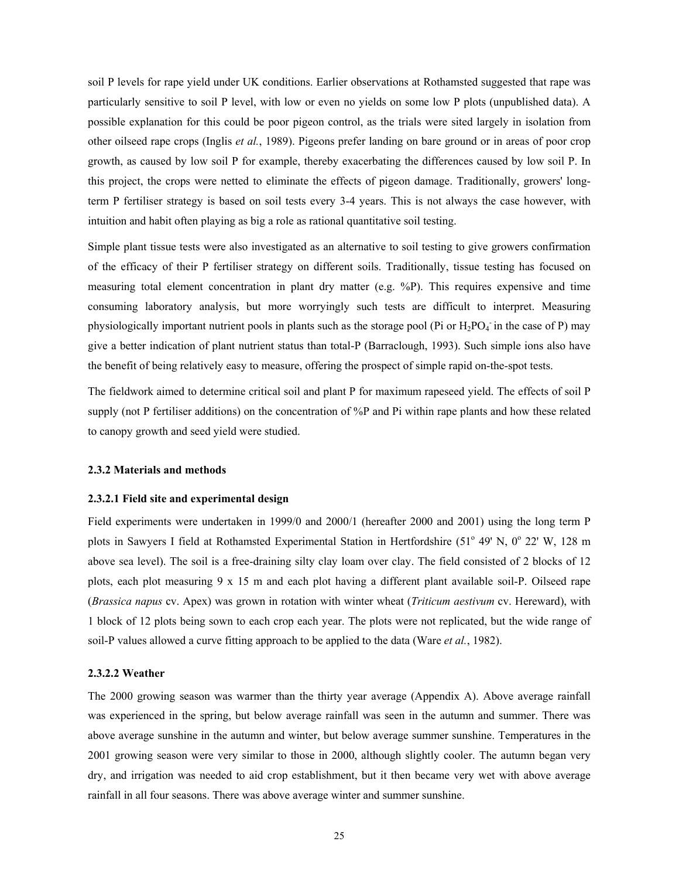soil P levels for rape yield under UK conditions. Earlier observations at Rothamsted suggested that rape was particularly sensitive to soil P level, with low or even no yields on some low P plots (unpublished data). A possible explanation for this could be poor pigeon control, as the trials were sited largely in isolation from other oilseed rape crops (Inglis *et al.*, 1989). Pigeons prefer landing on bare ground or in areas of poor crop growth, as caused by low soil P for example, thereby exacerbating the differences caused by low soil P. In this project, the crops were netted to eliminate the effects of pigeon damage. Traditionally, growers' long-term P fertiliser strategy is based on soil tests every 3-4 years. This is not always the case however, with intuition and habit often playing as big a role as rational quantitative soil testing.

Simple plant tissue tests were also investigated as an alternative to soil testing to give growers confirmation of the efficacy of their P fertiliser strategy on different soils. Traditionally, tissue testing has focused on measuring total element concentration in plant dry matter (e.g. %P). This requires expensive and time consuming laboratory analysis, but more worryingly such tests are difficult to interpret. Measuring physiologically important nutrient pools in plants such as the storage pool (Pi or $H_2PO_4^-$ in the case of P) may give a better indication of plant nutrient status than total-P (Barraclough, 1993). Such simple ions also have the benefit of being relatively easy to measure, offering the prospect of simple rapid on-the-spot tests.

The fieldwork aimed to determine critical soil and plant P for maximum rapeseed yield. The effects of soil P supply (not P fertiliser additions) on the concentration of %P and Pi within rape plants and how these related to canopy growth and seed yield were studied.

### 2.3.2 Materials and methods

#### 2.3.2.1 Field site and experimental design

Field experiments were undertaken in 1999/0 and 2000/1 (hereafter 2000 and 2001) using the long term P plots in Sawyers I field at Rothamsted Experimental Station in Hertfordshire (51° 49' N, 0° 22' W, 128 m above sea level). The soil is a free-draining silty clay loam over clay. The field consisted of 2 blocks of 12 plots, each plot measuring 9 x 15 m and each plot having a different plant available soil-P. Oilseed rape (*Brassica napus* cv. Apex) was grown in rotation with winter wheat (*Triticum aestivum* cv. Hereward), with 1 block of 12 plots being sown to each crop each year. The plots were not replicated, but the wide range of soil-P values allowed a curve fitting approach to be applied to the data (Ware *et al.*, 1982).

#### 2.3.2.2 Weather

The 2000 growing season was warmer than the thirty year average (Appendix A). Above average rainfall was experienced in the spring, but below average rainfall was seen in the autumn and summer. There was above average sunshine in the autumn and winter, but below average summer sunshine. Temperatures in the 2001 growing season were very similar to those in 2000, although slightly cooler. The autumn began very dry, and irrigation was needed to aid crop establishment, but it then became very wet with above average rainfall in all four seasons. There was above average winter and summer sunshine.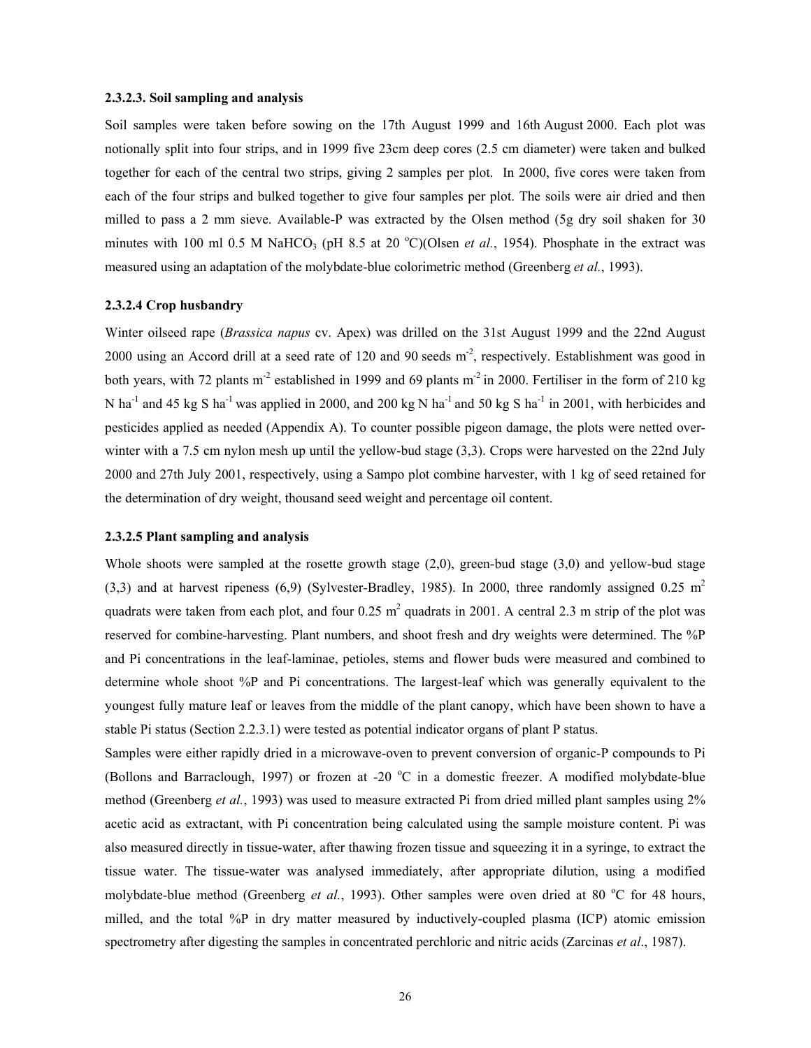#### 2.3.2.3. Soil sampling and analysis

Soil samples were taken before sowing on the 17th August 1999 and 16th August 2000. Each plot was notionally split into four strips, and in 1999 five 23cm deep cores (2.5 cm diameter) were taken and bulked together for each of the central two strips, giving 2 samples per plot. In 2000, five cores were taken from each of the four strips and bulked together to give four samples per plot. The soils were air dried and then milled to pass a 2 mm sieve. Available-P was extracted by the Olsen method (5g dry soil shaken for 30 minutes with 100 ml 0.5 M $NaHCO_3$ (pH 8.5 at 20 $^oC$)(Olsen *et al.*, 1954). Phosphate in the extract was measured using an adaptation of the molybdate-blue colorimetric method (Greenberg *et al.*, 1993).

#### 2.3.2.4 Crop husbandry

Winter oilseed rape (*Brassica napus* cv. Apex) was drilled on the 31st August 1999 and the 22nd August 2000 using an Accord drill at a seed rate of 120 and 90 seeds $m^{-2}$, respectively. Establishment was good in both years, with 72 plants $m^{-2}$ established in 1999 and 69 plants $m^{-2}$ in 2000. Fertiliser in the form of 210 kg N $ha^{-1}$ and 45 kg S $ha^{-1}$ was applied in 2000, and 200 kg N $ha^{-1}$ and 50 kg S $ha^{-1}$ in 2001, with herbicides and pesticides applied as needed (Appendix A). To counter possible pigeon damage, the plots were netted over-winter with a 7.5 cm nylon mesh up until the yellow-bud stage (3,3). Crops were harvested on the 22nd July 2000 and 27th July 2001, respectively, using a Sampo plot combine harvester, with 1 kg of seed retained for the determination of dry weight, thousand seed weight and percentage oil content.

#### 2.3.2.5 Plant sampling and analysis

Whole shoots were sampled at the rosette growth stage (2,0), green-bud stage (3,0) and yellow-bud stage (3,3) and at harvest ripeness (6,9) (Sylvester-Bradley, 1985). In 2000, three randomly assigned 0.25 $m^2$ quadrats were taken from each plot, and four 0.25 $m^2$ quadrats in 2001. A central 2.3 m strip of the plot was reserved for combine-harvesting. Plant numbers, and shoot fresh and dry weights were determined. The %P and Pi concentrations in the leaf-laminae, petioles, stems and flower buds were measured and combined to determine whole shoot %P and Pi concentrations. The largest-leaf which was generally equivalent to the youngest fully mature leaf or leaves from the middle of the plant canopy, which have been shown to have a stable Pi status (Section 2.2.3.1) were tested as potential indicator organs of plant P status.

Samples were either rapidly dried in a microwave-oven to prevent conversion of organic-P compounds to Pi (Bollons and Barraclough, 1997) or frozen at -20 $^oC$ in a domestic freezer. A modified molybdate-blue method (Greenberg *et al.*, 1993) was used to measure extracted Pi from dried milled plant samples using 2% acetic acid as extractant, with Pi concentration being calculated using the sample moisture content. Pi was also measured directly in tissue-water, after thawing frozen tissue and squeezing it in a syringe, to extract the tissue water. The tissue-water was analysed immediately, after appropriate dilution, using a modified molybdate-blue method (Greenberg *et al.*, 1993). Other samples were oven dried at 80 $^oC$ for 48 hours, milled, and the total %P in dry matter measured by inductively-coupled plasma (ICP) atomic emission spectrometry after digesting the samples in concentrated perchloric and nitric acids (Zarcinas *et al*., 1987).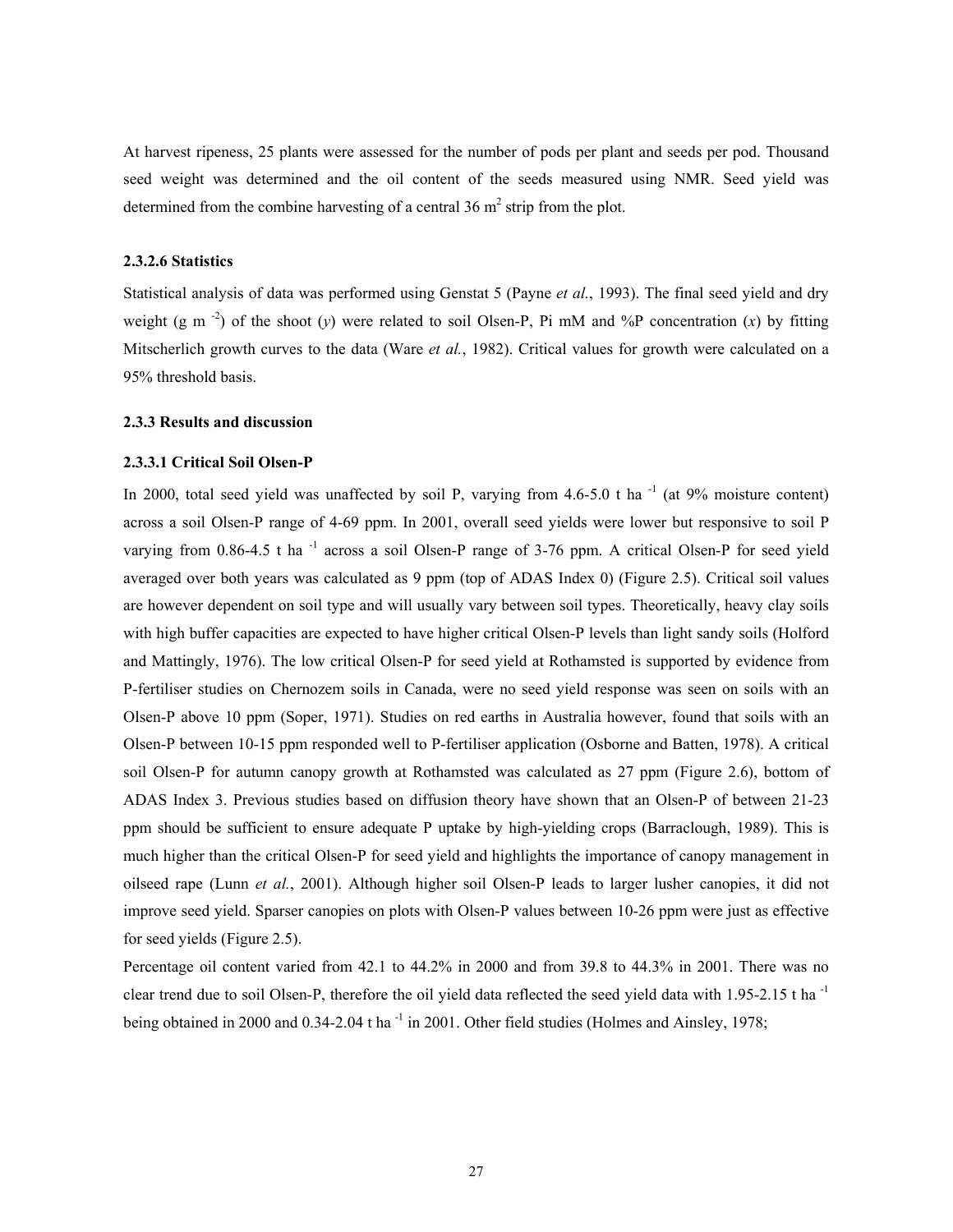At harvest ripeness, 25 plants were assessed for the number of pods per plant and seeds per pod. Thousand seed weight was determined and the oil content of the seeds measured using NMR. Seed yield was determined from the combine harvesting of a central 36 $m^2$ strip from the plot.

#### 2.3.2.6 Statistics

Statistical analysis of data was performed using Genstat 5 (Payne *et al.*, 1993). The final seed yield and dry weight (g $m^{-2}$) of the shoot (*y*) were related to soil Olsen-P, Pi mM and %P concentration (*x*) by fitting Mitscherlich growth curves to the data (Ware *et al.*, 1982). Critical values for growth were calculated on a 95% threshold basis.

### 2.3.3 Results and discussion

#### 2.3.3.1 Critical Soil Olsen-P

In 2000, total seed yield was unaffected by soil P, varying from 4.6-5.0 t $ha^{-1}$ (at 9% moisture content) across a soil Olsen-P range of 4-69 ppm. In 2001, overall seed yields were lower but responsive to soil P varying from 0.86-4.5 t $ha^{-1}$ across a soil Olsen-P range of 3-76 ppm. A critical Olsen-P for seed yield averaged over both years was calculated as 9 ppm (top of ADAS Index 0) (Figure 2.5). Critical soil values are however dependent on soil type and will usually vary between soil types. Theoretically, heavy clay soils with high buffer capacities are expected to have higher critical Olsen-P levels than light sandy soils (Holford and Mattingly, 1976). The low critical Olsen-P for seed yield at Rothamsted is supported by evidence from P-fertiliser studies on Chernozem soils in Canada, were no seed yield response was seen on soils with an Olsen-P above 10 ppm (Soper, 1971). Studies on red earths in Australia however, found that soils with an Olsen-P between 10-15 ppm responded well to P-fertiliser application (Osborne and Batten, 1978). A critical soil Olsen-P for autumn canopy growth at Rothamsted was calculated as 27 ppm (Figure 2.6), bottom of ADAS Index 3. Previous studies based on diffusion theory have shown that an Olsen-P of between 21-23 ppm should be sufficient to ensure adequate P uptake by high-yielding crops (Barraclough, 1989). This is much higher than the critical Olsen-P for seed yield and highlights the importance of canopy management in oilseed rape (Lunn *et al.*, 2001). Although higher soil Olsen-P leads to larger lusher canopies, it did not improve seed yield. Sparser canopies on plots with Olsen-P values between 10-26 ppm were just as effective for seed yields (Figure 2.5).

Percentage oil content varied from 42.1 to 44.2% in 2000 and from 39.8 to 44.3% in 2001. There was no clear trend due to soil Olsen-P, therefore the oil yield data reflected the seed yield data with 1.95-2.15 t $ha^{-1}$ being obtained in 2000 and 0.34-2.04 t $ha^{-1}$ in 2001. Other field studies (Holmes and Ainsley, 1978;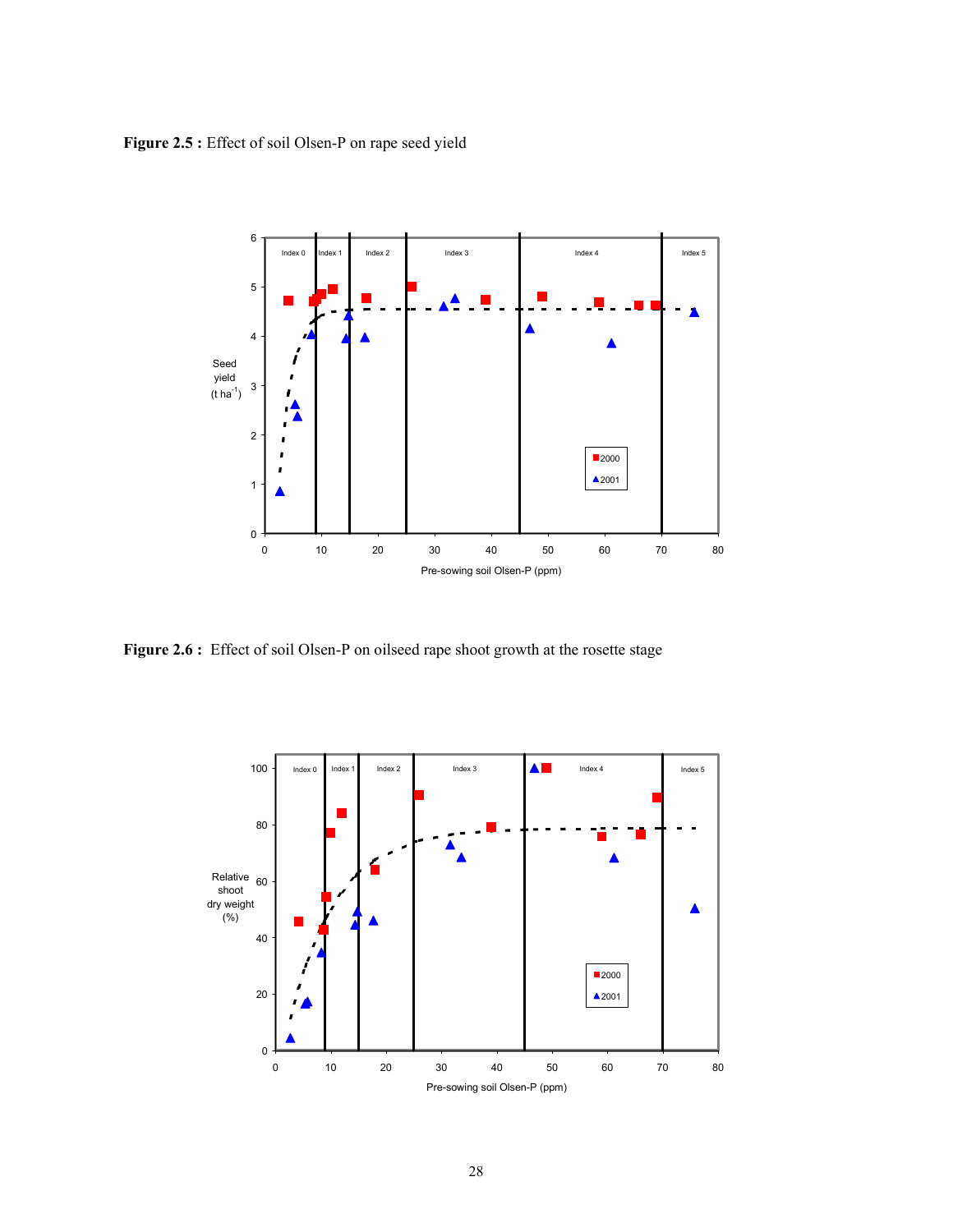**Figure 2.5 :** Effect of soil Olsen-P on rape seed yield

**Figure 2.6 :** Effect of soil Olsen-P on oilseed rape shoot growth at the rosette stage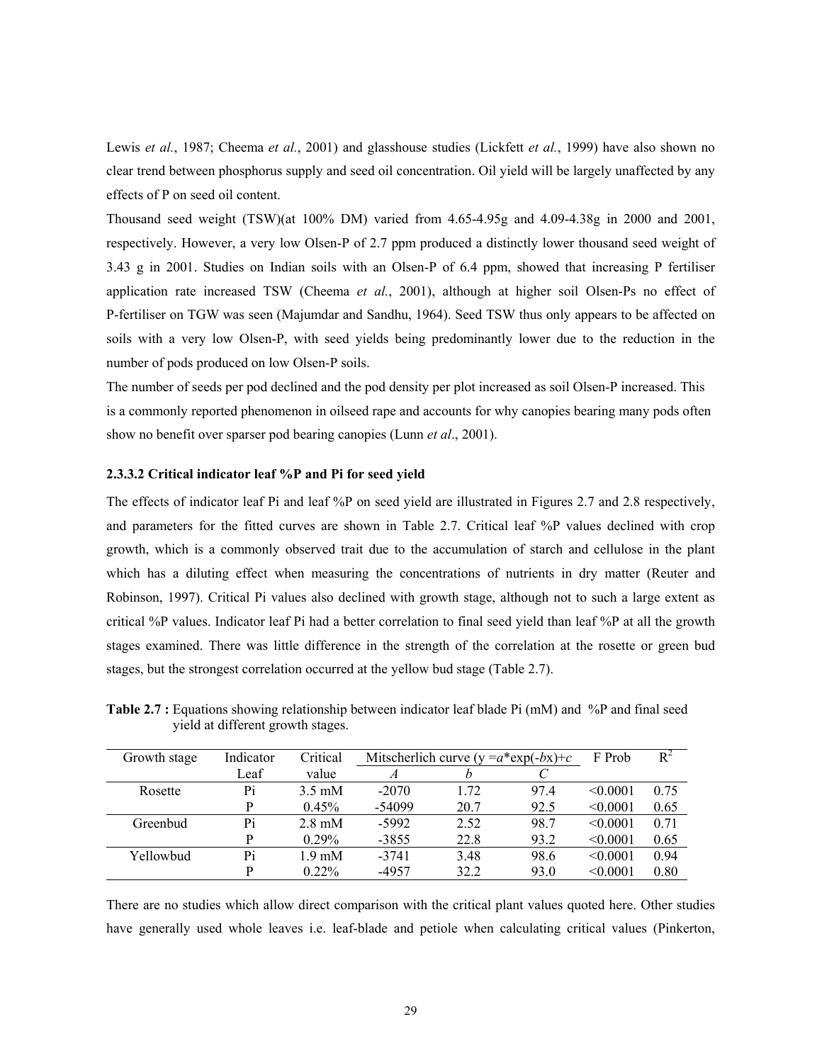Lewis *et al.*, 1987; Cheema *et al.*, 2001) and glasshouse studies (Lickfett *et al.*, 1999) have also shown no clear trend between phosphorus supply and seed oil concentration. Oil yield will be largely unaffected by any effects of P on seed oil content.

Thousand seed weight (TSW)(at 100% DM) varied from 4.65-4.95g and 4.09-4.38g in 2000 and 2001, respectively. However, a very low Olsen-P of 2.7 ppm produced a distinctly lower thousand seed weight of 3.43 g in 2001. Studies on Indian soils with an Olsen-P of 6.4 ppm, showed that increasing P fertiliser application rate increased TSW (Cheema *et al.*, 2001), although at higher soil Olsen-Ps no effect of P-fertiliser on TGW was seen (Majumdar and Sandhu, 1964). Seed TSW thus only appears to be affected on soils with a very low Olsen-P, with seed yields being predominantly lower due to the reduction in the number of pods produced on low Olsen-P soils.

The number of seeds per pod declined and the pod density per plot increased as soil Olsen-P increased. This is a commonly reported phenomenon in oilseed rape and accounts for why canopies bearing many pods often show no benefit over sparser pod bearing canopies (Lunn *et al*., 2001).

#### 2.3.3.2 Critical indicator leaf %P and Pi for seed yield

The effects of indicator leaf Pi and leaf %P on seed yield are illustrated in Figures 2.7 and 2.8 respectively, and parameters for the fitted curves are shown in Table 2.7. Critical leaf %P values declined with crop growth, which is a commonly observed trait due to the accumulation of starch and cellulose in the plant which has a diluting effect when measuring the concentrations of nutrients in dry matter (Reuter and Robinson, 1997). Critical Pi values also declined with growth stage, although not to such a large extent as critical %P values. Indicator leaf Pi had a better correlation to final seed yield than leaf %P at all the growth stages examined. There was little difference in the strength of the correlation at the rosette or green bud stages, but the strongest correlation occurred at the yellow bud stage (Table 2.7).

**Table 2.7 :** Equations showing relationship between indicator leaf blade Pi (mM) and %P and final seed yield at different growth stages.

| Growth stage | Indicator Leaf | Critical value | Mitscherlich curve ($y = a{*}\exp(-bx)+c$) | | | F Prob | $R^2$ |
|---|---|---|---|---|---|---|---|
| | | | *A* | *b* | *C* | | |
| Rosette | Pi | 3.5 mM | -2070 | 1.72 | 97.4 | <0.0001 | 0.75 |
| | P | 0.45% | -54099 | 20.7 | 92.5 | <0.0001 | 0.65 |
| Greenbud | Pi | 2.8 mM | -5992 | 2.52 | 98.7 | <0.0001 | 0.71 |
| | P | 0.29% | -3855 | 22.8 | 93.2 | <0.0001 | 0.65 |
| Yellowbud | Pi | 1.9 mM | -3741 | 3.48 | 98.6 | <0.0001 | 0.94 |
| | P | 0.22% | -4957 | 32.2 | 93.0 | <0.0001 | 0.80 |

There are no studies which allow direct comparison with the critical plant values quoted here. Other studies have generally used whole leaves i.e. leaf-blade and petiole when calculating critical values (Pinkerton,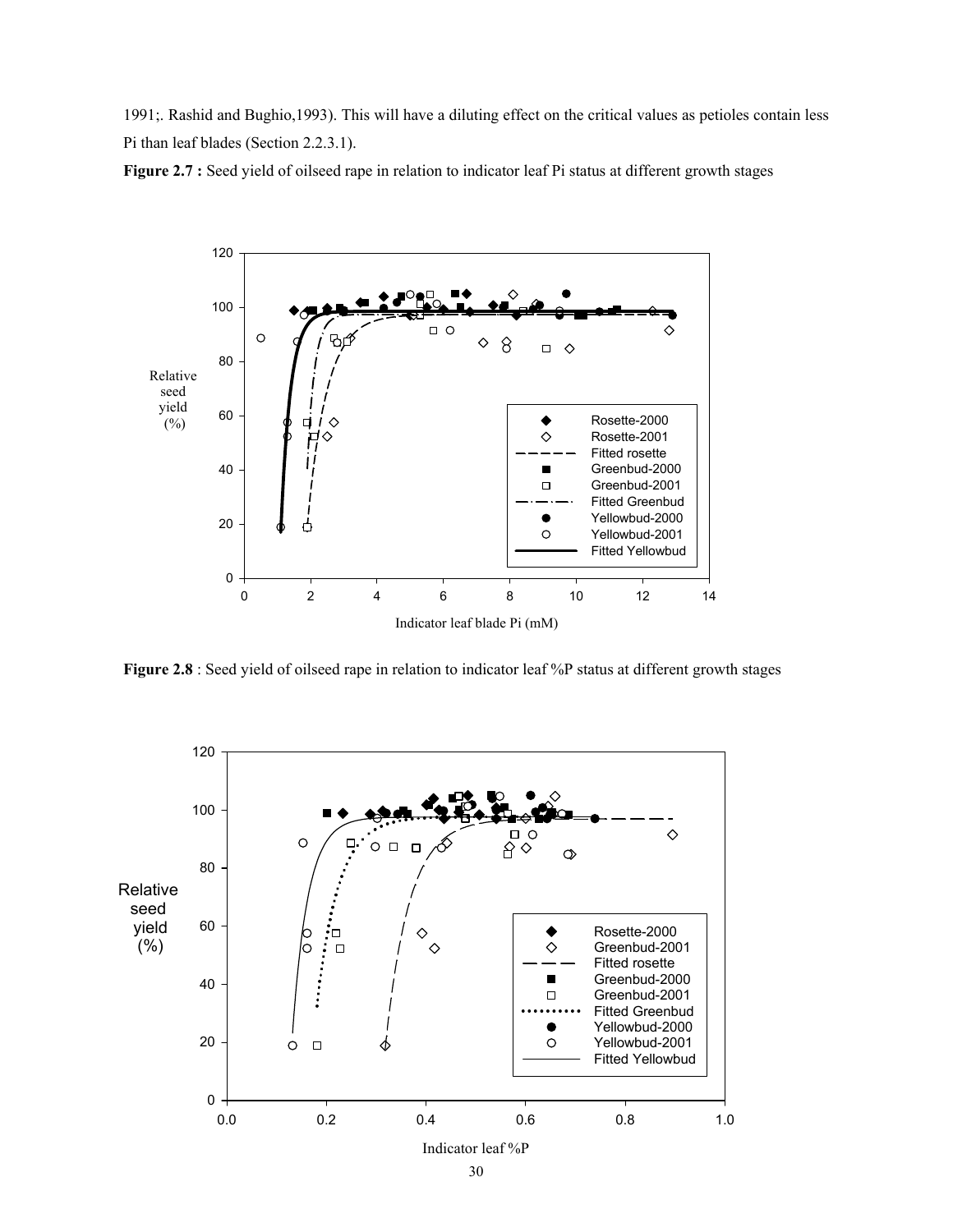1991;. Rashid and Bughio,1993). This will have a diluting effect on the critical values as petioles contain less Pi than leaf blades (Section 2.2.3.1).

**Figure 2.7 :** Seed yield of oilseed rape in relation to indicator leaf Pi status at different growth stages

**Figure 2.8** : Seed yield of oilseed rape in relation to indicator leaf %P status at different growth stages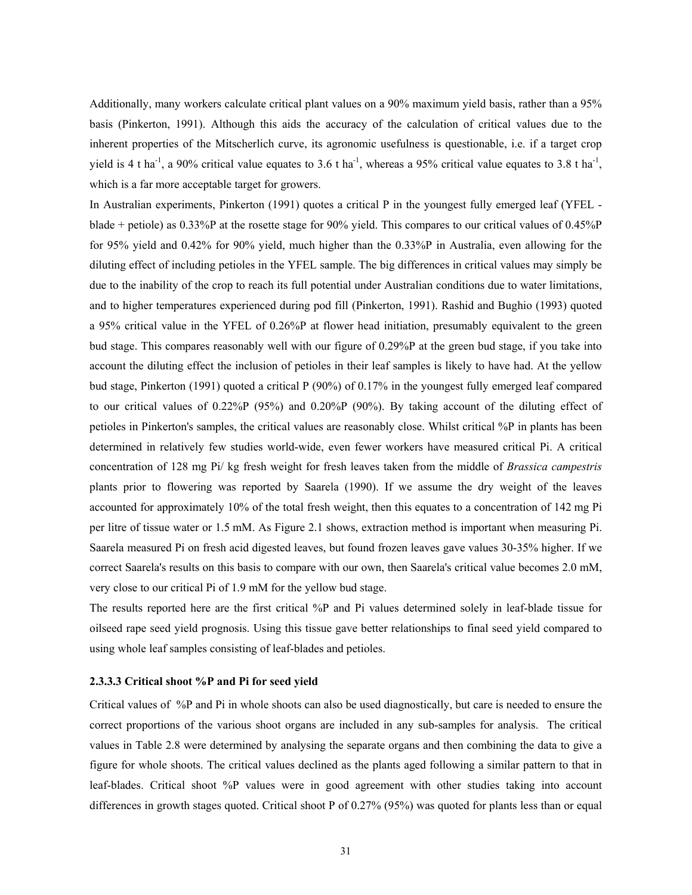Additionally, many workers calculate critical plant values on a 90% maximum yield basis, rather than a 95% basis (Pinkerton, 1991). Although this aids the accuracy of the calculation of critical values due to the inherent properties of the Mitscherlich curve, its agronomic usefulness is questionable, i.e. if a target crop yield is 4 t ha$^{-1}$, a 90% critical value equates to 3.6 t ha$^{-1}$, whereas a 95% critical value equates to 3.8 t ha$^{-1}$, which is a far more acceptable target for growers.

In Australian experiments, Pinkerton (1991) quotes a critical P in the youngest fully emerged leaf (YFEL - blade + petiole) as 0.33%P at the rosette stage for 90% yield. This compares to our critical values of 0.45%P for 95% yield and 0.42% for 90% yield, much higher than the 0.33%P in Australia, even allowing for the diluting effect of including petioles in the YFEL sample. The big differences in critical values may simply be due to the inability of the crop to reach its full potential under Australian conditions due to water limitations, and to higher temperatures experienced during pod fill (Pinkerton, 1991). Rashid and Bughio (1993) quoted a 95% critical value in the YFEL of 0.26%P at flower head initiation, presumably equivalent to the green bud stage. This compares reasonably well with our figure of 0.29%P at the green bud stage, if you take into account the diluting effect the inclusion of petioles in their leaf samples is likely to have had. At the yellow bud stage, Pinkerton (1991) quoted a critical P (90%) of 0.17% in the youngest fully emerged leaf compared to our critical values of 0.22%P (95%) and 0.20%P (90%). By taking account of the diluting effect of petioles in Pinkerton's samples, the critical values are reasonably close. Whilst critical %P in plants has been determined in relatively few studies world-wide, even fewer workers have measured critical Pi. A critical concentration of 128 mg Pi/ kg fresh weight for fresh leaves taken from the middle of *Brassica campestris* plants prior to flowering was reported by Saarela (1990). If we assume the dry weight of the leaves accounted for approximately 10% of the total fresh weight, then this equates to a concentration of 142 mg Pi per litre of tissue water or 1.5 mM. As Figure 2.1 shows, extraction method is important when measuring Pi. Saarela measured Pi on fresh acid digested leaves, but found frozen leaves gave values 30-35% higher. If we correct Saarela's results on this basis to compare with our own, then Saarela's critical value becomes 2.0 mM, very close to our critical Pi of 1.9 mM for the yellow bud stage.

The results reported here are the first critical %P and Pi values determined solely in leaf-blade tissue for oilseed rape seed yield prognosis. Using this tissue gave better relationships to final seed yield compared to using whole leaf samples consisting of leaf-blades and petioles.

#### 2.3.3.3 Critical shoot %P and Pi for seed yield

Critical values of %P and Pi in whole shoots can also be used diagnostically, but care is needed to ensure the correct proportions of the various shoot organs are included in any sub-samples for analysis. The critical values in Table 2.8 were determined by analysing the separate organs and then combining the data to give a figure for whole shoots. The critical values declined as the plants aged following a similar pattern to that in leaf-blades. Critical shoot %P values were in good agreement with other studies taking into account differences in growth stages quoted. Critical shoot P of 0.27% (95%) was quoted for plants less than or equal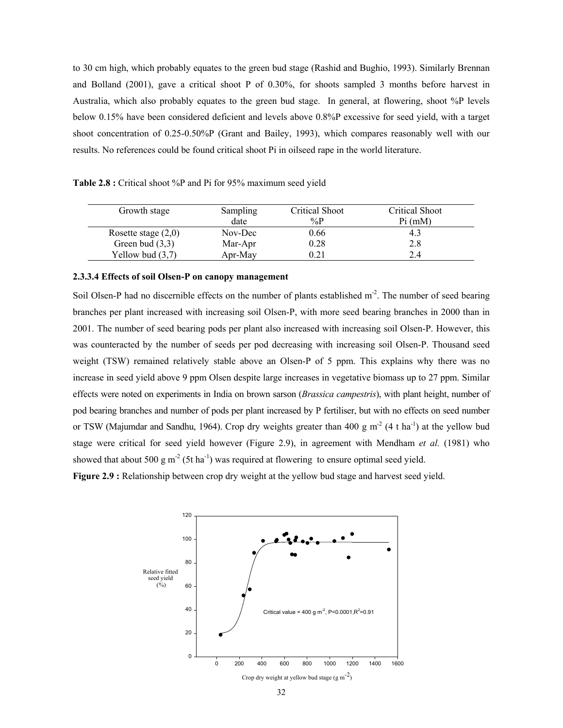to 30 cm high, which probably equates to the green bud stage (Rashid and Bughio, 1993). Similarly Brennan and Bolland (2001), gave a critical shoot P of 0.30%, for shoots sampled 3 months before harvest in Australia, which also probably equates to the green bud stage. In general, at flowering, shoot %P levels below 0.15% have been considered deficient and levels above 0.8%P excessive for seed yield, with a target shoot concentration of 0.25-0.50%P (Grant and Bailey, 1993), which compares reasonably well with our results. No references could be found critical shoot Pi in oilseed rape in the world literature.

**Table 2.8 :** Critical shoot %P and Pi for 95% maximum seed yield

| Growth stage | Sampling date | Critical Shoot %P | Critical Shoot Pi (mM) |
|---|---|---|---|
| Rosette stage (2,0) | Nov-Dec | 0.66 | 4.3 |
| Green bud (3,3) | Mar-Apr | 0.28 | 2.8 |
| Yellow bud (3,7) | Apr-May | 0.21 | 2.4 |

#### 2.3.3.4 Effects of soil Olsen-P on canopy management

Soil Olsen-P had no discernible effects on the number of plants established $m^{-2}$. The number of seed bearing branches per plant increased with increasing soil Olsen-P, with more seed bearing branches in 2000 than in 2001. The number of seed bearing pods per plant also increased with increasing soil Olsen-P. However, this was counteracted by the number of seeds per pod decreasing with increasing soil Olsen-P. Thousand seed weight (TSW) remained relatively stable above an Olsen-P of 5 ppm. This explains why there was no increase in seed yield above 9 ppm Olsen despite large increases in vegetative biomass up to 27 ppm. Similar effects were noted on experiments in India on brown sarson (*Brassica campestris*), with plant height, number of pod bearing branches and number of pods per plant increased by P fertiliser, but with no effects on seed number or TSW (Majumdar and Sandhu, 1964). Crop dry weights greater than 400 g $m^{-2}$ (4 t $ha^{-1}$) at the yellow bud stage were critical for seed yield however (Figure 2.9), in agreement with Mendham *et al.* (1981) who showed that about 500 g $m^{-2}$ (5t $ha^{-1}$) was required at flowering to ensure optimal seed yield.

**Figure 2.9 :** Relationship between crop dry weight at the yellow bud stage and harvest seed yield.

Critical value = 400 g $m^{-2}$, P<0.0001, $R^2$=0.91

Relative fitted seed yield (%)

Crop dry weight at yellow bud stage (g $m^{-2}$)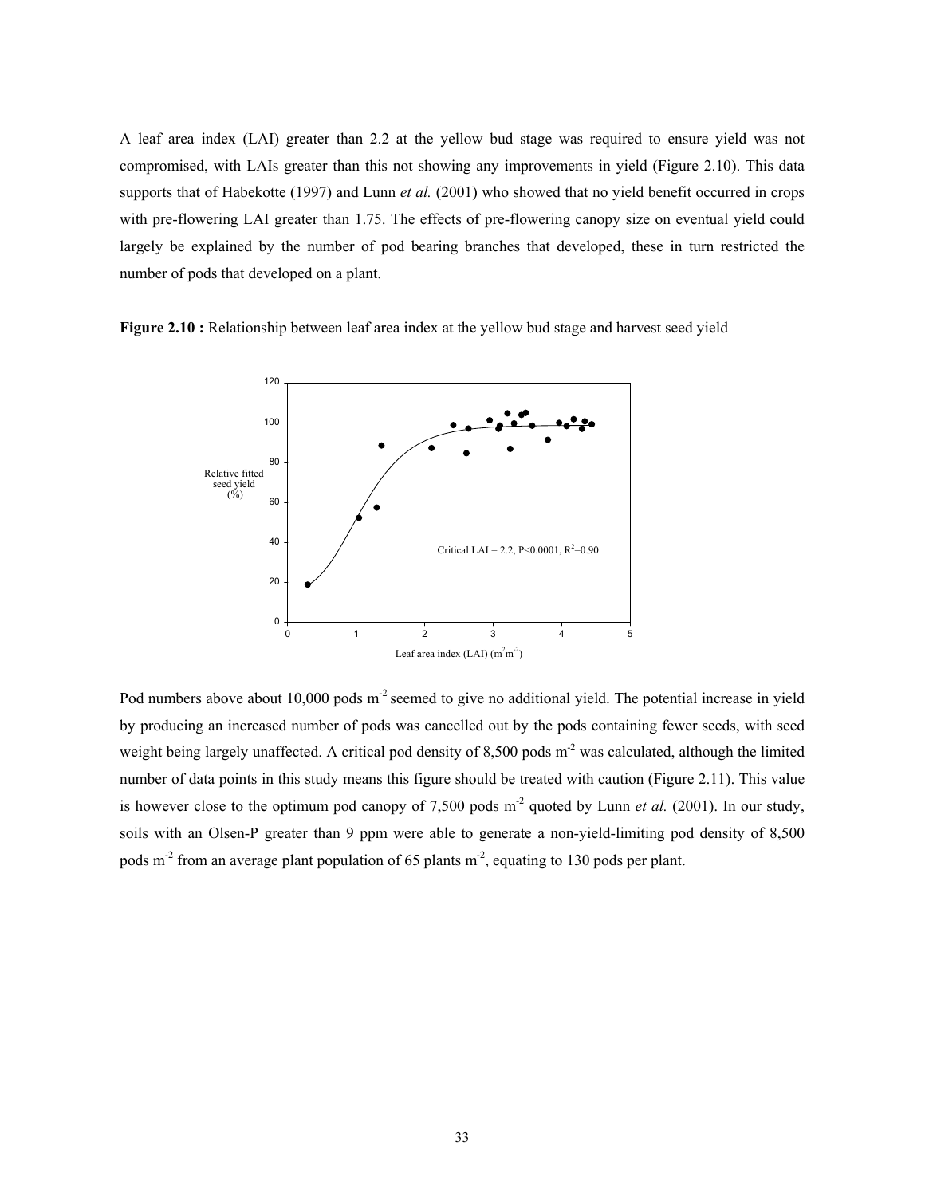A leaf area index (LAI) greater than 2.2 at the yellow bud stage was required to ensure yield was not compromised, with LAIs greater than this not showing any improvements in yield (Figure 2.10). This data supports that of Habekotte (1997) and Lunn *et al.* (2001) who showed that no yield benefit occurred in crops with pre-flowering LAI greater than 1.75. The effects of pre-flowering canopy size on eventual yield could largely be explained by the number of pod bearing branches that developed, these in turn restricted the number of pods that developed on a plant.

**Figure 2.10 :** Relationship between leaf area index at the yellow bud stage and harvest seed yield

Pod numbers above about 10,000 pods $m^{-2}$ seemed to give no additional yield. The potential increase in yield by producing an increased number of pods was cancelled out by the pods containing fewer seeds, with seed weight being largely unaffected. A critical pod density of 8,500 pods $m^{-2}$ was calculated, although the limited number of data points in this study means this figure should be treated with caution (Figure 2.11). This value is however close to the optimum pod canopy of 7,500 pods $m^{-2}$ quoted by Lunn *et al.* (2001). In our study, soils with an Olsen-P greater than 9 ppm were able to generate a non-yield-limiting pod density of 8,500 pods $m^{-2}$ from an average plant population of 65 plants $m^{-2}$, equating to 130 pods per plant.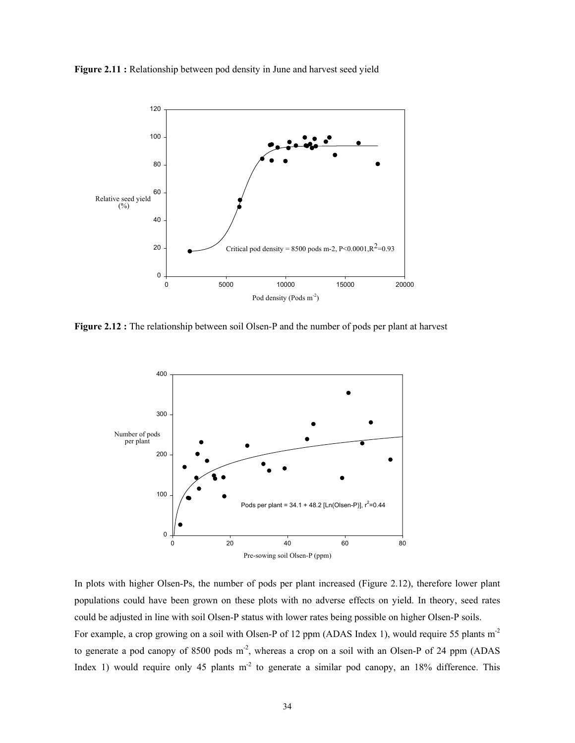**Figure 2.11 :** Relationship between pod density in June and harvest seed yield

**Figure 2.12 :** The relationship between soil Olsen-P and the number of pods per plant at harvest

In plots with higher Olsen-Ps, the number of pods per plant increased (Figure 2.12), therefore lower plant populations could have been grown on these plots with no adverse effects on yield. In theory, seed rates could be adjusted in line with soil Olsen-P status with lower rates being possible on higher Olsen-P soils.

For example, a crop growing on a soil with Olsen-P of 12 ppm (ADAS Index 1), would require 55 plants $m^{-2}$ to generate a pod canopy of 8500 pods $m^{-2}$, whereas a crop on a soil with an Olsen-P of 24 ppm (ADAS Index 1) would require only 45 plants $m^{-2}$ to generate a similar pod canopy, an 18% difference. This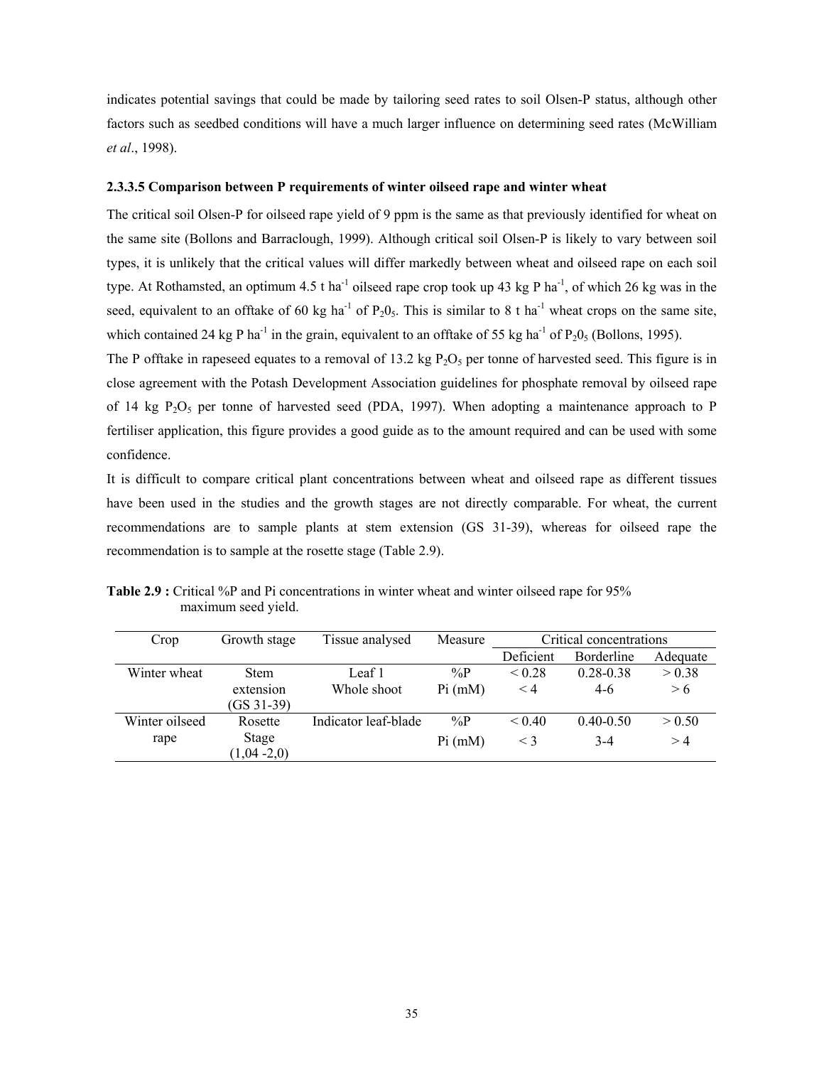indicates potential savings that could be made by tailoring seed rates to soil Olsen-P status, although other factors such as seedbed conditions will have a much larger influence on determining seed rates (McWilliam *et al*., 1998).

#### 2.3.3.5 Comparison between P requirements of winter oilseed rape and winter wheat

The critical soil Olsen-P for oilseed rape yield of 9 ppm is the same as that previously identified for wheat on the same site (Bollons and Barraclough, 1999). Although critical soil Olsen-P is likely to vary between soil types, it is unlikely that the critical values will differ markedly between wheat and oilseed rape on each soil type. At Rothamsted, an optimum 4.5 t $ha^{-1}$ oilseed rape crop took up 43 kg P $ha^{-1}$, of which 26 kg was in the seed, equivalent to an offtake of 60 kg $ha^{-1}$ of $P_2 0_5$. This is similar to 8 t $ha^{-1}$ wheat crops on the same site, which contained 24 kg P $ha^{-1}$ in the grain, equivalent to an offtake of 55 kg $ha^{-1}$ of $P_2 0_5$ (Bollons, 1995).

The P offtake in rapeseed equates to a removal of 13.2 kg $P_2O_5$ per tonne of harvested seed. This figure is in close agreement with the Potash Development Association guidelines for phosphate removal by oilseed rape of 14 kg $P_2O_5$ per tonne of harvested seed (PDA, 1997). When adopting a maintenance approach to P fertiliser application, this figure provides a good guide as to the amount required and can be used with some confidence.

It is difficult to compare critical plant concentrations between wheat and oilseed rape as different tissues have been used in the studies and the growth stages are not directly comparable. For wheat, the current recommendations are to sample plants at stem extension (GS 31-39), whereas for oilseed rape the recommendation is to sample at the rosette stage (Table 2.9).

**Table 2.9 :** Critical %P and Pi concentrations in winter wheat and winter oilseed rape for 95% maximum seed yield.

| Crop | Growth stage | Tissue analysed | Measure | Critical concentrations | | |
|---|---|---|---|---|---|---|
| | | | | Deficient | Borderline | Adequate |
| Winter wheat | Stem extension (GS 31-39) | Leaf 1 | %P | < 0.28 | 0.28-0.38 | > 0.38 |
| | | Whole shoot | Pi (mM) | < 4 | 4-6 | > 6 |
| Winter oilseed rape | Rosette Stage (1,04 -2,0) | Indicator leaf-blade | %P | < 0.40 | 0.40-0.50 | > 0.50 |
| | | | Pi (mM) | < 3 | 3-4 | > 4 |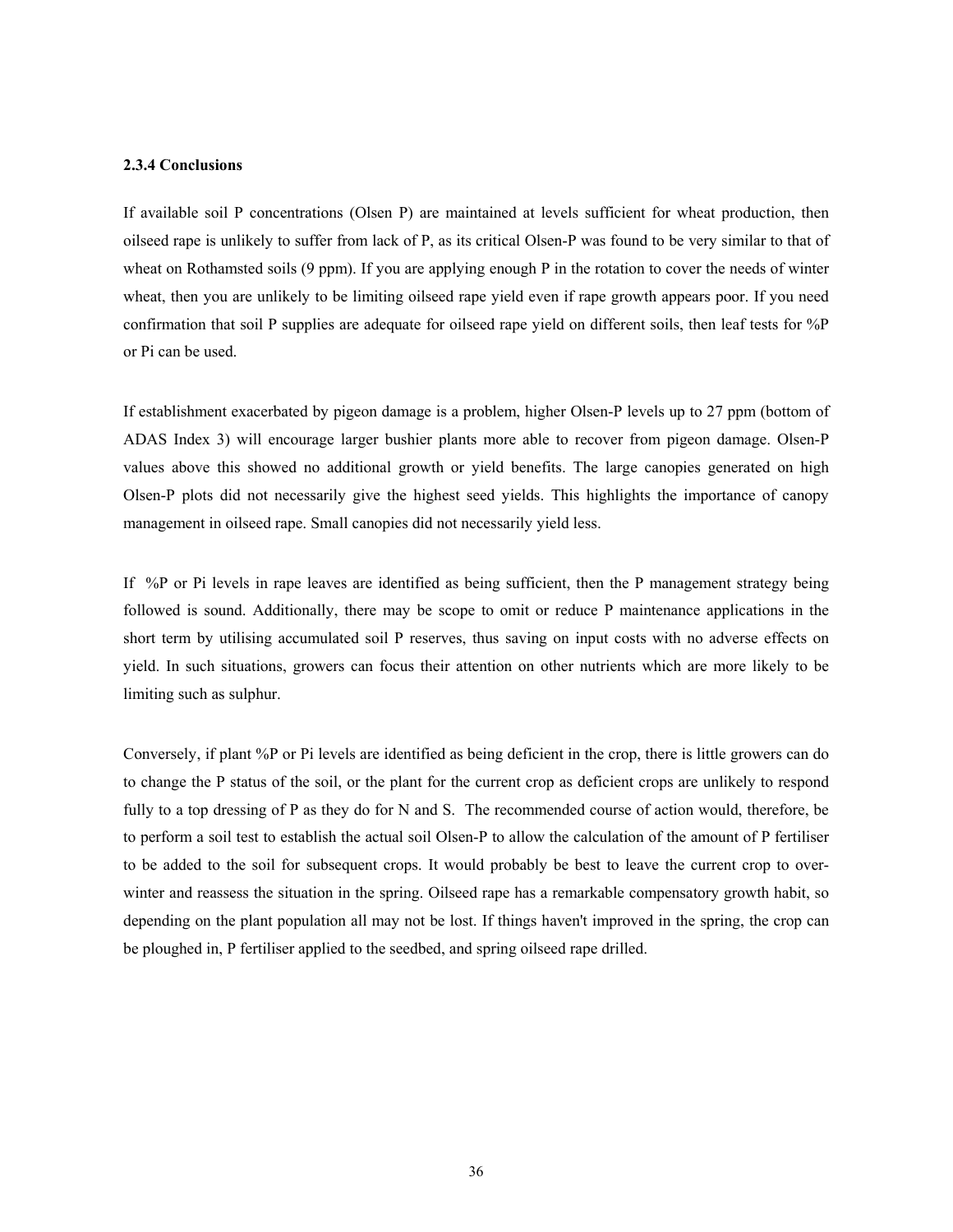### 2.3.4 Conclusions

If available soil P concentrations (Olsen P) are maintained at levels sufficient for wheat production, then oilseed rape is unlikely to suffer from lack of P, as its critical Olsen-P was found to be very similar to that of wheat on Rothamsted soils (9 ppm). If you are applying enough P in the rotation to cover the needs of winter wheat, then you are unlikely to be limiting oilseed rape yield even if rape growth appears poor. If you need confirmation that soil P supplies are adequate for oilseed rape yield on different soils, then leaf tests for %P or Pi can be used.

If establishment exacerbated by pigeon damage is a problem, higher Olsen-P levels up to 27 ppm (bottom of ADAS Index 3) will encourage larger bushier plants more able to recover from pigeon damage. Olsen-P values above this showed no additional growth or yield benefits. The large canopies generated on high Olsen-P plots did not necessarily give the highest seed yields. This highlights the importance of canopy management in oilseed rape. Small canopies did not necessarily yield less.

If %P or Pi levels in rape leaves are identified as being sufficient, then the P management strategy being followed is sound. Additionally, there may be scope to omit or reduce P maintenance applications in the short term by utilising accumulated soil P reserves, thus saving on input costs with no adverse effects on yield. In such situations, growers can focus their attention on other nutrients which are more likely to be limiting such as sulphur.

Conversely, if plant %P or Pi levels are identified as being deficient in the crop, there is little growers can do to change the P status of the soil, or the plant for the current crop as deficient crops are unlikely to respond fully to a top dressing of P as they do for N and S. The recommended course of action would, therefore, be to perform a soil test to establish the actual soil Olsen-P to allow the calculation of the amount of P fertiliser to be added to the soil for subsequent crops. It would probably be best to leave the current crop to over-winter and reassess the situation in the spring. Oilseed rape has a remarkable compensatory growth habit, so depending on the plant population all may not be lost. If things haven't improved in the spring, the crop can be ploughed in, P fertiliser applied to the seedbed, and spring oilseed rape drilled.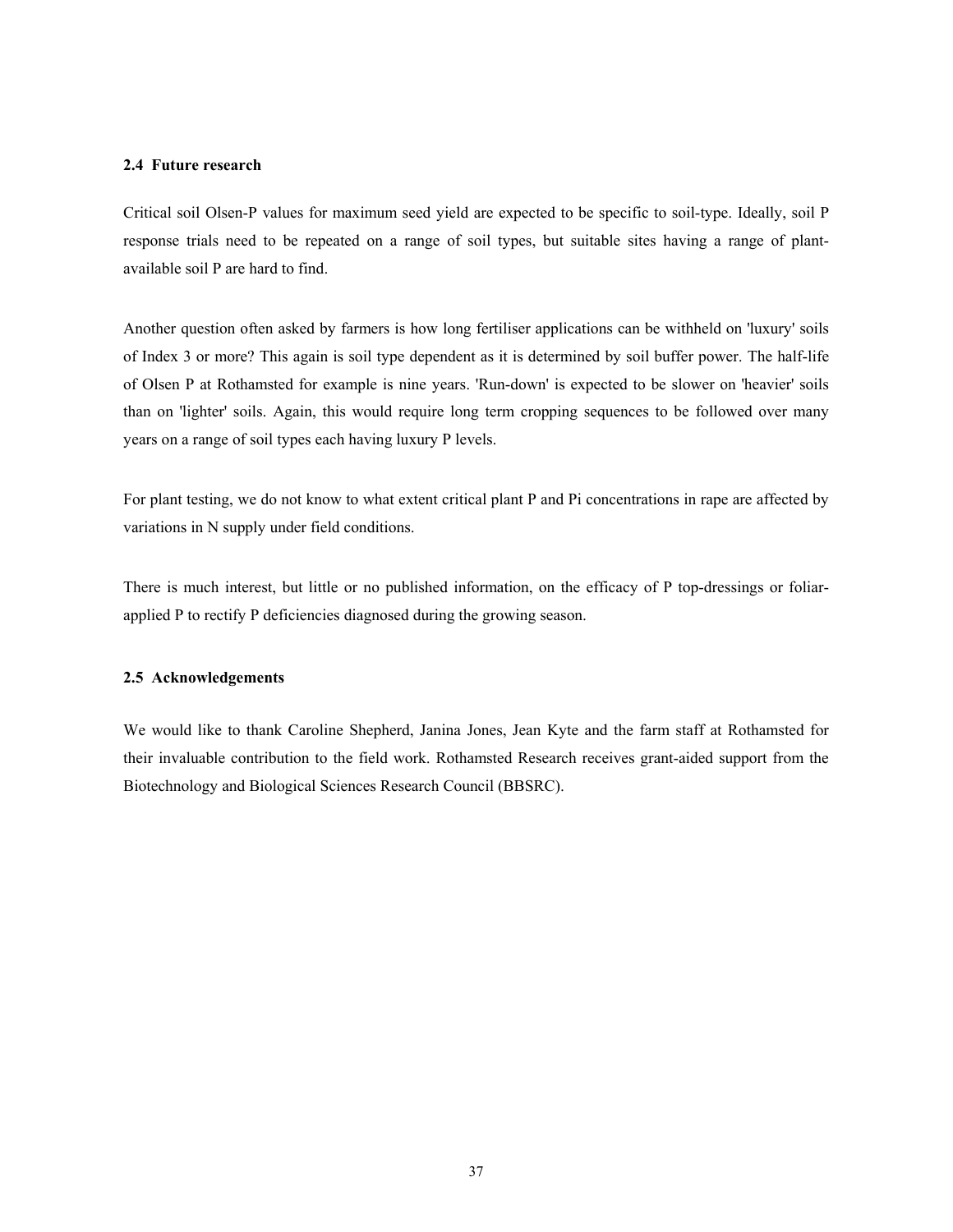### 2.4 Future research

Critical soil Olsen-P values for maximum seed yield are expected to be specific to soil-type. Ideally, soil P response trials need to be repeated on a range of soil types, but suitable sites having a range of plant-available soil P are hard to find.

Another question often asked by farmers is how long fertiliser applications can be withheld on 'luxury' soils of Index 3 or more? This again is soil type dependent as it is determined by soil buffer power. The half-life of Olsen P at Rothamsted for example is nine years. 'Run-down' is expected to be slower on 'heavier' soils than on 'lighter' soils. Again, this would require long term cropping sequences to be followed over many years on a range of soil types each having luxury P levels.

For plant testing, we do not know to what extent critical plant P and Pi concentrations in rape are affected by variations in N supply under field conditions.

There is much interest, but little or no published information, on the efficacy of P top-dressings or foliar-applied P to rectify P deficiencies diagnosed during the growing season.

### 2.5 Acknowledgements

We would like to thank Caroline Shepherd, Janina Jones, Jean Kyte and the farm staff at Rothamsted for their invaluable contribution to the field work. Rothamsted Research receives grant-aided support from the Biotechnology and Biological Sciences Research Council (BBSRC).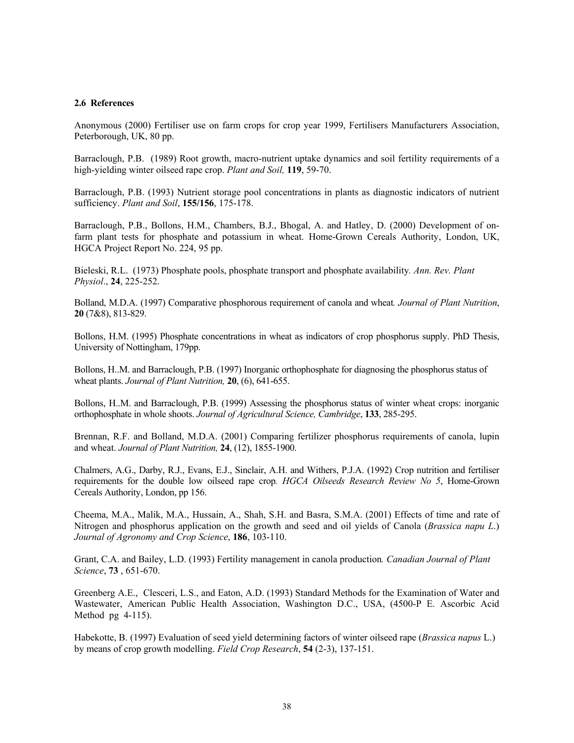### 2.6 References

Anonymous (2000) Fertiliser use on farm crops for crop year 1999, Fertilisers Manufacturers Association, Peterborough, UK, 80 pp.

Barraclough, P.B. (1989) Root growth, macro-nutrient uptake dynamics and soil fertility requirements of a high-yielding winter oilseed rape crop. *Plant and Soil,* **119**, 59-70.

Barraclough, P.B. (1993) Nutrient storage pool concentrations in plants as diagnostic indicators of nutrient sufficiency. *Plant and Soil*, **155/156**, 175-178.

Barraclough, P.B., Bollons, H.M., Chambers, B.J., Bhogal, A. and Hatley, D. (2000) Development of on-farm plant tests for phosphate and potassium in wheat. Home-Grown Cereals Authority, London, UK, HGCA Project Report No. 224, 95 pp.

Bieleski, R.L. (1973) Phosphate pools, phosphate transport and phosphate availability*. Ann. Rev. Plant Physiol*., **24**, 225-252.

Bolland, M.D.A. (1997) Comparative phosphorous requirement of canola and wheat*. Journal of Plant Nutrition*, **20** (7&8), 813-829.

Bollons, H.M. (1995) Phosphate concentrations in wheat as indicators of crop phosphorus supply. PhD Thesis, University of Nottingham, 179pp.

Bollons, H..M. and Barraclough, P.B. (1997) Inorganic orthophosphate for diagnosing the phosphorus status of wheat plants. *Journal of Plant Nutrition,* **20**, (6), 641-655.

Bollons, H..M. and Barraclough, P.B. (1999) Assessing the phosphorus status of winter wheat crops: inorganic orthophosphate in whole shoots. *Journal of Agricultural Science, Cambridge*, **133**, 285-295.

Brennan, R.F. and Bolland, M.D.A. (2001) Comparing fertilizer phosphorus requirements of canola, lupin and wheat. *Journal of Plant Nutrition,* **24**, (12), 1855-1900.

Chalmers, A.G., Darby, R.J., Evans, E.J., Sinclair, A.H. and Withers, P.J.A. (1992) Crop nutrition and fertiliser requirements for the double low oilseed rape crop*. HGCA Oilseeds Research Review No 5*, Home-Grown Cereals Authority, London, pp 156.

Cheema, M.A., Malik, M.A., Hussain, A., Shah, S.H. and Basra, S.M.A. (2001) Effects of time and rate of Nitrogen and phosphorus application on the growth and seed and oil yields of Canola (*Brassica napu L*.) *Journal of Agronomy and Crop Science*, **186**, 103-110.

Grant, C.A. and Bailey, L.D. (1993) Fertility management in canola production*. Canadian Journal of Plant Science*, **73** , 651-670.

Greenberg A.E., Clesceri, L.S., and Eaton, A.D. (1993) Standard Methods for the Examination of Water and Wastewater, American Public Health Association, Washington D.C., USA, (4500-P E. Ascorbic Acid Method pg 4-115).

Habekotte, B. (1997) Evaluation of seed yield determining factors of winter oilseed rape (*Brassica napus* L.) by means of crop growth modelling. *Field Crop Research*, **54** (2-3), 137-151.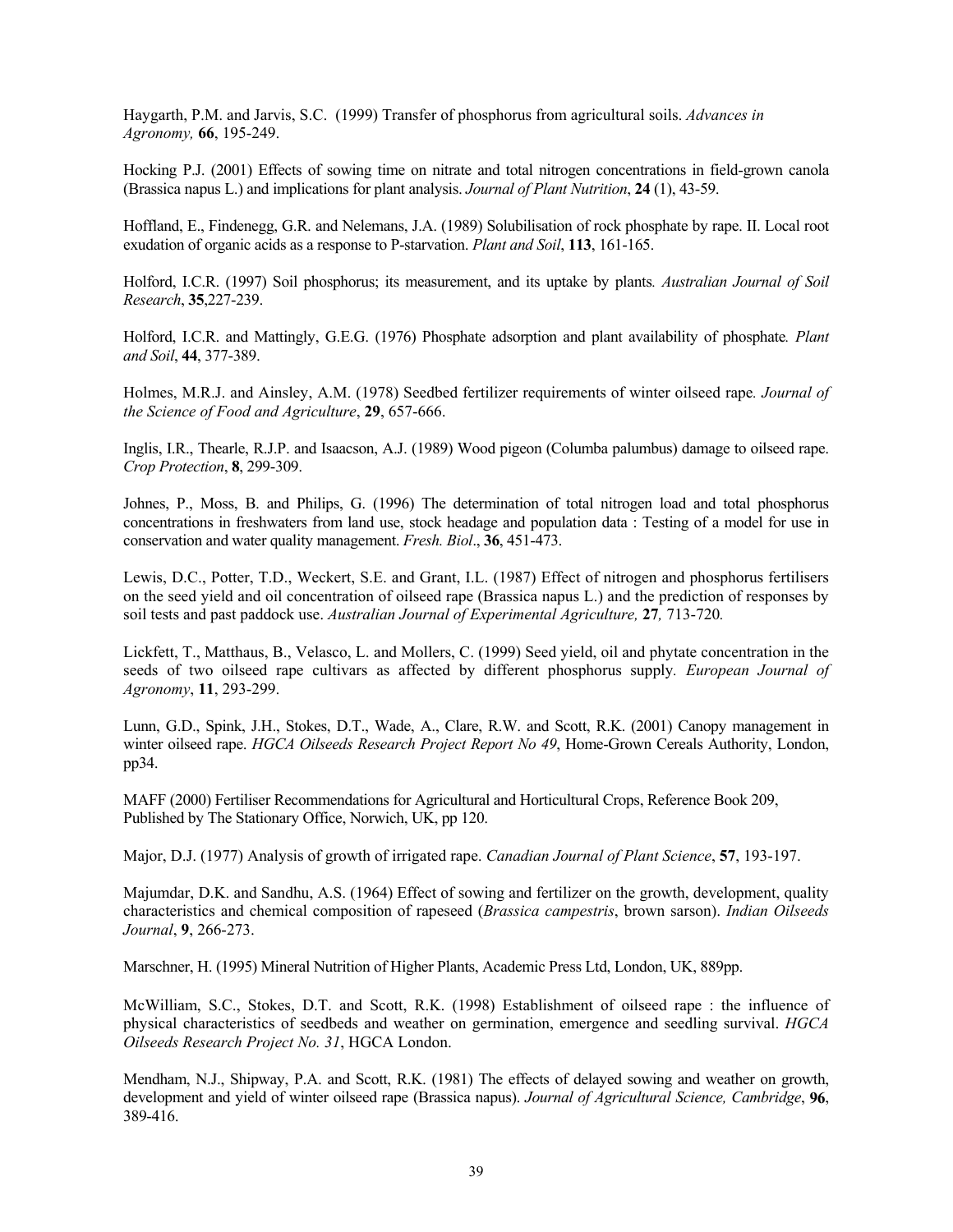Haygarth, P.M. and Jarvis, S.C. (1999) Transfer of phosphorus from agricultural soils. *Advances in Agronomy,* **66**, 195-249.

Hocking P.J. (2001) Effects of sowing time on nitrate and total nitrogen concentrations in field-grown canola (Brassica napus L.) and implications for plant analysis. *Journal of Plant Nutrition*, **24** (1), 43-59.

Hoffland, E., Findenegg, G.R. and Nelemans, J.A. (1989) Solubilisation of rock phosphate by rape. II. Local root exudation of organic acids as a response to P-starvation. *Plant and Soil*, **113**, 161-165.

Holford, I.C.R. (1997) Soil phosphorus; its measurement, and its uptake by plants*. Australian Journal of Soil Research*, **35**,227-239.

Holford, I.C.R. and Mattingly, G.E.G. (1976) Phosphate adsorption and plant availability of phosphate*. Plant and Soil*, **44**, 377-389.

Holmes, M.R.J. and Ainsley, A.M. (1978) Seedbed fertilizer requirements of winter oilseed rape*. Journal of the Science of Food and Agriculture*, **29**, 657-666.

Inglis, I.R., Thearle, R.J.P. and Isaacson, A.J. (1989) Wood pigeon (Columba palumbus) damage to oilseed rape. *Crop Protection*, **8**, 299-309.

Johnes, P., Moss, B. and Philips, G. (1996) The determination of total nitrogen load and total phosphorus concentrations in freshwaters from land use, stock headage and population data : Testing of a model for use in conservation and water quality management. *Fresh. Biol*., **36**, 451-473.

Lewis, D.C., Potter, T.D., Weckert, S.E. and Grant, I.L. (1987) Effect of nitrogen and phosphorus fertilisers on the seed yield and oil concentration of oilseed rape (Brassica napus L.) and the prediction of responses by soil tests and past paddock use. *Australian Journal of Experimental Agriculture,* **27***,* 713-720*.*

Lickfett, T., Matthaus, B., Velasco, L. and Mollers, C. (1999) Seed yield, oil and phytate concentration in the seeds of two oilseed rape cultivars as affected by different phosphorus supply*. European Journal of Agronomy*, **11**, 293-299.

Lunn, G.D., Spink, J.H., Stokes, D.T., Wade, A., Clare, R.W. and Scott, R.K. (2001) Canopy management in winter oilseed rape. *HGCA Oilseeds Research Project Report No 49*, Home-Grown Cereals Authority, London, pp34.

MAFF (2000) Fertiliser Recommendations for Agricultural and Horticultural Crops, Reference Book 209, Published by The Stationary Office, Norwich, UK, pp 120.

Major, D.J. (1977) Analysis of growth of irrigated rape. *Canadian Journal of Plant Science*, **57**, 193-197.

Majumdar, D.K. and Sandhu, A.S. (1964) Effect of sowing and fertilizer on the growth, development, quality characteristics and chemical composition of rapeseed (*Brassica campestris*, brown sarson). *Indian Oilseeds Journal*, **9**, 266-273.

Marschner, H. (1995) Mineral Nutrition of Higher Plants, Academic Press Ltd, London, UK, 889pp.

McWilliam, S.C., Stokes, D.T. and Scott, R.K. (1998) Establishment of oilseed rape : the influence of physical characteristics of seedbeds and weather on germination, emergence and seedling survival. *HGCA Oilseeds Research Project No. 31*, HGCA London.

Mendham, N.J., Shipway, P.A. and Scott, R.K. (1981) The effects of delayed sowing and weather on growth, development and yield of winter oilseed rape (Brassica napus). *Journal of Agricultural Science, Cambridge*, **96**, 389-416.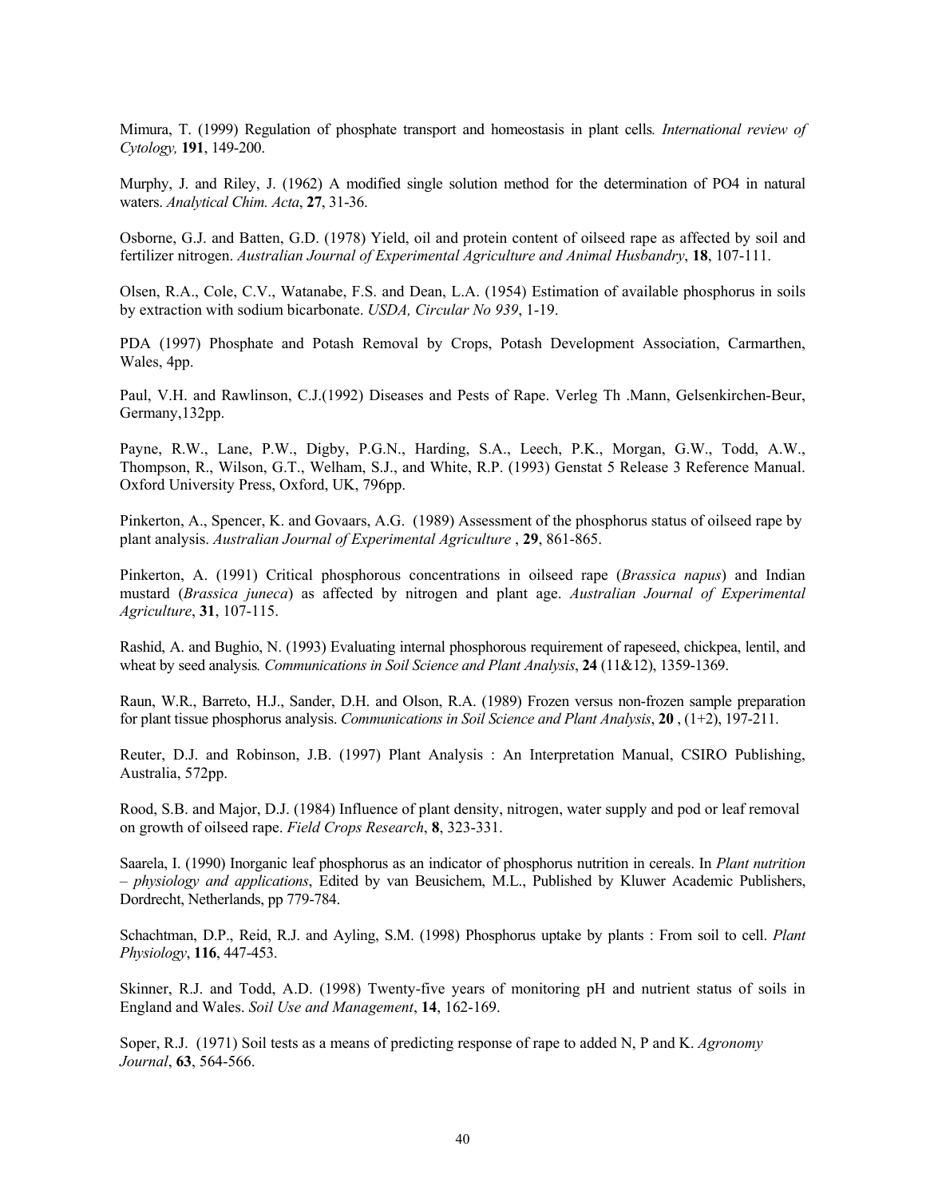Mimura, T. (1999) Regulation of phosphate transport and homeostasis in plant cells. *International review of Cytology,* **191**, 149-200.

Murphy, J. and Riley, J. (1962) A modified single solution method for the determination of PO4 in natural waters. *Analytical Chim. Acta*, **27**, 31-36.

Osborne, G.J. and Batten, G.D. (1978) Yield, oil and protein content of oilseed rape as affected by soil and fertilizer nitrogen. *Australian Journal of Experimental Agriculture and Animal Husbandry*, **18**, 107-111.

Olsen, R.A., Cole, C.V., Watanabe, F.S. and Dean, L.A. (1954) Estimation of available phosphorus in soils by extraction with sodium bicarbonate. *USDA, Circular No 939*, 1-19.

PDA (1997) Phosphate and Potash Removal by Crops, Potash Development Association, Carmarthen, Wales, 4pp.

Paul, V.H. and Rawlinson, C.J.(1992) Diseases and Pests of Rape. Verleg Th .Mann, Gelsenkirchen-Beur, Germany,132pp.

Payne, R.W., Lane, P.W., Digby, P.G.N., Harding, S.A., Leech, P.K., Morgan, G.W., Todd, A.W., Thompson, R., Wilson, G.T., Welham, S.J., and White, R.P. (1993) Genstat 5 Release 3 Reference Manual. Oxford University Press, Oxford, UK, 796pp.

Pinkerton, A., Spencer, K. and Govaars, A.G. (1989) Assessment of the phosphorus status of oilseed rape by plant analysis. *Australian Journal of Experimental Agriculture* , **29**, 861-865.

Pinkerton, A. (1991) Critical phosphorous concentrations in oilseed rape (*Brassica napus*) and Indian mustard (*Brassica juneca*) as affected by nitrogen and plant age. *Australian Journal of Experimental Agriculture*, **31**, 107-115.

Rashid, A. and Bughio, N. (1993) Evaluating internal phosphorous requirement of rapeseed, chickpea, lentil, and wheat by seed analysis. *Communications in Soil Science and Plant Analysis*, **24** (11&12), 1359-1369.

Raun, W.R., Barreto, H.J., Sander, D.H. and Olson, R.A. (1989) Frozen versus non-frozen sample preparation for plant tissue phosphorus analysis. *Communications in Soil Science and Plant Analysis*, **20** , (1+2), 197-211.

Reuter, D.J. and Robinson, J.B. (1997) Plant Analysis : An Interpretation Manual, CSIRO Publishing, Australia, 572pp.

Rood, S.B. and Major, D.J. (1984) Influence of plant density, nitrogen, water supply and pod or leaf removal on growth of oilseed rape. *Field Crops Research*, **8**, 323-331.

Saarela, I. (1990) Inorganic leaf phosphorus as an indicator of phosphorus nutrition in cereals. In *Plant nutrition – physiology and applications*, Edited by van Beusichem, M.L., Published by Kluwer Academic Publishers, Dordrecht, Netherlands, pp 779-784.

Schachtman, D.P., Reid, R.J. and Ayling, S.M. (1998) Phosphorus uptake by plants : From soil to cell. *Plant Physiology*, **116**, 447-453.

Skinner, R.J. and Todd, A.D. (1998) Twenty-five years of monitoring pH and nutrient status of soils in England and Wales. *Soil Use and Management*, **14**, 162-169.

Soper, R.J. (1971) Soil tests as a means of predicting response of rape to added N, P and K. *Agronomy Journal*, **63**, 564-566.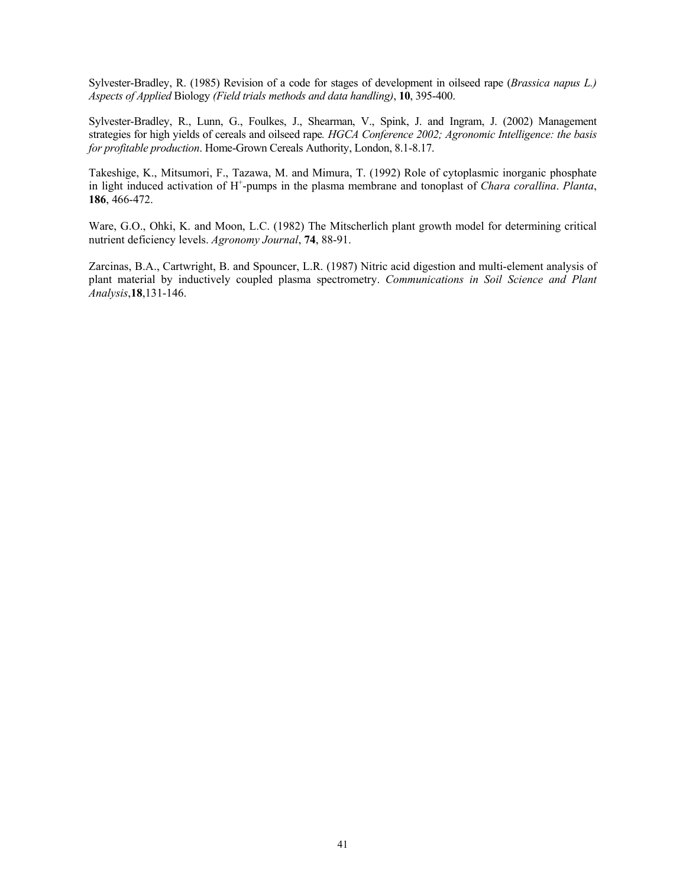Sylvester-Bradley, R. (1985) Revision of a code for stages of development in oilseed rape (*Brassica napus L.) Aspects of Applied* Biology *(Field trials methods and data handling)*, **10**, 395-400.

Sylvester-Bradley, R., Lunn, G., Foulkes, J., Shearman, V., Spink, J. and Ingram, J. (2002) Management strategies for high yields of cereals and oilseed rape*. HGCA Conference 2002; Agronomic Intelligence: the basis for profitable production*. Home-Grown Cereals Authority, London, 8.1-8.17.

Takeshige, K., Mitsumori, F., Tazawa, M. and Mimura, T. (1992) Role of cytoplasmic inorganic phosphate in light induced activation of $H^+$-pumps in the plasma membrane and tonoplast of *Chara corallina*. *Planta*, **186**, 466-472.

Ware, G.O., Ohki, K. and Moon, L.C. (1982) The Mitscherlich plant growth model for determining critical nutrient deficiency levels. *Agronomy Journal*, **74**, 88-91.

Zarcinas, B.A., Cartwright, B. and Spouncer, L.R. (1987) Nitric acid digestion and multi-element analysis of plant material by inductively coupled plasma spectrometry. *Communications in Soil Science and Plant Analysis*,**18**,131-146.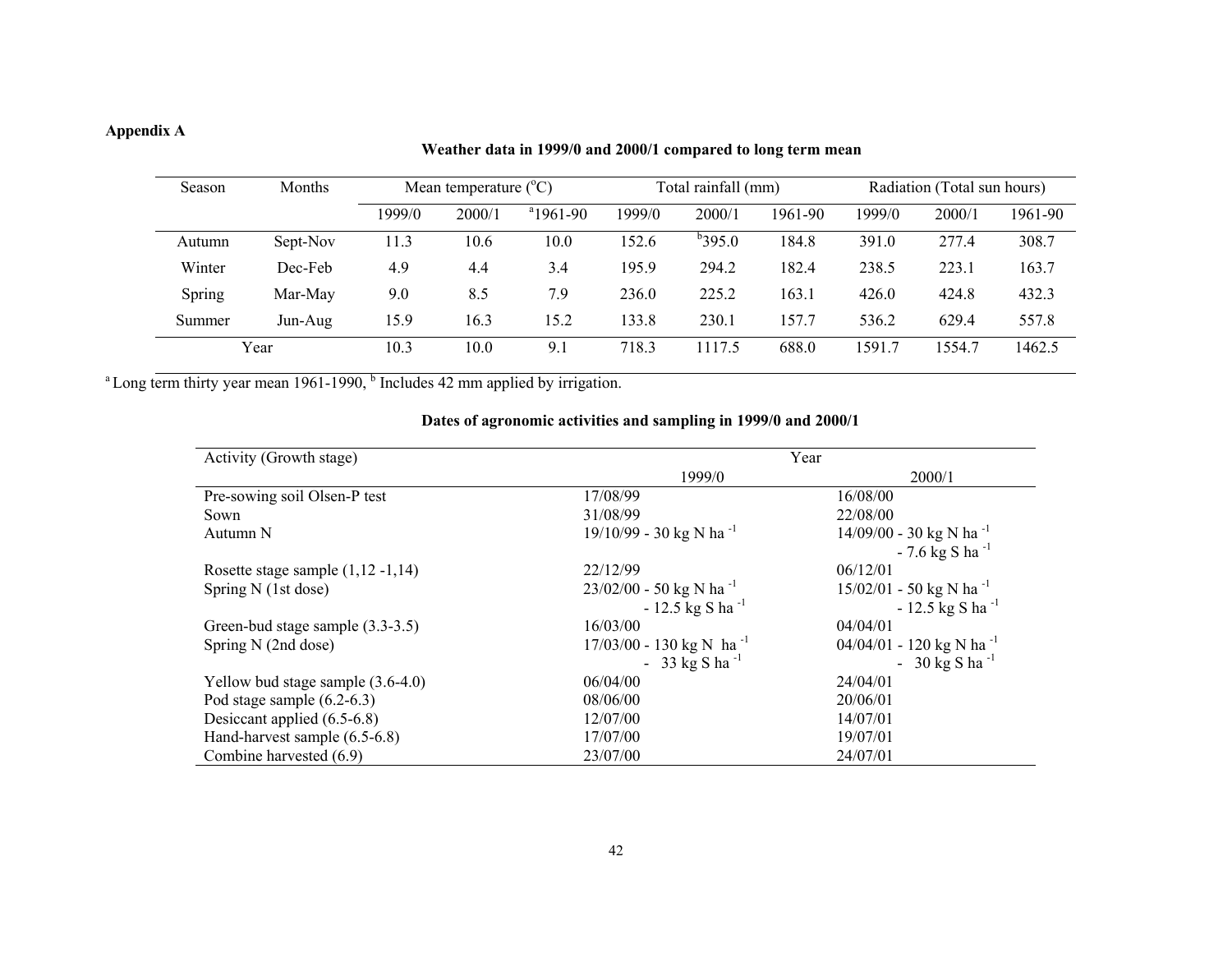**Appendix A**

**Weather data in 1999/0 and 2000/1 compared to long term mean**

| Season | Months | Mean temperature (°C) | | | Total rainfall (mm) | | | Radiation (Total sun hours) | | |
|---|---|---|---|---|---|---|---|---|---|---|
| | | 1999/0 | 2000/1 | [a]1961-90 | 1999/0 | 2000/1 | 1961-90 | 1999/0 | 2000/1 | 1961-90 |
| Autumn | Sept-Nov | 11.3 | 10.6 | 10.0 | 152.6 | [b]395.0 | 184.8 | 391.0 | 277.4 | 308.7 |
| Winter | Dec-Feb | 4.9 | 4.4 | 3.4 | 195.9 | 294.2 | 182.4 | 238.5 | 223.1 | 163.7 |
| Spring | Mar-May | 9.0 | 8.5 | 7.9 | 236.0 | 225.2 | 163.1 | 426.0 | 424.8 | 432.3 |
| Summer | Jun-Aug | 15.9 | 16.3 | 15.2 | 133.8 | 230.1 | 157.7 | 536.2 | 629.4 | 557.8 |
| Year | | 10.3 | 10.0 | 9.1 | 718.3 | 1117.5 | 688.0 | 1591.7 | 1554.7 | 1462.5 |

[a] Long term thirty year mean 1961-1990, [b] Includes 42 mm applied by irrigation.

**Dates of agronomic activities and sampling in 1999/0 and 2000/1**

| Activity (Growth stage) | Year | |
|---|---|---|
| | 1999/0 | 2000/1 |
| Pre-sowing soil Olsen-P test | 17/08/99 | 16/08/00 |
| Sown | 31/08/99 | 22/08/00 |
| Autumn N | 19/10/99 - 30 kg N ha$^{-1}$ | 14/09/00 - 30 kg N ha$^{-1}$ - 7.6 kg S ha$^{-1}$ |
| Rosette stage sample (1,12 -1,14) | 22/12/99 | 06/12/01 |
| Spring N (1st dose) | 23/02/00 - 50 kg N ha$^{-1}$ - 12.5 kg S ha$^{-1}$ | 15/02/01 - 50 kg N ha$^{-1}$ - 12.5 kg S ha$^{-1}$ |
| Green-bud stage sample (3.3-3.5) | 16/03/00 | 04/04/01 |
| Spring N (2nd dose) | 17/03/00 - 130 kg N ha$^{-1}$ - 33 kg S ha$^{-1}$ | 04/04/01 - 120 kg N ha$^{-1}$ - 30 kg S ha$^{-1}$ |
| Yellow bud stage sample (3.6-4.0) | 06/04/00 | 24/04/01 |
| Pod stage sample (6.2-6.3) | 08/06/00 | 20/06/01 |
| Desiccant applied (6.5-6.8) | 12/07/00 | 14/07/01 |
| Hand-harvest sample (6.5-6.8) | 17/07/00 | 19/07/01 |
| Combine harvested (6.9) | 23/07/00 | 24/07/01 |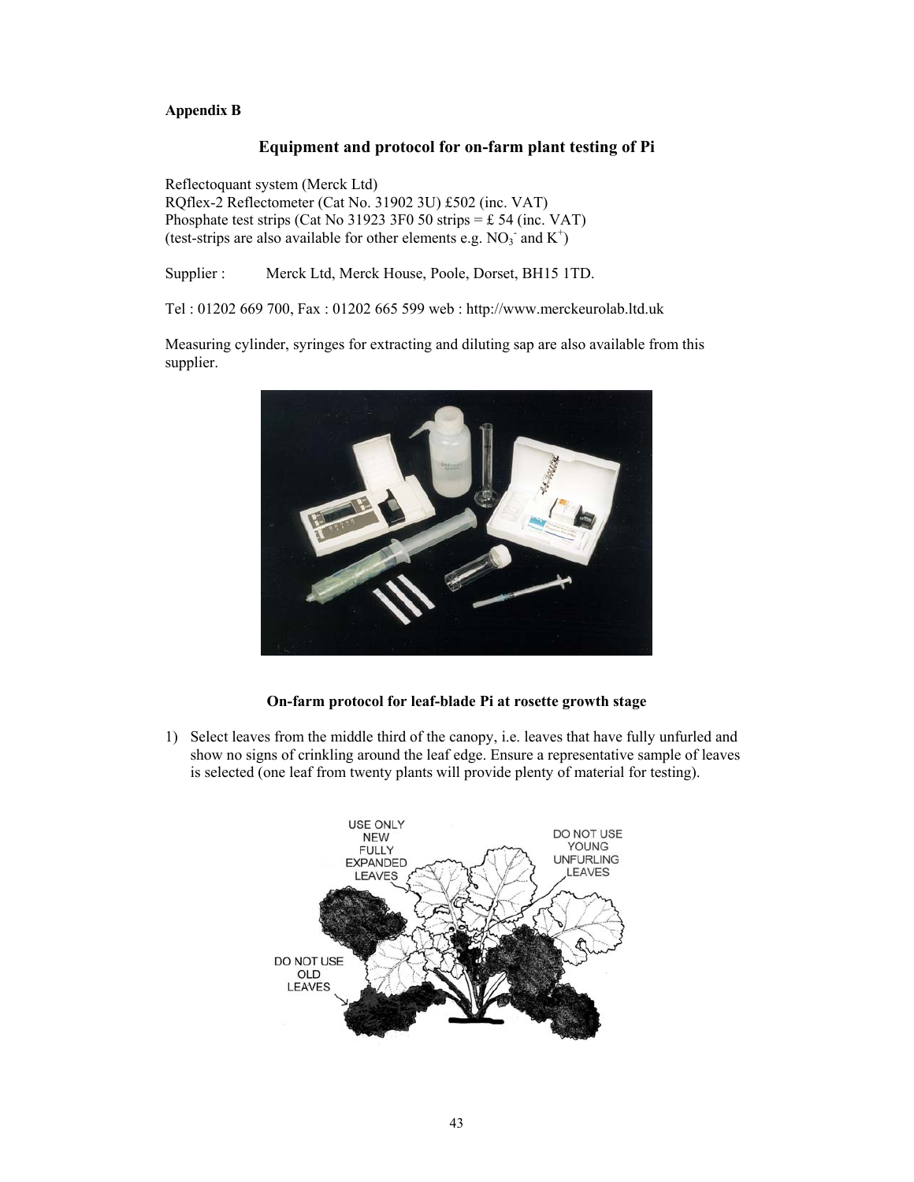**Appendix B**

## Equipment and protocol for on-farm plant testing of Pi

Reflectoquant system (Merck Ltd)
RQflex-2 Reflectometer (Cat No. 31902 3U) £502 (inc. VAT)
Phosphate test strips (Cat No 31923 3F0 50 strips = £ 54 (inc. VAT)
(test-strips are also available for other elements e.g. $NO_3^-$ and $K^+$)

Supplier : Merck Ltd, Merck House, Poole, Dorset, BH15 1TD.

Tel : 01202 669 700, Fax : 01202 665 599 web : http://www.merckeurolab.ltd.uk

Measuring cylinder, syringes for extracting and diluting sap are also available from this supplier.

**On-farm protocol for leaf-blade Pi at rosette growth stage**

1) Select leaves from the middle third of the canopy, i.e. leaves that have fully unfurled and show no signs of crinkling around the leaf edge. Ensure a representative sample of leaves is selected (one leaf from twenty plants will provide plenty of material for testing).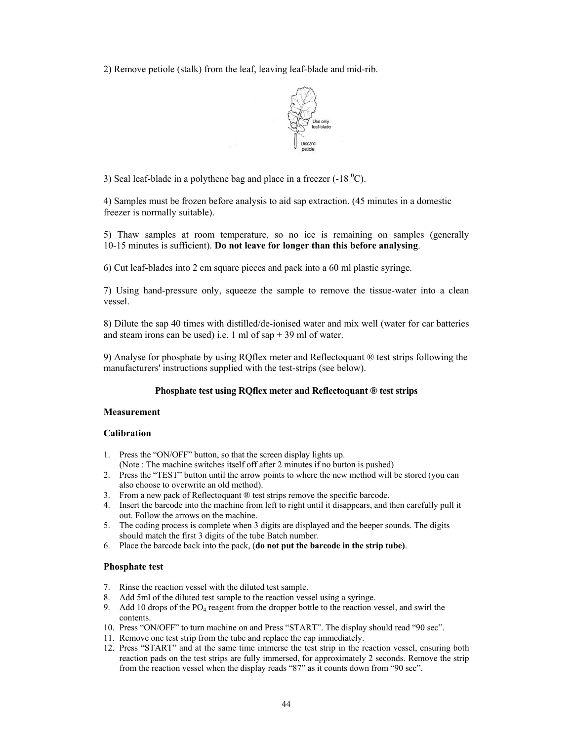2) Remove petiole (stalk) from the leaf, leaving leaf-blade and mid-rib.

3) Seal leaf-blade in a polythene bag and place in a freezer (-18 $^0$C).

4) Samples must be frozen before analysis to aid sap extraction. (45 minutes in a domestic freezer is normally suitable).

5) Thaw samples at room temperature, so no ice is remaining on samples (generally 10-15 minutes is sufficient). **Do not leave for longer than this before analysing**.

6) Cut leaf-blades into 2 cm square pieces and pack into a 60 ml plastic syringe.

7) Using hand-pressure only, squeeze the sample to remove the tissue-water into a clean vessel.

8) Dilute the sap 40 times with distilled/de-ionised water and mix well (water for car batteries and steam irons can be used) i.e. 1 ml of sap + 39 ml of water.

9) Analyse for phosphate by using RQflex meter and Reflectoquant ® test strips following the manufacturers' instructions supplied with the test-strips (see below).

**Phosphate test using RQflex meter and Reflectoquant ® test strips**

**Measurement**

**Calibration**

1. Press the "ON/OFF" button, so that the screen display lights up. (Note : The machine switches itself off after 2 minutes if no button is pushed)
2. Press the "TEST" button until the arrow points to where the new method will be stored (you can also choose to overwrite an old method).
3. From a new pack of Reflectoquant ® test strips remove the specific barcode.
4. Insert the barcode into the machine from left to right until it disappears, and then carefully pull it out. Follow the arrows on the machine.
5. The coding process is complete when 3 digits are displayed and the beeper sounds. The digits should match the first 3 digits of the tube Batch number.
6. Place the barcode back into the pack, (**do not put the barcode in the strip tube)**.

**Phosphate test**

7. Rinse the reaction vessel with the diluted test sample.
8. Add 5ml of the diluted test sample to the reaction vessel using a syringe.
9. Add 10 drops of the $PO_4$ reagent from the dropper bottle to the reaction vessel, and swirl the contents.
10. Press "ON/OFF" to turn machine on and Press "START". The display should read "90 sec".
11. Remove one test strip from the tube and replace the cap immediately.
12. Press "START" and at the same time immerse the test strip in the reaction vessel, ensuring both reaction pads on the test strips are fully immersed, for approximately 2 seconds. Remove the strip from the reaction vessel when the display reads "87" as it counts down from "90 sec".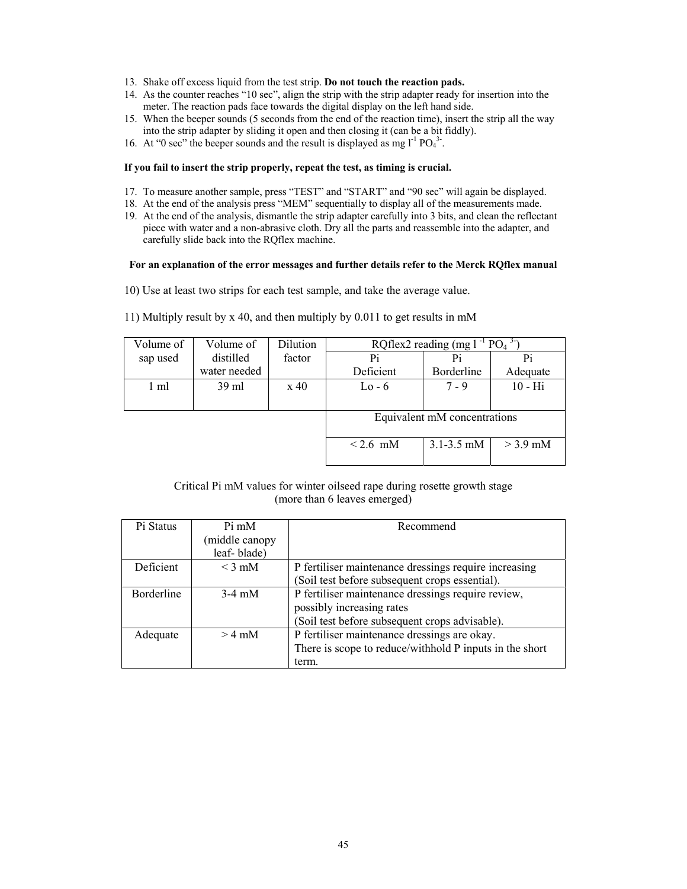13. Shake off excess liquid from the test strip. **Do not touch the reaction pads.**
14. As the counter reaches "10 sec", align the strip with the strip adapter ready for insertion into the meter. The reaction pads face towards the digital display on the left hand side.
15. When the beeper sounds (5 seconds from the end of the reaction time), insert the strip all the way into the strip adapter by sliding it open and then closing it (can be a bit fiddly).
16. At "0 sec" the beeper sounds and the result is displayed as mg $l^{-1}$ $PO_4^{3-}$.

**If you fail to insert the strip properly, repeat the test, as timing is crucial.**

17. To measure another sample, press "TEST" and "START" and "90 sec" will again be displayed.
18. At the end of the analysis press "MEM" sequentially to display all of the measurements made.
19. At the end of the analysis, dismantle the strip adapter carefully into 3 bits, and clean the reflectant piece with water and a non-abrasive cloth. Dry all the parts and reassemble into the adapter, and carefully slide back into the RQflex machine.

**For an explanation of the error messages and further details refer to the Merck RQflex manual**

10) Use at least two strips for each test sample, and take the average value.

11) Multiply result by x 40, and then multiply by 0.011 to get results in mM

| Volume of sap used | Volume of distilled water needed | Dilution factor | RQflex2 reading (mg $l^{-1}$ $PO_4^{3-}$) | | |
|---|---|---|---|---|---|
| | | | Pi Deficient | Pi Borderline | Pi Adequate |
| 1 ml | 39 ml | x 40 | Lo - 6 | 7 - 9 | 10 - Hi |
| | | | Equivalent mM concentrations | | |
| | | | < 2.6 mM | 3.1-3.5 mM | > 3.9 mM |

Critical Pi mM values for winter oilseed rape during rosette growth stage (more than 6 leaves emerged)

| Pi Status | Pi mM (middle canopy leaf- blade) | Recommend |
|---|---|---|
| Deficient | < 3 mM | P fertiliser maintenance dressings require increasing (Soil test before subsequent crops essential). |
| Borderline | 3-4 mM | P fertiliser maintenance dressings require review, possibly increasing rates (Soil test before subsequent crops advisable). |
| Adequate | > 4 mM | P fertiliser maintenance dressings are okay. There is scope to reduce/withhold P inputs in the short term. |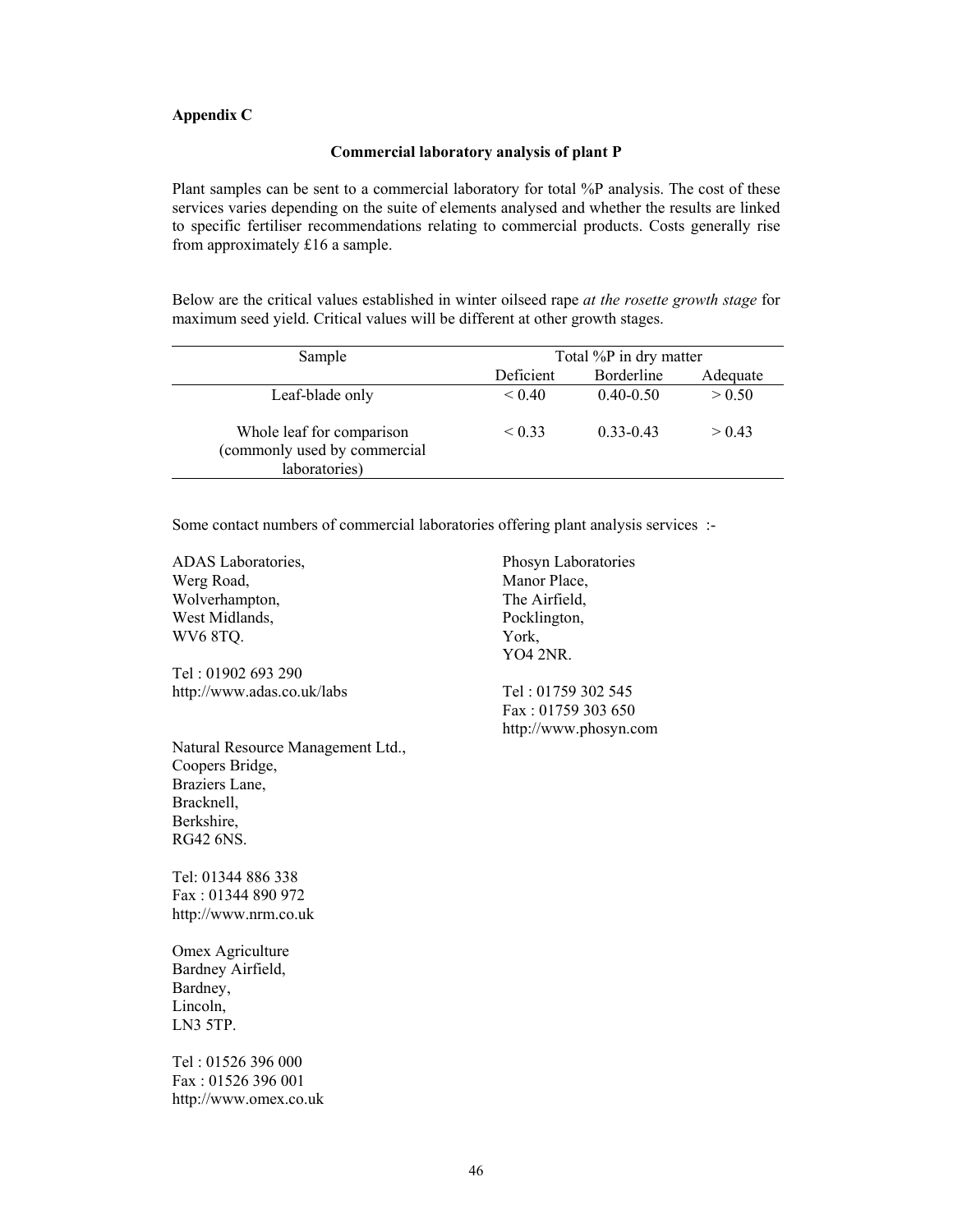## Appendix C

### Commercial laboratory analysis of plant P

Plant samples can be sent to a commercial laboratory for total %P analysis. The cost of these services varies depending on the suite of elements analysed and whether the results are linked to specific fertiliser recommendations relating to commercial products. Costs generally rise from approximately £16 a sample.

Below are the critical values established in winter oilseed rape *at the rosette growth stage* for maximum seed yield. Critical values will be different at other growth stages.

| Sample | Total %P in dry matter | | |
|---|---|---|---|
| | Deficient | Borderline | Adequate |
| Leaf-blade only | < 0.40 | 0.40-0.50 | > 0.50 |
| Whole leaf for comparison (commonly used by commercial laboratories) | < 0.33 | 0.33-0.43 | > 0.43 |

Some contact numbers of commercial laboratories offering plant analysis services :-

ADAS Laboratories,
Werg Road,
Wolverhampton,
West Midlands,
WV6 8TQ.

Tel : 01902 693 290
http://www.adas.co.uk/labs

Natural Resource Management Ltd.,
Coopers Bridge,
Braziers Lane,
Bracknell,
Berkshire,
RG42 6NS.

Tel: 01344 886 338
Fax : 01344 890 972
http://www.nrm.co.uk

Omex Agriculture
Bardney Airfield,
Bardney,
Lincoln,
LN3 5TP.

Tel : 01526 396 000
Fax : 01526 396 001
http://www.omex.co.uk

Phosyn Laboratories
Manor Place,
The Airfield,
Pocklington,
York,
YO4 2NR.

Tel : 01759 302 545
Fax : 01759 303 650
http://www.phosyn.com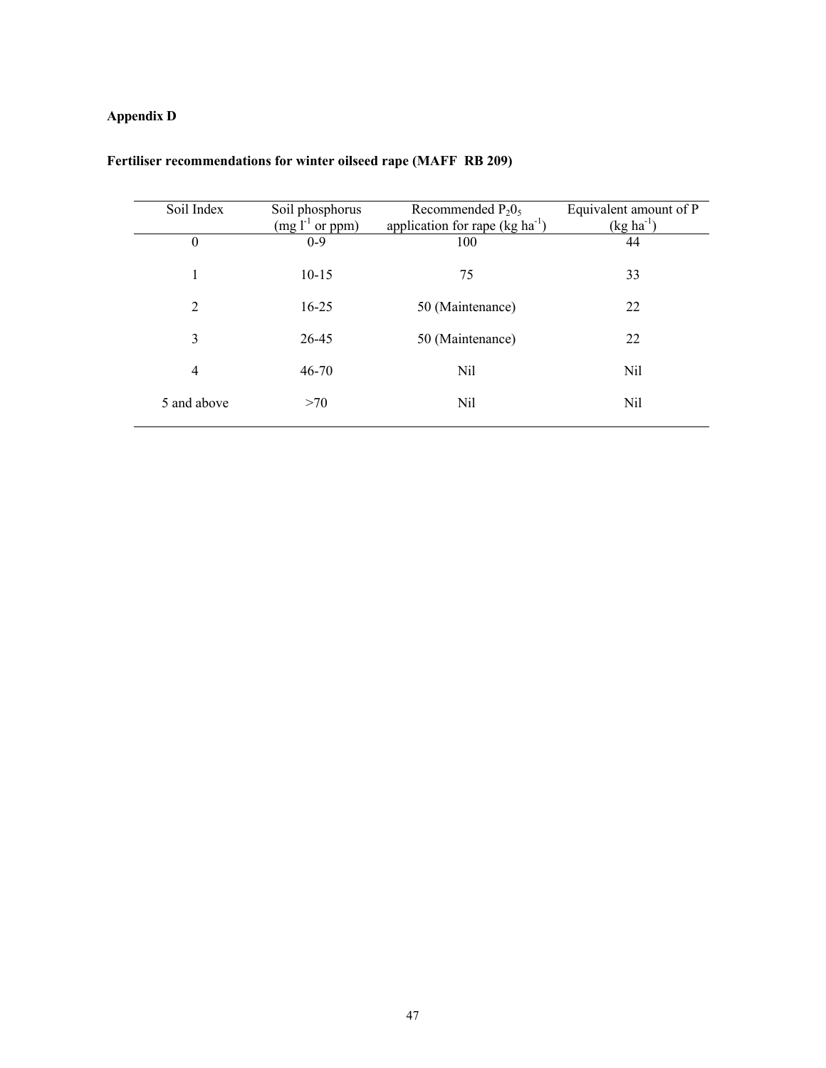**Appendix D**

**Fertiliser recommendations for winter oilseed rape (MAFF RB 209)**

| Soil Index | Soil phosphorus ($mg\ l^{-1}$ or ppm) | Recommended $P_20_5$ application for rape ($kg\ ha^{-1}$) | Equivalent amount of P ($kg\ ha^{-1}$) |
|---|---|---|---|
| 0 | 0-9 | 100 | 44 |
| 1 | 10-15 | 75 | 33 |
| 2 | 16-25 | 50 (Maintenance) | 22 |
| 3 | 26-45 | 50 (Maintenance) | 22 |
| 4 | 46-70 | Nil | Nil |
| 5 and above | >70 | Nil | Nil |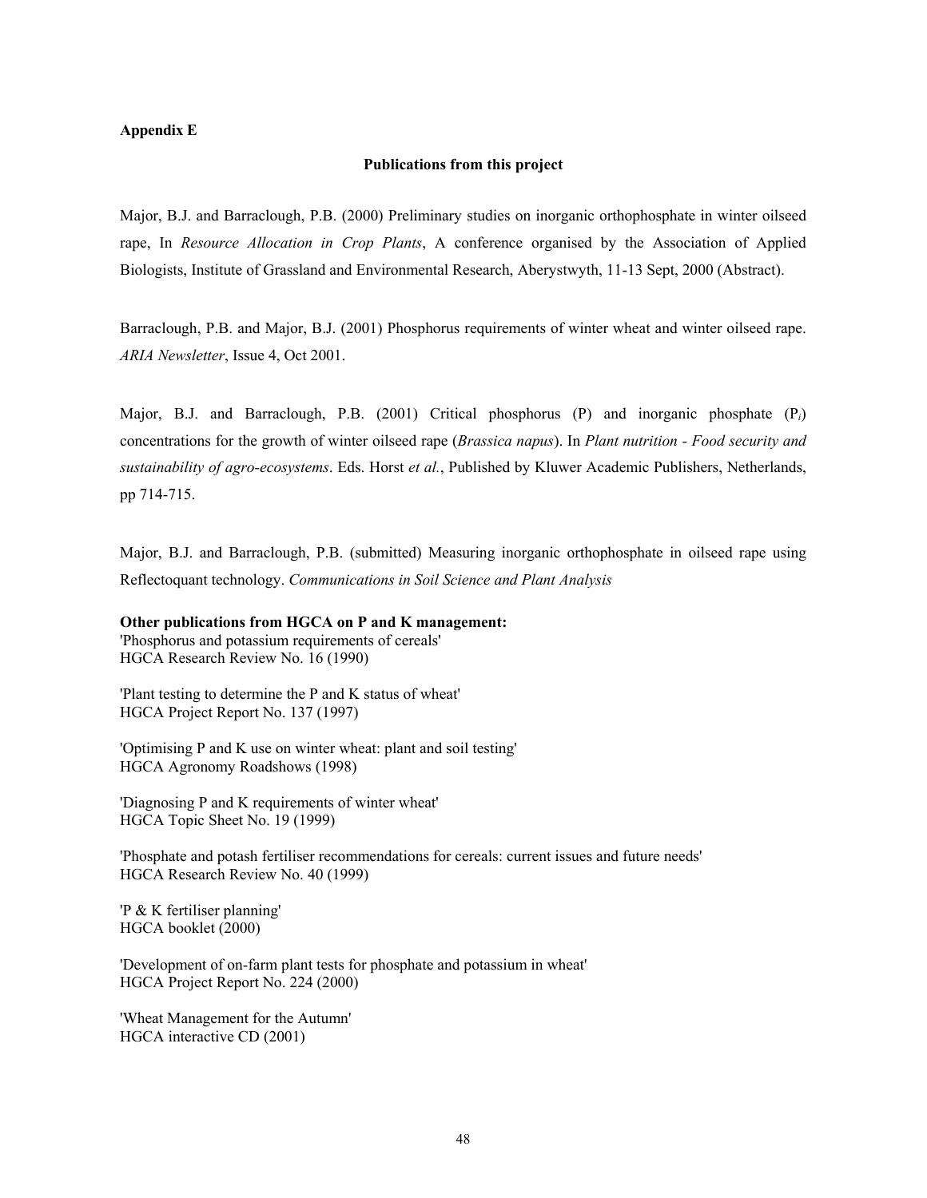**Appendix E**

**Publications from this project**

Major, B.J. and Barraclough, P.B. (2000) Preliminary studies on inorganic orthophosphate in winter oilseed rape, In *Resource Allocation in Crop Plants*, A conference organised by the Association of Applied Biologists, Institute of Grassland and Environmental Research, Aberystwyth, 11-13 Sept, 2000 (Abstract).

Barraclough, P.B. and Major, B.J. (2001) Phosphorus requirements of winter wheat and winter oilseed rape. *ARIA Newsletter*, Issue 4, Oct 2001.

Major, B.J. and Barraclough, P.B. (2001) Critical phosphorus (P) and inorganic phosphate ($P_i$) concentrations for the growth of winter oilseed rape (*Brassica napus*). In *Plant nutrition - Food security and sustainability of agro-ecosystems*. Eds. Horst *et al.*, Published by Kluwer Academic Publishers, Netherlands, pp 714-715.

Major, B.J. and Barraclough, P.B. (submitted) Measuring inorganic orthophosphate in oilseed rape using Reflectoquant technology. *Communications in Soil Science and Plant Analysis*

**Other publications from HGCA on P and K management:**
'Phosphorus and potassium requirements of cereals'
HGCA Research Review No. 16 (1990)

'Plant testing to determine the P and K status of wheat'
HGCA Project Report No. 137 (1997)

'Optimising P and K use on winter wheat: plant and soil testing'
HGCA Agronomy Roadshows (1998)

'Diagnosing P and K requirements of winter wheat'
HGCA Topic Sheet No. 19 (1999)

'Phosphate and potash fertiliser recommendations for cereals: current issues and future needs'
HGCA Research Review No. 40 (1999)

'P & K fertiliser planning'
HGCA booklet (2000)

'Development of on-farm plant tests for phosphate and potassium in wheat'
HGCA Project Report No. 224 (2000)

'Wheat Management for the Autumn'
HGCA interactive CD (2001)